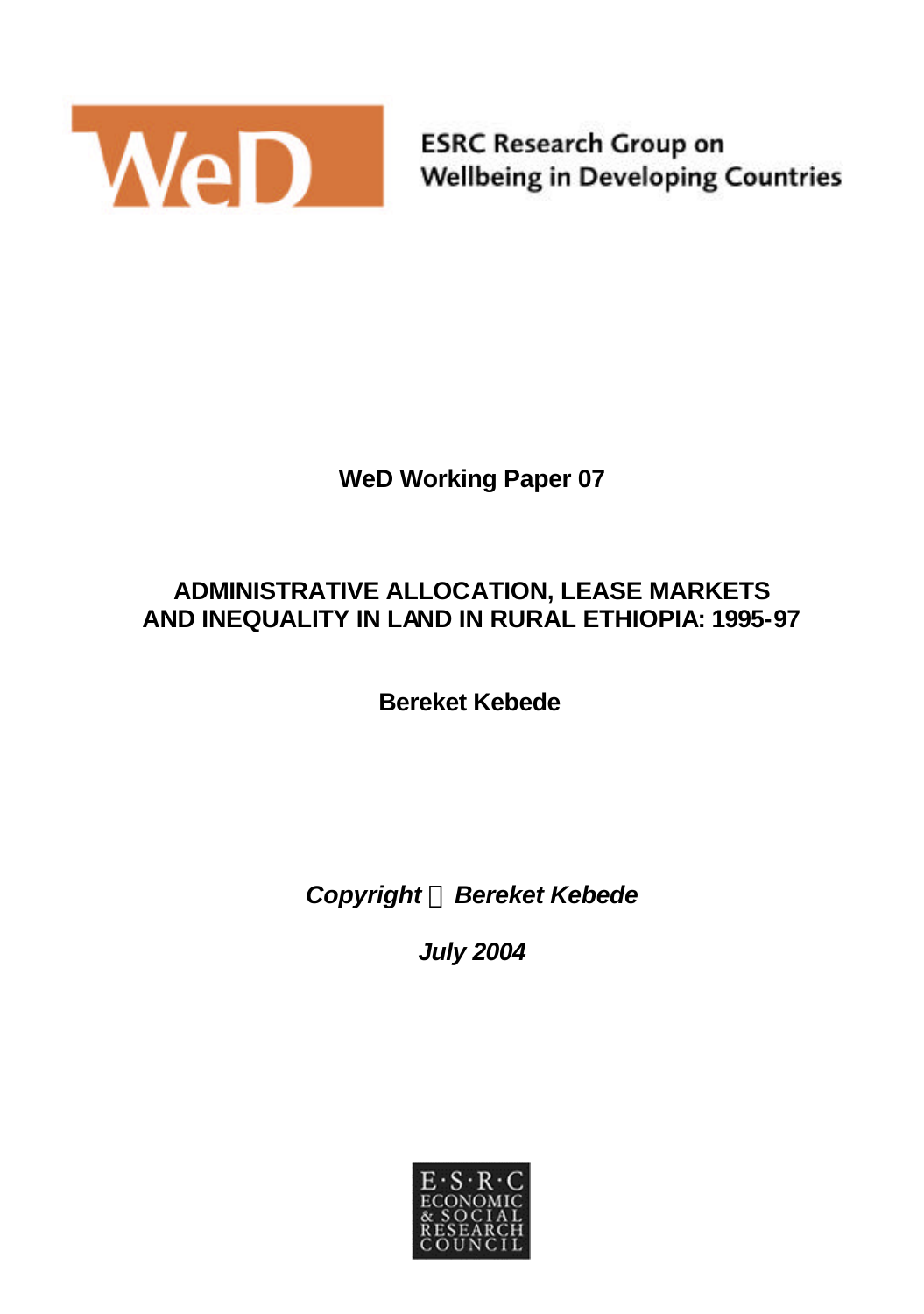ESRC Research Group on Wellbeing in Developing Countries

**WeD Working Paper 07**

# ADMINISTRATIVE ALLOCATION, LEASE MARKETS AND INEQUALITY IN LAND IN RURAL ETHIOPIA: 1995-97

**Bereket Kebede**

***Copyright © Bereket Kebede***

***July 2004***

E·S·R·C ECONOMIC & SOCIAL RESEARCH COUNCIL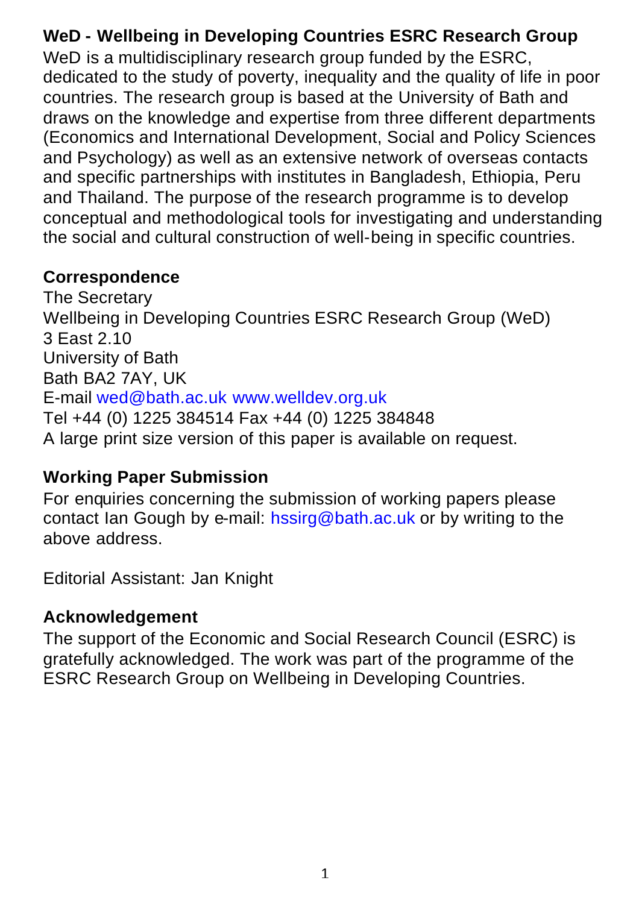**WeD - Wellbeing in Developing Countries ESRC Research Group**

WeD is a multidisciplinary research group funded by the ESRC, dedicated to the study of poverty, inequality and the quality of life in poor countries. The research group is based at the University of Bath and draws on the knowledge and expertise from three different departments (Economics and International Development, Social and Policy Sciences and Psychology) as well as an extensive network of overseas contacts and specific partnerships with institutes in Bangladesh, Ethiopia, Peru and Thailand. The purpose of the research programme is to develop conceptual and methodological tools for investigating and understanding the social and cultural construction of well-being in specific countries.

**Correspondence**

The Secretary
Wellbeing in Developing Countries ESRC Research Group (WeD)
3 East 2.10
University of Bath
Bath BA2 7AY, UK
E-mail wed@bath.ac.uk www.welldev.org.uk
Tel +44 (0) 1225 384514 Fax +44 (0) 1225 384848
A large print size version of this paper is available on request.

**Working Paper Submission**

For enquiries concerning the submission of working papers please contact Ian Gough by e-mail: hssirg@bath.ac.uk or by writing to the above address.

Editorial Assistant: Jan Knight

**Acknowledgement**

The support of the Economic and Social Research Council (ESRC) is gratefully acknowledged. The work was part of the programme of the ESRC Research Group on Wellbeing in Developing Countries.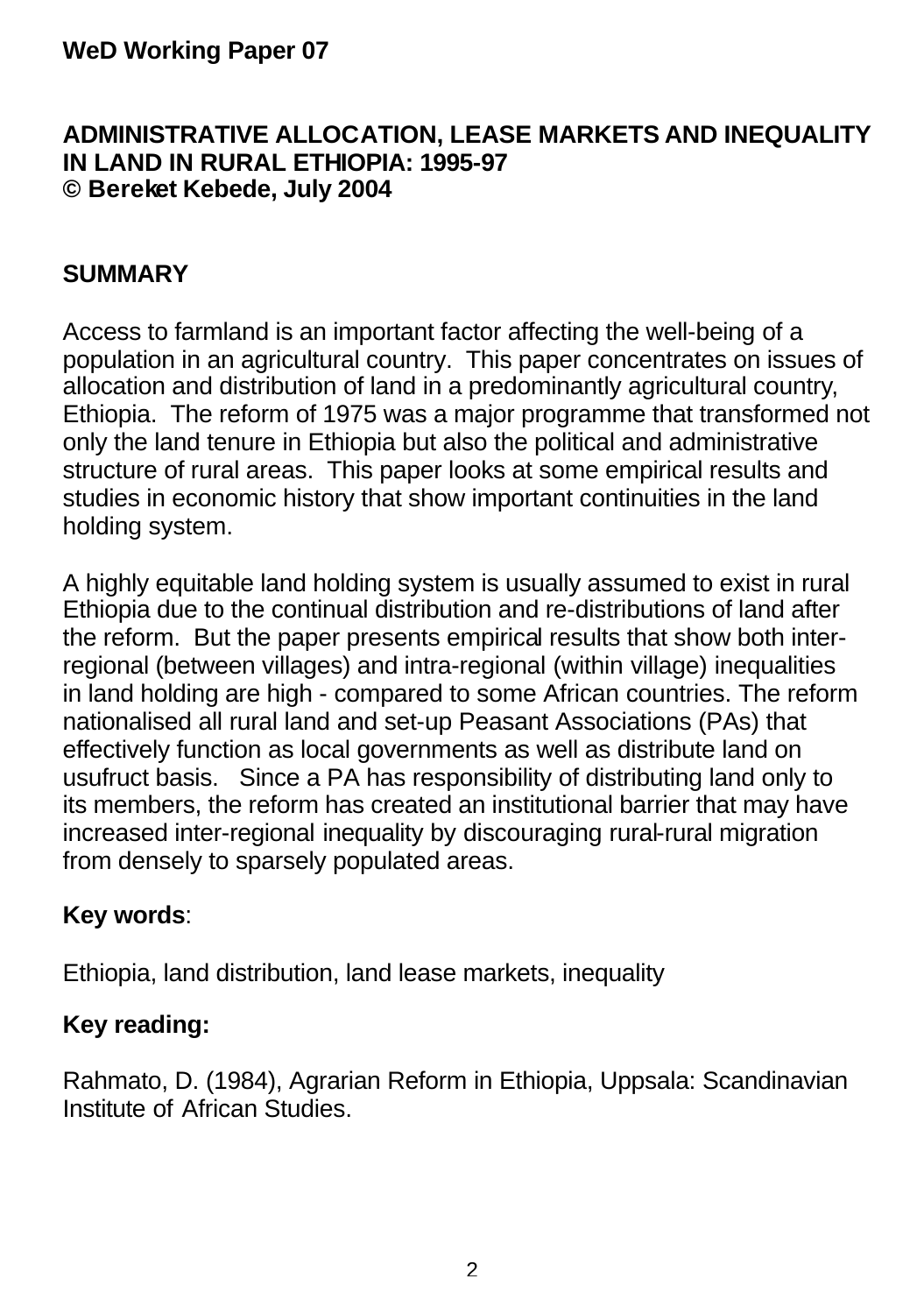**WeD Working Paper 07**

# ADMINISTRATIVE ALLOCATION, LEASE MARKETS AND INEQUALITY IN LAND IN RURAL ETHIOPIA: 1995-97

**© Bereket Kebede, July 2004**

## SUMMARY

Access to farmland is an important factor affecting the well-being of a population in an agricultural country. This paper concentrates on issues of allocation and distribution of land in a predominantly agricultural country, Ethiopia. The reform of 1975 was a major programme that transformed not only the land tenure in Ethiopia but also the political and administrative structure of rural areas. This paper looks at some empirical results and studies in economic history that show important continuities in the land holding system.

A highly equitable land holding system is usually assumed to exist in rural Ethiopia due to the continual distribution and re-distributions of land after the reform. But the paper presents empirical results that show both inter-regional (between villages) and intra-regional (within village) inequalities in land holding are high - compared to some African countries. The reform nationalised all rural land and set-up Peasant Associations (PAs) that effectively function as local governments as well as distribute land on usufruct basis. Since a PA has responsibility of distributing land only to its members, the reform has created an institutional barrier that may have increased inter-regional inequality by discouraging rural-rural migration from densely to sparsely populated areas.

**Key words**:

Ethiopia, land distribution, land lease markets, inequality

**Key reading:**

Rahmato, D. (1984), Agrarian Reform in Ethiopia, Uppsala: Scandinavian Institute of African Studies.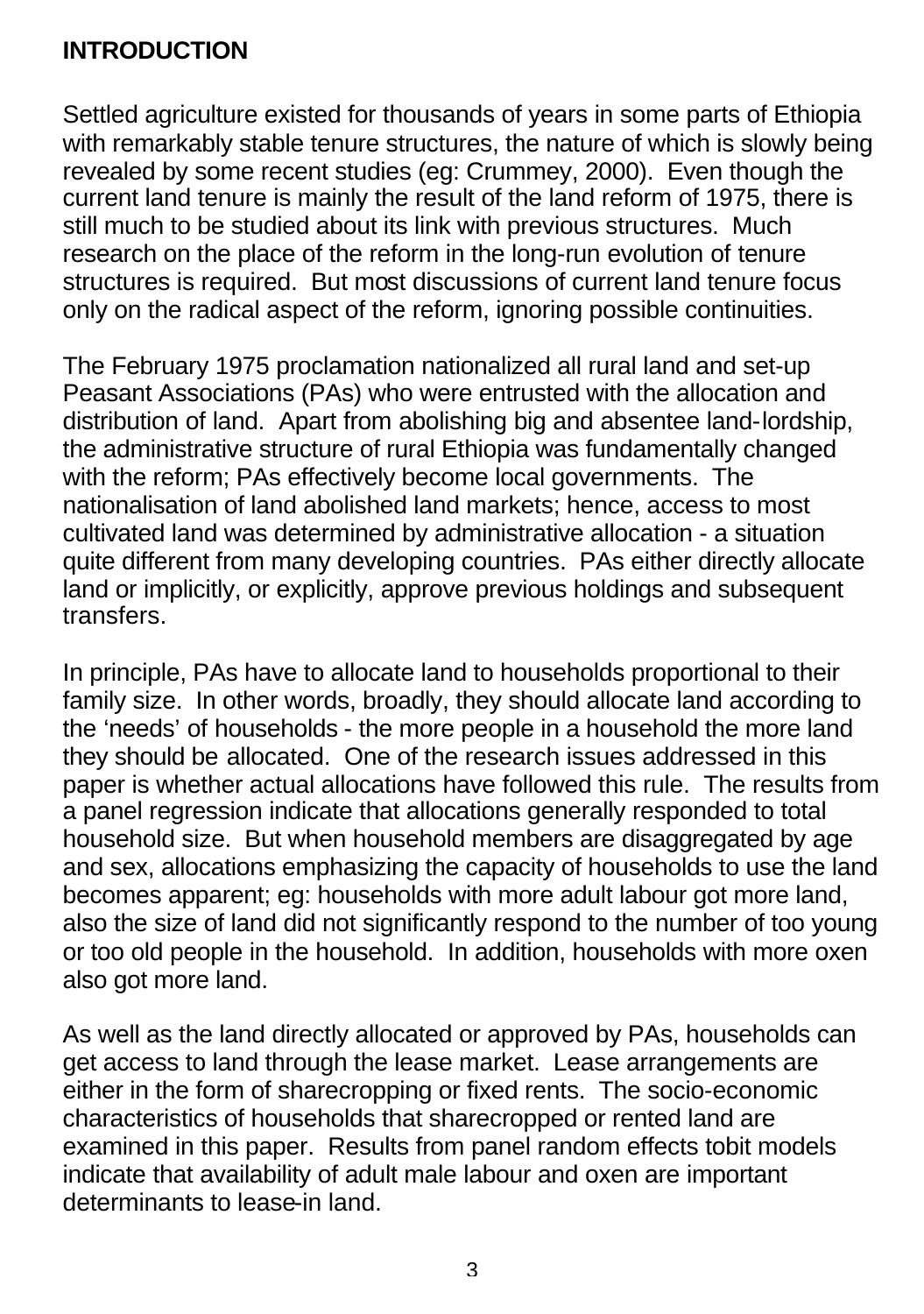## INTRODUCTION

Settled agriculture existed for thousands of years in some parts of Ethiopia with remarkably stable tenure structures, the nature of which is slowly being revealed by some recent studies (eg: Crummey, 2000). Even though the current land tenure is mainly the result of the land reform of 1975, there is still much to be studied about its link with previous structures. Much research on the place of the reform in the long-run evolution of tenure structures is required. But most discussions of current land tenure focus only on the radical aspect of the reform, ignoring possible continuities.

The February 1975 proclamation nationalized all rural land and set-up Peasant Associations (PAs) who were entrusted with the allocation and distribution of land. Apart from abolishing big and absentee land-lordship, the administrative structure of rural Ethiopia was fundamentally changed with the reform; PAs effectively become local governments. The nationalisation of land abolished land markets; hence, access to most cultivated land was determined by administrative allocation - a situation quite different from many developing countries. PAs either directly allocate land or implicitly, or explicitly, approve previous holdings and subsequent transfers.

In principle, PAs have to allocate land to households proportional to their family size. In other words, broadly, they should allocate land according to the 'needs' of households - the more people in a household the more land they should be allocated. One of the research issues addressed in this paper is whether actual allocations have followed this rule. The results from a panel regression indicate that allocations generally responded to total household size. But when household members are disaggregated by age and sex, allocations emphasizing the capacity of households to use the land becomes apparent; eg: households with more adult labour got more land, also the size of land did not significantly respond to the number of too young or too old people in the household. In addition, households with more oxen also got more land.

As well as the land directly allocated or approved by PAs, households can get access to land through the lease market. Lease arrangements are either in the form of sharecropping or fixed rents. The socio-economic characteristics of households that sharecropped or rented land are examined in this paper. Results from panel random effects tobit models indicate that availability of adult male labour and oxen are important determinants to lease-in land.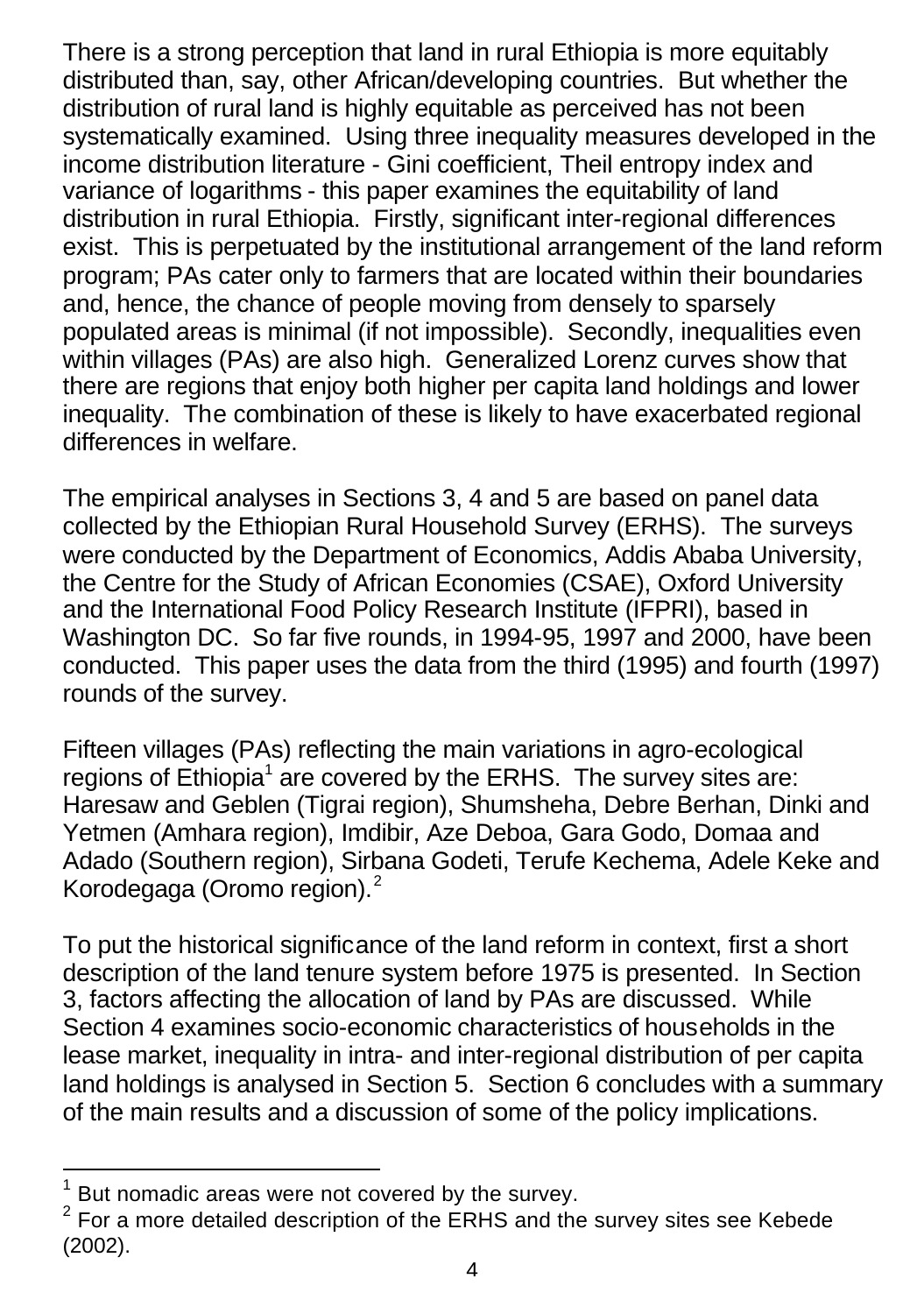There is a strong perception that land in rural Ethiopia is more equitably distributed than, say, other African/developing countries. But whether the distribution of rural land is highly equitable as perceived has not been systematically examined. Using three inequality measures developed in the income distribution literature - Gini coefficient, Theil entropy index and variance of logarithms - this paper examines the equitability of land distribution in rural Ethiopia. Firstly, significant inter-regional differences exist. This is perpetuated by the institutional arrangement of the land reform program; PAs cater only to farmers that are located within their boundaries and, hence, the chance of people moving from densely to sparsely populated areas is minimal (if not impossible). Secondly, inequalities even within villages (PAs) are also high. Generalized Lorenz curves show that there are regions that enjoy both higher per capita land holdings and lower inequality. The combination of these is likely to have exacerbated regional differences in welfare.

The empirical analyses in Sections 3, 4 and 5 are based on panel data collected by the Ethiopian Rural Household Survey (ERHS). The surveys were conducted by the Department of Economics, Addis Ababa University, the Centre for the Study of African Economies (CSAE), Oxford University and the International Food Policy Research Institute (IFPRI), based in Washington DC. So far five rounds, in 1994-95, 1997 and 2000, have been conducted. This paper uses the data from the third (1995) and fourth (1997) rounds of the survey.

Fifteen villages (PAs) reflecting the main variations in agro-ecological regions of Ethiopia[1] are covered by the ERHS. The survey sites are: Haresaw and Geblen (Tigrai region), Shumsheha, Debre Berhan, Dinki and Yetmen (Amhara region), Imdibir, Aze Deboa, Gara Godo, Domaa and Adado (Southern region), Sirbana Godeti, Terufe Kechema, Adele Keke and Korodegaga (Oromo region).[2]

To put the historical significance of the land reform in context, first a short description of the land tenure system before 1975 is presented. In Section 3, factors affecting the allocation of land by PAs are discussed. While Section 4 examines socio-economic characteristics of households in the lease market, inequality in intra- and inter-regional distribution of per capita land holdings is analysed in Section 5. Section 6 concludes with a summary of the main results and a discussion of some of the policy implications.

---

[1] But nomadic areas were not covered by the survey.

[2] For a more detailed description of the ERHS and the survey sites see Kebede (2002).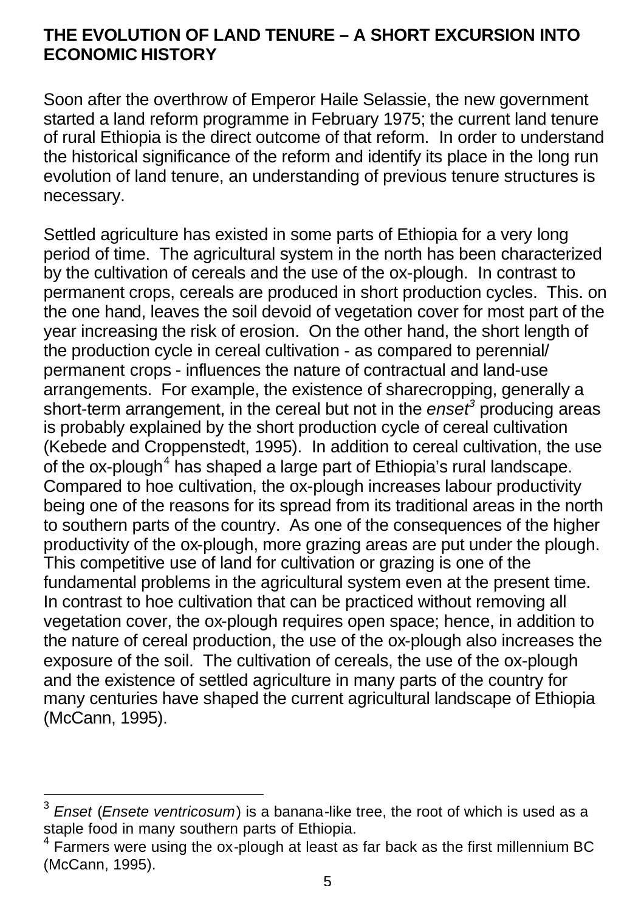## THE EVOLUTION OF LAND TENURE – A SHORT EXCURSION INTO ECONOMIC HISTORY

Soon after the overthrow of Emperor Haile Selassie, the new government started a land reform programme in February 1975; the current land tenure of rural Ethiopia is the direct outcome of that reform. In order to understand the historical significance of the reform and identify its place in the long run evolution of land tenure, an understanding of previous tenure structures is necessary.

Settled agriculture has existed in some parts of Ethiopia for a very long period of time. The agricultural system in the north has been characterized by the cultivation of cereals and the use of the ox-plough. In contrast to permanent crops, cereals are produced in short production cycles. This. on the one hand, leaves the soil devoid of vegetation cover for most part of the year increasing the risk of erosion. On the other hand, the short length of the production cycle in cereal cultivation - as compared to perennial/ permanent crops - influences the nature of contractual and land-use arrangements. For example, the existence of sharecropping, generally a short-term arrangement, in the cereal but not in the *enset*[3] producing areas is probably explained by the short production cycle of cereal cultivation (Kebede and Croppenstedt, 1995). In addition to cereal cultivation, the use of the ox-plough[4] has shaped a large part of Ethiopia's rural landscape. Compared to hoe cultivation, the ox-plough increases labour productivity being one of the reasons for its spread from its traditional areas in the north to southern parts of the country. As one of the consequences of the higher productivity of the ox-plough, more grazing areas are put under the plough. This competitive use of land for cultivation or grazing is one of the fundamental problems in the agricultural system even at the present time. In contrast to hoe cultivation that can be practiced without removing all vegetation cover, the ox-plough requires open space; hence, in addition to the nature of cereal production, the use of the ox-plough also increases the exposure of the soil. The cultivation of cereals, the use of the ox-plough and the existence of settled agriculture in many parts of the country for many centuries have shaped the current agricultural landscape of Ethiopia (McCann, 1995).

---

[3] *Enset* (*Ensete ventricosum*) is a banana-like tree, the root of which is used as a staple food in many southern parts of Ethiopia.

[4] Farmers were using the ox-plough at least as far back as the first millennium BC (McCann, 1995).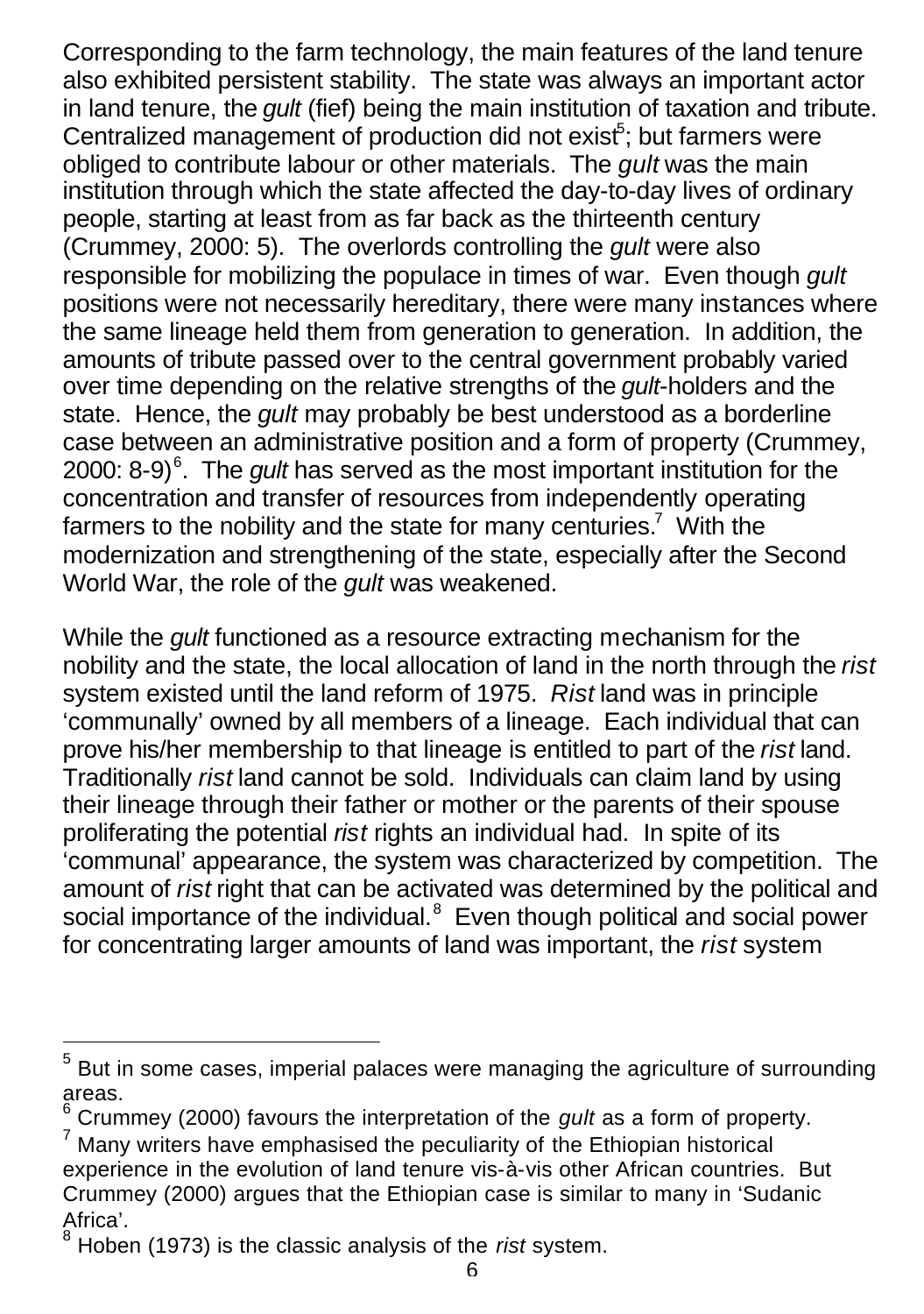Corresponding to the farm technology, the main features of the land tenure also exhibited persistent stability. The state was always an important actor in land tenure, the *gult* (fief) being the main institution of taxation and tribute. Centralized management of production did not exist[5]; but farmers were obliged to contribute labour or other materials. The *gult* was the main institution through which the state affected the day-to-day lives of ordinary people, starting at least from as far back as the thirteenth century (Crummey, 2000: 5). The overlords controlling the *gult* were also responsible for mobilizing the populace in times of war. Even though *gult* positions were not necessarily hereditary, there were many instances where the same lineage held them from generation to generation. In addition, the amounts of tribute passed over to the central government probably varied over time depending on the relative strengths of the *gult*-holders and the state. Hence, the *gult* may probably be best understood as a borderline case between an administrative position and a form of property (Crummey, 2000: 8-9)[6]. The *gult* has served as the most important institution for the concentration and transfer of resources from independently operating farmers to the nobility and the state for many centuries.[7] With the modernization and strengthening of the state, especially after the Second World War, the role of the *gult* was weakened.

While the *gult* functioned as a resource extracting mechanism for the nobility and the state, the local allocation of land in the north through the *rist* system existed until the land reform of 1975. *Rist* land was in principle 'communally' owned by all members of a lineage. Each individual that can prove his/her membership to that lineage is entitled to part of the *rist* land. Traditionally *rist* land cannot be sold. Individuals can claim land by using their lineage through their father or mother or the parents of their spouse proliferating the potential *rist* rights an individual had. In spite of its 'communal' appearance, the system was characterized by competition. The amount of *rist* right that can be activated was determined by the political and social importance of the individual.[8] Even though political and social power for concentrating larger amounts of land was important, the *rist* system

---

[5] But in some cases, imperial palaces were managing the agriculture of surrounding areas.

[6] Crummey (2000) favours the interpretation of the *gult* as a form of property.

[7] Many writers have emphasised the peculiarity of the Ethiopian historical experience in the evolution of land tenure vis-à-vis other African countries. But Crummey (2000) argues that the Ethiopian case is similar to many in 'Sudanic Africa'.

[8] Hoben (1973) is the classic analysis of the *rist* system.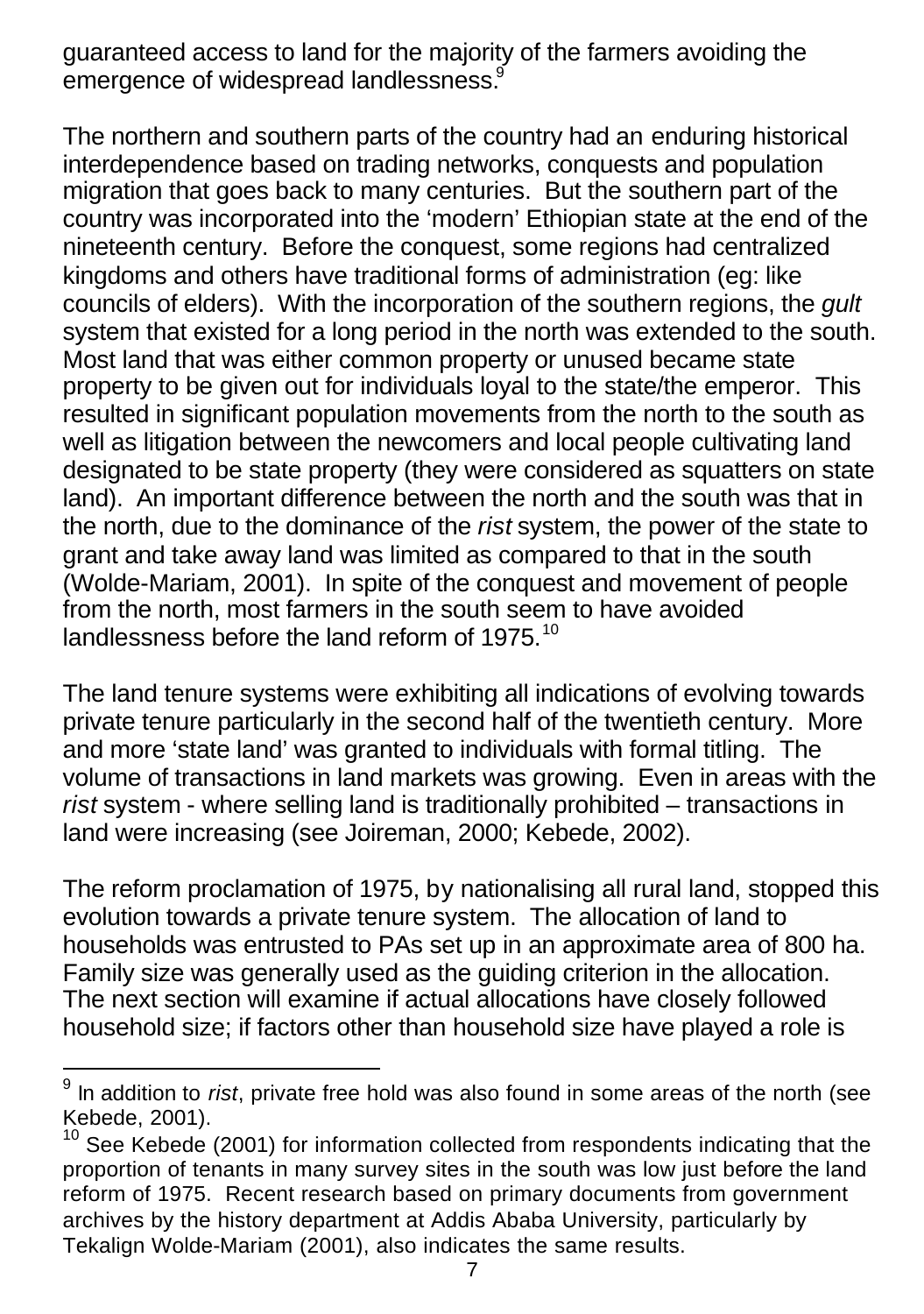guaranteed access to land for the majority of the farmers avoiding the emergence of widespread landlessness.[9]

The northern and southern parts of the country had an enduring historical interdependence based on trading networks, conquests and population migration that goes back to many centuries. But the southern part of the country was incorporated into the 'modern' Ethiopian state at the end of the nineteenth century. Before the conquest, some regions had centralized kingdoms and others have traditional forms of administration (eg: like councils of elders). With the incorporation of the southern regions, the *gult* system that existed for a long period in the north was extended to the south. Most land that was either common property or unused became state property to be given out for individuals loyal to the state/the emperor. This resulted in significant population movements from the north to the south as well as litigation between the newcomers and local people cultivating land designated to be state property (they were considered as squatters on state land). An important difference between the north and the south was that in the north, due to the dominance of the *rist* system, the power of the state to grant and take away land was limited as compared to that in the south (Wolde-Mariam, 2001). In spite of the conquest and movement of people from the north, most farmers in the south seem to have avoided landlessness before the land reform of 1975.[10]

The land tenure systems were exhibiting all indications of evolving towards private tenure particularly in the second half of the twentieth century. More and more 'state land' was granted to individuals with formal titling. The volume of transactions in land markets was growing. Even in areas with the *rist* system - where selling land is traditionally prohibited – transactions in land were increasing (see Joireman, 2000; Kebede, 2002).

The reform proclamation of 1975, by nationalising all rural land, stopped this evolution towards a private tenure system. The allocation of land to households was entrusted to PAs set up in an approximate area of 800 ha. Family size was generally used as the guiding criterion in the allocation. The next section will examine if actual allocations have closely followed household size; if factors other than household size have played a role is

---

[9] In addition to *rist*, private free hold was also found in some areas of the north (see Kebede, 2001).

[10] See Kebede (2001) for information collected from respondents indicating that the proportion of tenants in many survey sites in the south was low just before the land reform of 1975. Recent research based on primary documents from government archives by the history department at Addis Ababa University, particularly by Tekalign Wolde-Mariam (2001), also indicates the same results.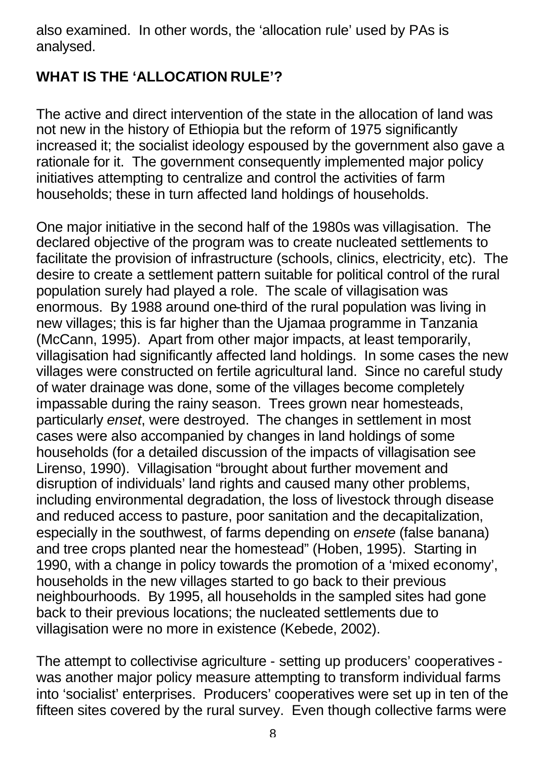also examined. In other words, the 'allocation rule' used by PAs is analysed.

## WHAT IS THE 'ALLOCATION RULE'?

The active and direct intervention of the state in the allocation of land was not new in the history of Ethiopia but the reform of 1975 significantly increased it; the socialist ideology espoused by the government also gave a rationale for it. The government consequently implemented major policy initiatives attempting to centralize and control the activities of farm households; these in turn affected land holdings of households.

One major initiative in the second half of the 1980s was villagisation. The declared objective of the program was to create nucleated settlements to facilitate the provision of infrastructure (schools, clinics, electricity, etc). The desire to create a settlement pattern suitable for political control of the rural population surely had played a role. The scale of villagisation was enormous. By 1988 around one-third of the rural population was living in new villages; this is far higher than the Ujamaa programme in Tanzania (McCann, 1995). Apart from other major impacts, at least temporarily, villagisation had significantly affected land holdings. In some cases the new villages were constructed on fertile agricultural land. Since no careful study of water drainage was done, some of the villages become completely impassable during the rainy season. Trees grown near homesteads, particularly *enset*, were destroyed. The changes in settlement in most cases were also accompanied by changes in land holdings of some households (for a detailed discussion of the impacts of villagisation see Lirenso, 1990). Villagisation "brought about further movement and disruption of individuals' land rights and caused many other problems, including environmental degradation, the loss of livestock through disease and reduced access to pasture, poor sanitation and the decapitalization, especially in the southwest, of farms depending on *ensete* (false banana) and tree crops planted near the homestead" (Hoben, 1995). Starting in 1990, with a change in policy towards the promotion of a 'mixed economy', households in the new villages started to go back to their previous neighbourhoods. By 1995, all households in the sampled sites had gone back to their previous locations; the nucleated settlements due to villagisation were no more in existence (Kebede, 2002).

The attempt to collectivise agriculture - setting up producers' cooperatives - was another major policy measure attempting to transform individual farms into 'socialist' enterprises. Producers' cooperatives were set up in ten of the fifteen sites covered by the rural survey. Even though collective farms were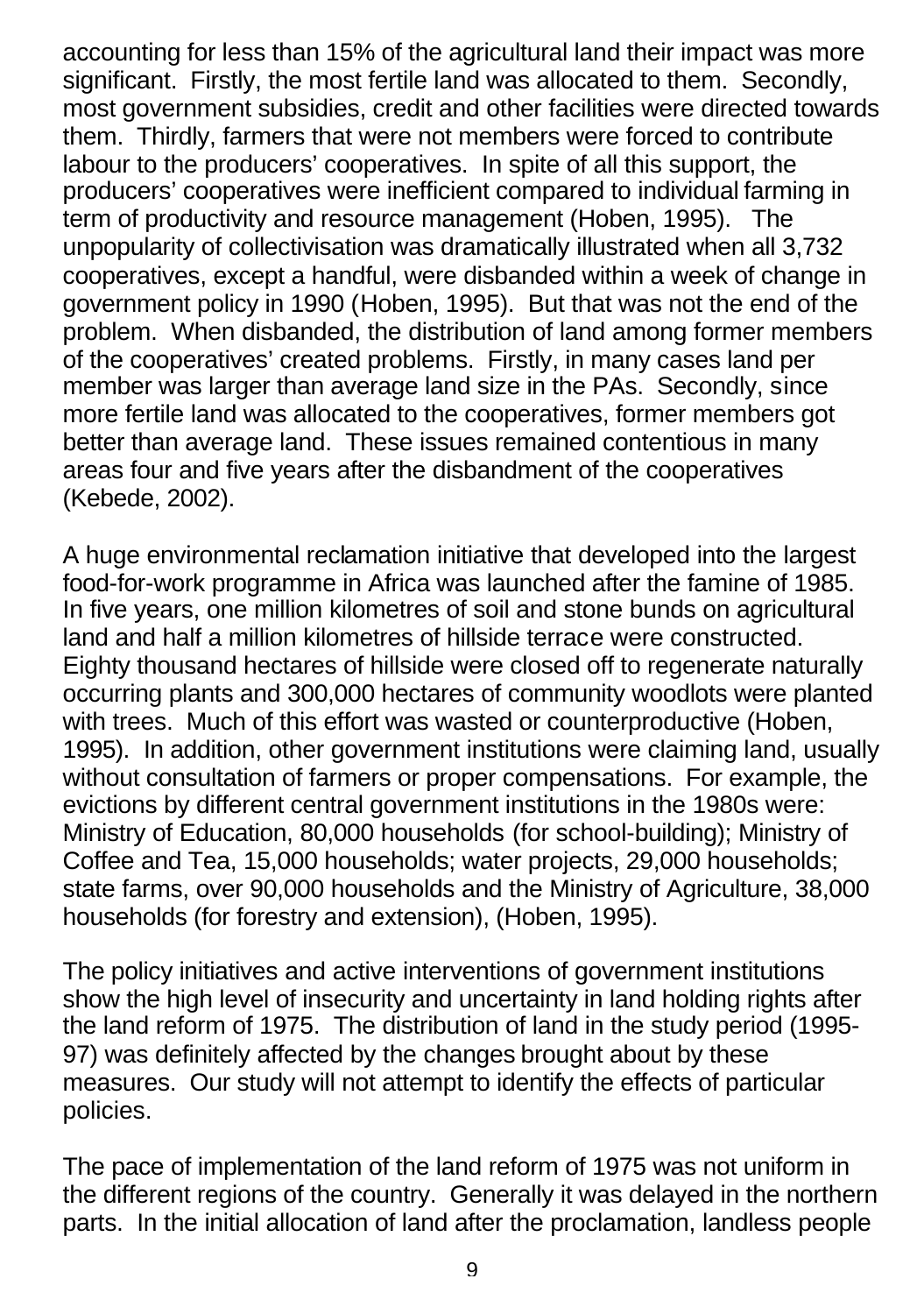accounting for less than 15% of the agricultural land their impact was more significant. Firstly, the most fertile land was allocated to them. Secondly, most government subsidies, credit and other facilities were directed towards them. Thirdly, farmers that were not members were forced to contribute labour to the producers' cooperatives. In spite of all this support, the producers' cooperatives were inefficient compared to individual farming in term of productivity and resource management (Hoben, 1995). The unpopularity of collectivisation was dramatically illustrated when all 3,732 cooperatives, except a handful, were disbanded within a week of change in government policy in 1990 (Hoben, 1995). But that was not the end of the problem. When disbanded, the distribution of land among former members of the cooperatives' created problems. Firstly, in many cases land per member was larger than average land size in the PAs. Secondly, since more fertile land was allocated to the cooperatives, former members got better than average land. These issues remained contentious in many areas four and five years after the disbandment of the cooperatives (Kebede, 2002).

A huge environmental reclamation initiative that developed into the largest food-for-work programme in Africa was launched after the famine of 1985. In five years, one million kilometres of soil and stone bunds on agricultural land and half a million kilometres of hillside terrace were constructed. Eighty thousand hectares of hillside were closed off to regenerate naturally occurring plants and 300,000 hectares of community woodlots were planted with trees. Much of this effort was wasted or counterproductive (Hoben, 1995). In addition, other government institutions were claiming land, usually without consultation of farmers or proper compensations. For example, the evictions by different central government institutions in the 1980s were: Ministry of Education, 80,000 households (for school-building); Ministry of Coffee and Tea, 15,000 households; water projects, 29,000 households; state farms, over 90,000 households and the Ministry of Agriculture, 38,000 households (for forestry and extension), (Hoben, 1995).

The policy initiatives and active interventions of government institutions show the high level of insecurity and uncertainty in land holding rights after the land reform of 1975. The distribution of land in the study period (1995-97) was definitely affected by the changes brought about by these measures. Our study will not attempt to identify the effects of particular policies.

The pace of implementation of the land reform of 1975 was not uniform in the different regions of the country. Generally it was delayed in the northern parts. In the initial allocation of land after the proclamation, landless people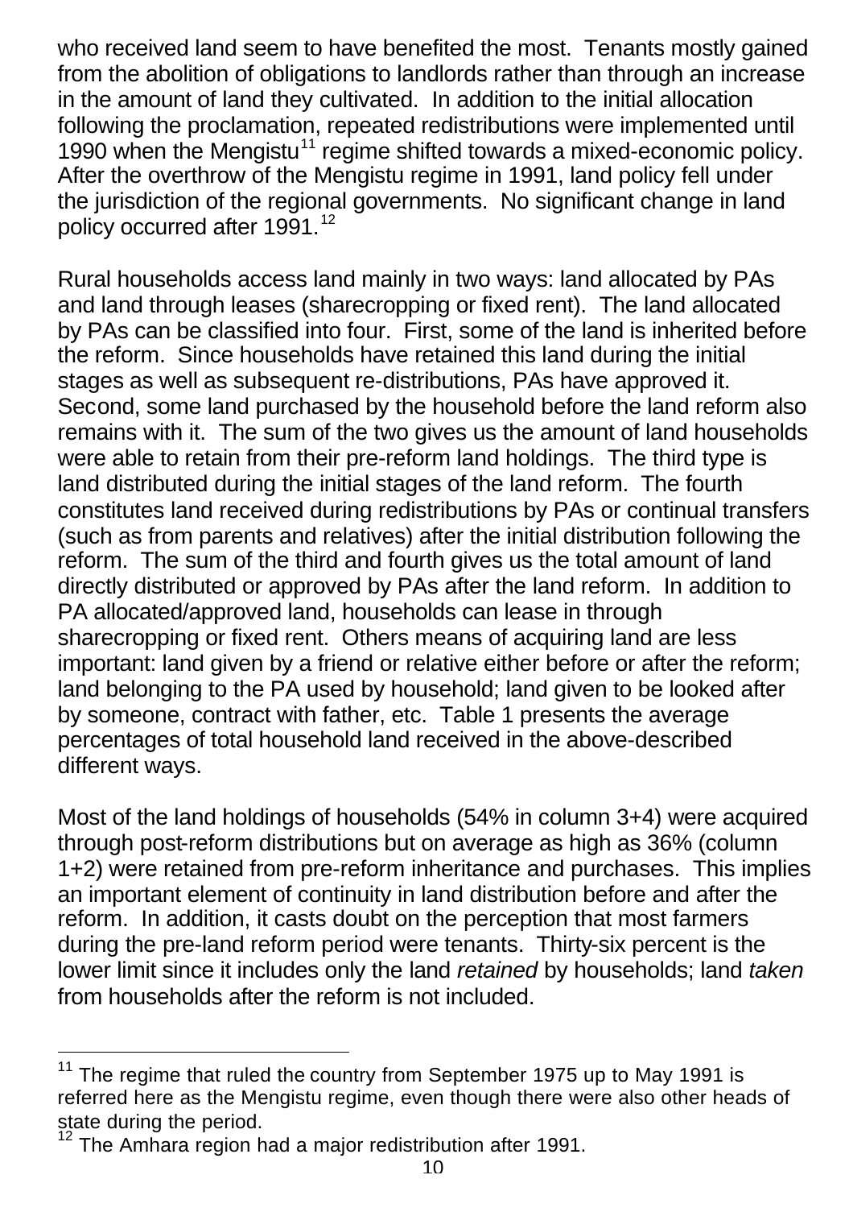who received land seem to have benefited the most. Tenants mostly gained from the abolition of obligations to landlords rather than through an increase in the amount of land they cultivated. In addition to the initial allocation following the proclamation, repeated redistributions were implemented until 1990 when the Mengistu[11] regime shifted towards a mixed-economic policy. After the overthrow of the Mengistu regime in 1991, land policy fell under the jurisdiction of the regional governments. No significant change in land policy occurred after 1991.[12]

Rural households access land mainly in two ways: land allocated by PAs and land through leases (sharecropping or fixed rent). The land allocated by PAs can be classified into four. First, some of the land is inherited before the reform. Since households have retained this land during the initial stages as well as subsequent re-distributions, PAs have approved it. Second, some land purchased by the household before the land reform also remains with it. The sum of the two gives us the amount of land households were able to retain from their pre-reform land holdings. The third type is land distributed during the initial stages of the land reform. The fourth constitutes land received during redistributions by PAs or continual transfers (such as from parents and relatives) after the initial distribution following the reform. The sum of the third and fourth gives us the total amount of land directly distributed or approved by PAs after the land reform. In addition to PA allocated/approved land, households can lease in through sharecropping or fixed rent. Others means of acquiring land are less important: land given by a friend or relative either before or after the reform; land belonging to the PA used by household; land given to be looked after by someone, contract with father, etc. Table 1 presents the average percentages of total household land received in the above-described different ways.

Most of the land holdings of households (54% in column 3+4) were acquired through post-reform distributions but on average as high as 36% (column 1+2) were retained from pre-reform inheritance and purchases. This implies an important element of continuity in land distribution before and after the reform. In addition, it casts doubt on the perception that most farmers during the pre-land reform period were tenants. Thirty-six percent is the lower limit since it includes only the land *retained* by households; land *taken* from households after the reform is not included.

---

[11] The regime that ruled the country from September 1975 up to May 1991 is referred here as the Mengistu regime, even though there were also other heads of state during the period.

[12] The Amhara region had a major redistribution after 1991.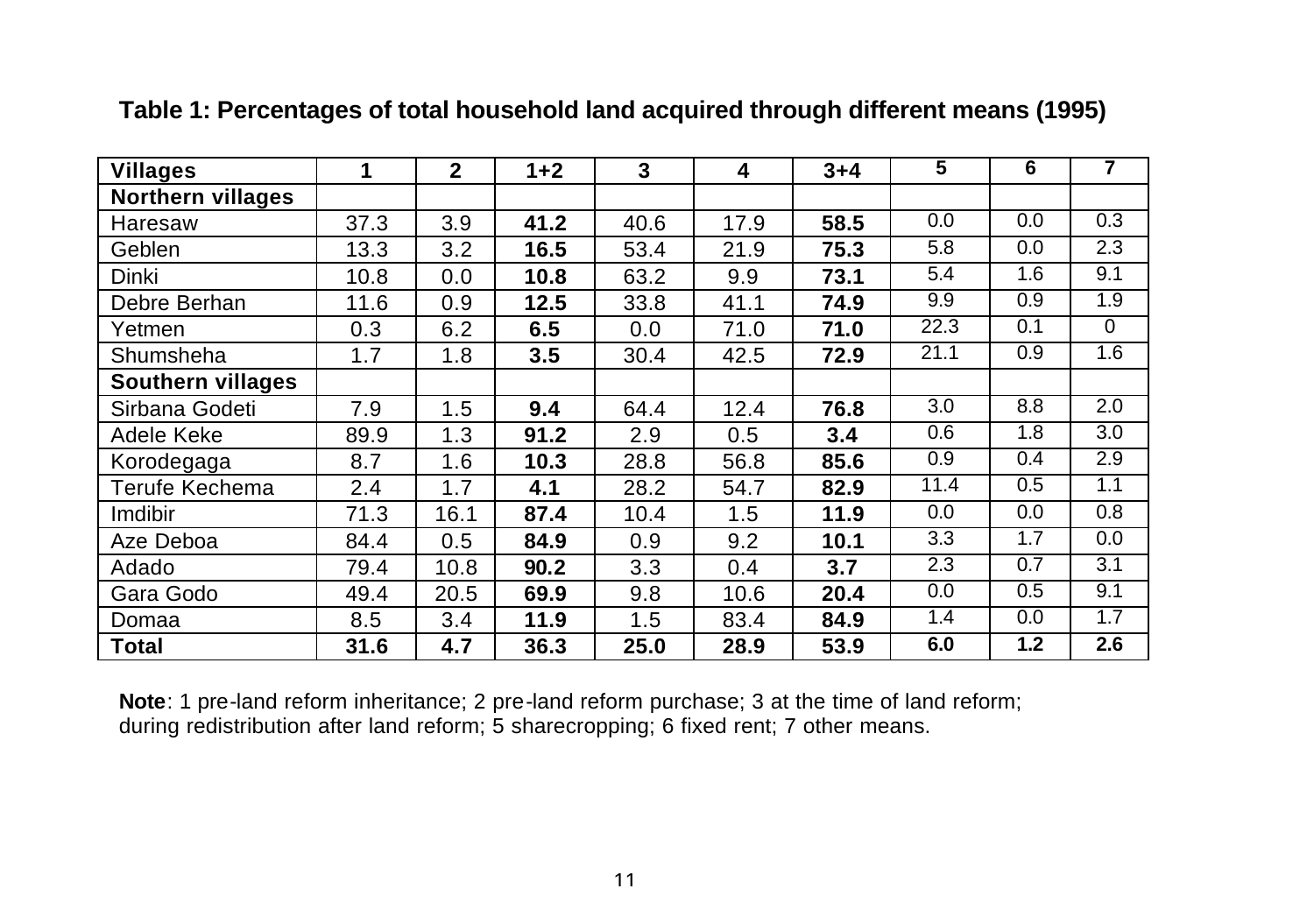**Table 1: Percentages of total household land acquired through different means (1995)**

| Villages | 1 | 2 | 1+2 | 3 | 4 | 3+4 | 5 | 6 | 7 |
|---|---|---|---|---|---|---|---|---|---|
| **Northern villages** | | | | | | | | | |
| Haresaw | 37.3 | 3.9 | **41.2** | 40.6 | 17.9 | **58.5** | 0.0 | 0.0 | 0.3 |
| Geblen | 13.3 | 3.2 | **16.5** | 53.4 | 21.9 | **75.3** | 5.8 | 0.0 | 2.3 |
| Dinki | 10.8 | 0.0 | **10.8** | 63.2 | 9.9 | **73.1** | 5.4 | 1.6 | 9.1 |
| Debre Berhan | 11.6 | 0.9 | **12.5** | 33.8 | 41.1 | **74.9** | 9.9 | 0.9 | 1.9 |
| Yetmen | 0.3 | 6.2 | **6.5** | 0.0 | 71.0 | **71.0** | 22.3 | 0.1 | 0 |
| Shumsheha | 1.7 | 1.8 | **3.5** | 30.4 | 42.5 | **72.9** | 21.1 | 0.9 | 1.6 |
| **Southern villages** | | | | | | | | | |
| Sirbana Godeti | 7.9 | 1.5 | **9.4** | 64.4 | 12.4 | **76.8** | 3.0 | 8.8 | 2.0 |
| Adele Keke | 89.9 | 1.3 | **91.2** | 2.9 | 0.5 | **3.4** | 0.6 | 1.8 | 3.0 |
| Korodegaga | 8.7 | 1.6 | **10.3** | 28.8 | 56.8 | **85.6** | 0.9 | 0.4 | 2.9 |
| Terufe Kechema | 2.4 | 1.7 | **4.1** | 28.2 | 54.7 | **82.9** | 11.4 | 0.5 | 1.1 |
| Imdibir | 71.3 | 16.1 | **87.4** | 10.4 | 1.5 | **11.9** | 0.0 | 0.0 | 0.8 |
| Aze Deboa | 84.4 | 0.5 | **84.9** | 0.9 | 9.2 | **10.1** | 3.3 | 1.7 | 0.0 |
| Adado | 79.4 | 10.8 | **90.2** | 3.3 | 0.4 | **3.7** | 2.3 | 0.7 | 3.1 |
| Gara Godo | 49.4 | 20.5 | **69.9** | 9.8 | 10.6 | **20.4** | 0.0 | 0.5 | 9.1 |
| Domaa | 8.5 | 3.4 | **11.9** | 1.5 | 83.4 | **84.9** | 1.4 | 0.0 | 1.7 |
| **Total** | **31.6** | **4.7** | **36.3** | **25.0** | **28.9** | **53.9** | **6.0** | **1.2** | **2.6** |

**Note**: 1 pre-land reform inheritance; 2 pre-land reform purchase; 3 at the time of land reform; during redistribution after land reform; 5 sharecropping; 6 fixed rent; 7 other means.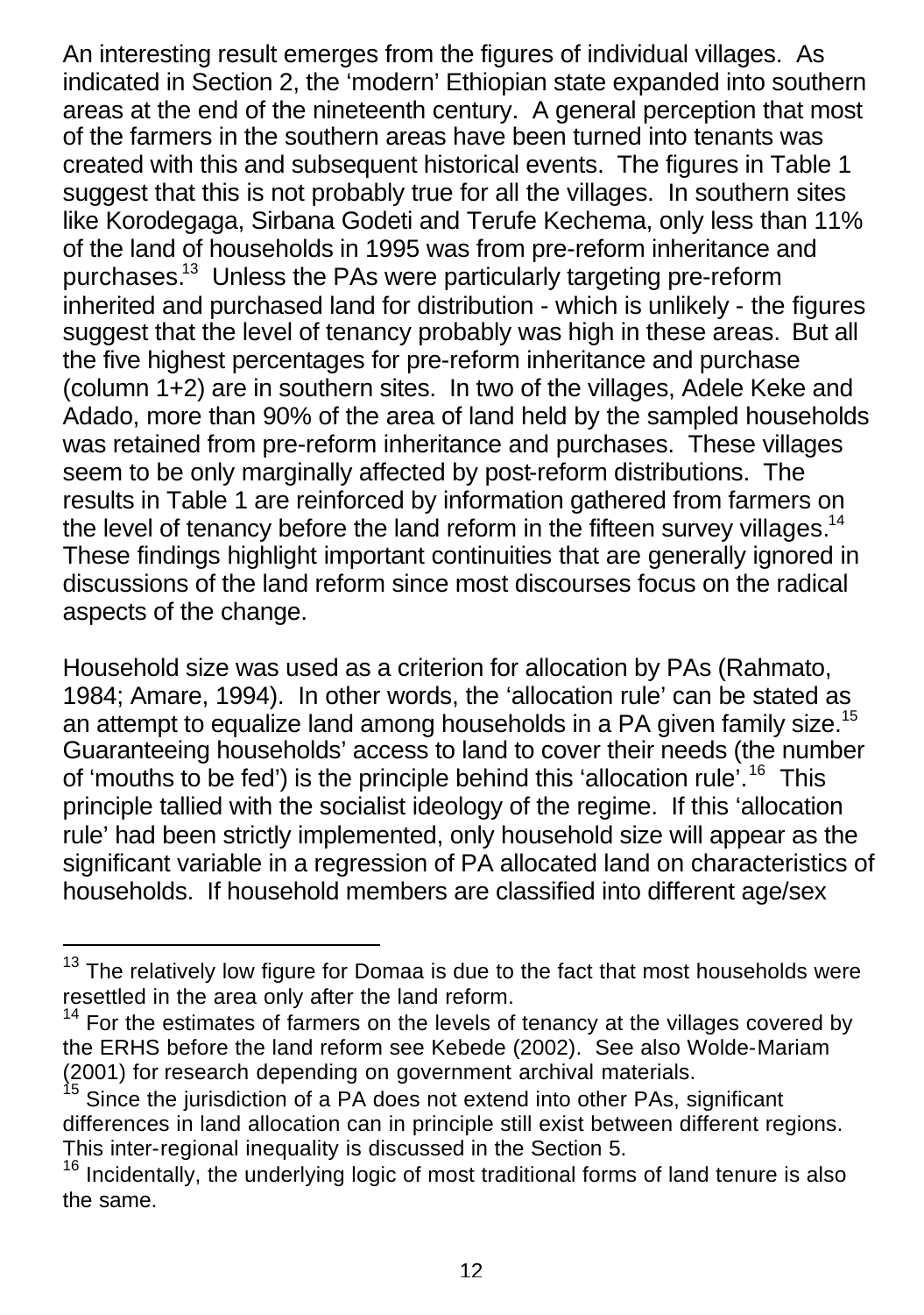An interesting result emerges from the figures of individual villages. As indicated in Section 2, the 'modern' Ethiopian state expanded into southern areas at the end of the nineteenth century. A general perception that most of the farmers in the southern areas have been turned into tenants was created with this and subsequent historical events. The figures in Table 1 suggest that this is not probably true for all the villages. In southern sites like Korodegaga, Sirbana Godeti and Terufe Kechema, only less than 11% of the land of households in 1995 was from pre-reform inheritance and purchases.[13] Unless the PAs were particularly targeting pre-reform inherited and purchased land for distribution - which is unlikely - the figures suggest that the level of tenancy probably was high in these areas. But all the five highest percentages for pre-reform inheritance and purchase (column 1+2) are in southern sites. In two of the villages, Adele Keke and Adado, more than 90% of the area of land held by the sampled households was retained from pre-reform inheritance and purchases. These villages seem to be only marginally affected by post-reform distributions. The results in Table 1 are reinforced by information gathered from farmers on the level of tenancy before the land reform in the fifteen survey villages.[14] These findings highlight important continuities that are generally ignored in discussions of the land reform since most discourses focus on the radical aspects of the change.

Household size was used as a criterion for allocation by PAs (Rahmato, 1984; Amare, 1994). In other words, the 'allocation rule' can be stated as an attempt to equalize land among households in a PA given family size.[15] Guaranteeing households' access to land to cover their needs (the number of 'mouths to be fed') is the principle behind this 'allocation rule'.[16] This principle tallied with the socialist ideology of the regime. If this 'allocation rule' had been strictly implemented, only household size will appear as the significant variable in a regression of PA allocated land on characteristics of households. If household members are classified into different age/sex

---

[13] The relatively low figure for Domaa is due to the fact that most households were resettled in the area only after the land reform.

[14] For the estimates of farmers on the levels of tenancy at the villages covered by the ERHS before the land reform see Kebede (2002). See also Wolde-Mariam (2001) for research depending on government archival materials.

[15] Since the jurisdiction of a PA does not extend into other PAs, significant differences in land allocation can in principle still exist between different regions. This inter-regional inequality is discussed in the Section 5.

[16] Incidentally, the underlying logic of most traditional forms of land tenure is also the same.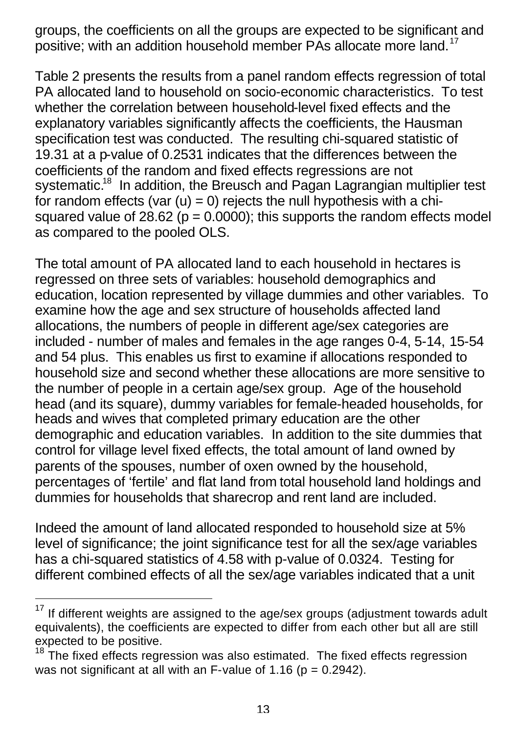groups, the coefficients on all the groups are expected to be significant and positive; with an addition household member PAs allocate more land.[17]

Table 2 presents the results from a panel random effects regression of total PA allocated land to household on socio-economic characteristics. To test whether the correlation between household-level fixed effects and the explanatory variables significantly affects the coefficients, the Hausman specification test was conducted. The resulting chi-squared statistic of 19.31 at a p-value of 0.2531 indicates that the differences between the coefficients of the random and fixed effects regressions are not systematic.[18] In addition, the Breusch and Pagan Lagrangian multiplier test for random effects (var (u) = 0) rejects the null hypothesis with a chi-squared value of 28.62 (p = 0.0000); this supports the random effects model as compared to the pooled OLS.

The total amount of PA allocated land to each household in hectares is regressed on three sets of variables: household demographics and education, location represented by village dummies and other variables. To examine how the age and sex structure of households affected land allocations, the numbers of people in different age/sex categories are included - number of males and females in the age ranges 0-4, 5-14, 15-54 and 54 plus. This enables us first to examine if allocations responded to household size and second whether these allocations are more sensitive to the number of people in a certain age/sex group. Age of the household head (and its square), dummy variables for female-headed households, for heads and wives that completed primary education are the other demographic and education variables. In addition to the site dummies that control for village level fixed effects, the total amount of land owned by parents of the spouses, number of oxen owned by the household, percentages of 'fertile' and flat land from total household land holdings and dummies for households that sharecrop and rent land are included.

Indeed the amount of land allocated responded to household size at 5% level of significance; the joint significance test for all the sex/age variables has a chi-squared statistics of 4.58 with p-value of 0.0324. Testing for different combined effects of all the sex/age variables indicated that a unit

---

[17] If different weights are assigned to the age/sex groups (adjustment towards adult equivalents), the coefficients are expected to differ from each other but all are still expected to be positive.

[18] The fixed effects regression was also estimated. The fixed effects regression was not significant at all with an F-value of 1.16 (p = 0.2942).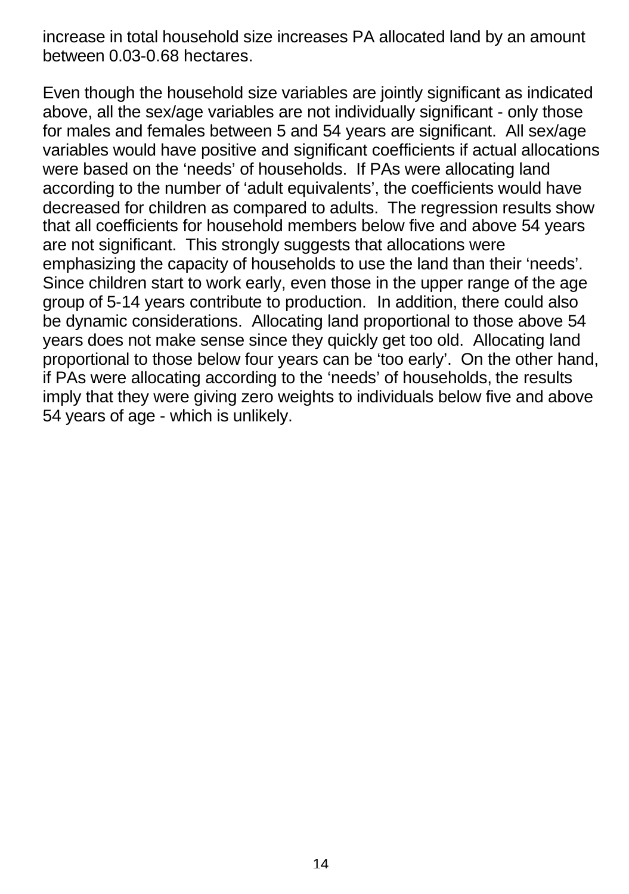increase in total household size increases PA allocated land by an amount between 0.03-0.68 hectares.

Even though the household size variables are jointly significant as indicated above, all the sex/age variables are not individually significant - only those for males and females between 5 and 54 years are significant. All sex/age variables would have positive and significant coefficients if actual allocations were based on the 'needs' of households. If PAs were allocating land according to the number of 'adult equivalents', the coefficients would have decreased for children as compared to adults. The regression results show that all coefficients for household members below five and above 54 years are not significant. This strongly suggests that allocations were emphasizing the capacity of households to use the land than their 'needs'. Since children start to work early, even those in the upper range of the age group of 5-14 years contribute to production. In addition, there could also be dynamic considerations. Allocating land proportional to those above 54 years does not make sense since they quickly get too old. Allocating land proportional to those below four years can be 'too early'. On the other hand, if PAs were allocating according to the 'needs' of households, the results imply that they were giving zero weights to individuals below five and above 54 years of age - which is unlikely.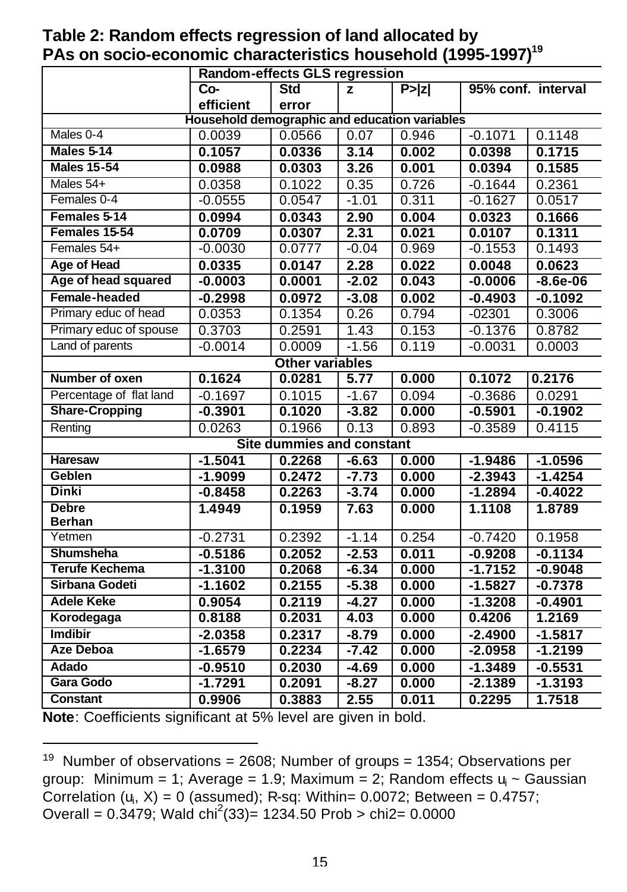**Table 2: Random effects regression of land allocated by PAs on socio-economic characteristics household (1995-1997)[19]**

| | Random-effects GLS regression | | | | | |
|---|---|---|---|---|---|---|
| | Co-efficient | Std error | z | P>\|z\| | 95% conf. interval | |
| **Household demographic and education variables** | | | | | | |
| Males 0-4 | 0.0039 | 0.0566 | 0.07 | 0.946 | -0.1071 | 0.1148 |
| **Males 5-14** | **0.1057** | **0.0336** | **3.14** | **0.002** | **0.0398** | **0.1715** |
| **Males 15-54** | **0.0988** | **0.0303** | **3.26** | **0.001** | **0.0394** | **0.1585** |
| Males 54+ | 0.0358 | 0.1022 | 0.35 | 0.726 | -0.1644 | 0.2361 |
| Females 0-4 | -0.0555 | 0.0547 | -1.01 | 0.311 | -0.1627 | 0.0517 |
| **Females 5-14** | **0.0994** | **0.0343** | **2.90** | **0.004** | **0.0323** | **0.1666** |
| **Females 15-54** | **0.0709** | **0.0307** | **2.31** | **0.021** | **0.0107** | **0.1311** |
| Females 54+ | -0.0030 | 0.0777 | -0.04 | 0.969 | -0.1553 | 0.1493 |
| **Age of Head** | **0.0335** | **0.0147** | **2.28** | **0.022** | **0.0048** | **0.0623** |
| **Age of head squared** | **-0.0003** | **0.0001** | **-2.02** | **0.043** | **-0.0006** | **-8.6e-06** |
| **Female-headed** | **-0.2998** | **0.0972** | **-3.08** | **0.002** | **-0.4903** | **-0.1092** |
| Primary educ of head | 0.0353 | 0.1354 | 0.26 | 0.794 | -02301 | 0.3006 |
| Primary educ of spouse | 0.3703 | 0.2591 | 1.43 | 0.153 | -0.1376 | 0.8782 |
| Land of parents | -0.0014 | 0.0009 | -1.56 | 0.119 | -0.0031 | 0.0003 |
| **Other variables** | | | | | | |
| **Number of oxen** | **0.1624** | **0.0281** | **5.77** | **0.000** | **0.1072** | **0.2176** |
| Percentage of flat land | -0.1697 | 0.1015 | -1.67 | 0.094 | -0.3686 | 0.0291 |
| **Share-Cropping** | **-0.3901** | **0.1020** | **-3.82** | **0.000** | **-0.5901** | **-0.1902** |
| Renting | 0.0263 | 0.1966 | 0.13 | 0.893 | -0.3589 | 0.4115 |
| **Site dummies and constant** | | | | | | |
| **Haresaw** | **-1.5041** | **0.2268** | **-6.63** | **0.000** | **-1.9486** | **-1.0596** |
| **Geblen** | **-1.9099** | **0.2472** | **-7.73** | **0.000** | **-2.3943** | **-1.4254** |
| **Dinki** | **-0.8458** | **0.2263** | **-3.74** | **0.000** | **-1.2894** | **-0.4022** |
| **Debre Berhan** | **1.4949** | **0.1959** | **7.63** | **0.000** | **1.1108** | **1.8789** |
| Yetmen | -0.2731 | 0.2392 | -1.14 | 0.254 | -0.7420 | 0.1958 |
| **Shumsheha** | **-0.5186** | **0.2052** | **-2.53** | **0.011** | **-0.9208** | **-0.1134** |
| **Terufe Kechema** | **-1.3100** | **0.2068** | **-6.34** | **0.000** | **-1.7152** | **-0.9048** |
| **Sirbana Godeti** | **-1.1602** | **0.2155** | **-5.38** | **0.000** | **-1.5827** | **-0.7378** |
| **Adele Keke** | **0.9054** | **0.2119** | **-4.27** | **0.000** | **-1.3208** | **-0.4901** |
| **Korodegaga** | **0.8188** | **0.2031** | **4.03** | **0.000** | **0.4206** | **1.2169** |
| **Imdibir** | **-2.0358** | **0.2317** | **-8.79** | **0.000** | **-2.4900** | **-1.5817** |
| **Aze Deboa** | **-1.6579** | **0.2234** | **-7.42** | **0.000** | **-2.0958** | **-1.2199** |
| **Adado** | **-0.9510** | **0.2030** | **-4.69** | **0.000** | **-1.3489** | **-0.5531** |
| **Gara Godo** | **-1.7291** | **0.2091** | **-8.27** | **0.000** | **-2.1389** | **-1.3193** |
| **Constant** | **0.9906** | **0.3883** | **2.55** | **0.011** | **0.2295** | **1.7518** |

**Note**: Coefficients significant at 5% level are given in bold.

[19] Number of observations = 2608; Number of groups = 1354; Observations per group: Minimum = 1; Average = 1.9; Maximum = 2; Random effects $u_i$ ~ Gaussian Correlation ($u_i$, X) = 0 (assumed); R-sq: Within= 0.0072; Between = 0.4757; Overall = 0.3479; Wald $chi^2(33)$= 1234.50 Prob > chi2= 0.0000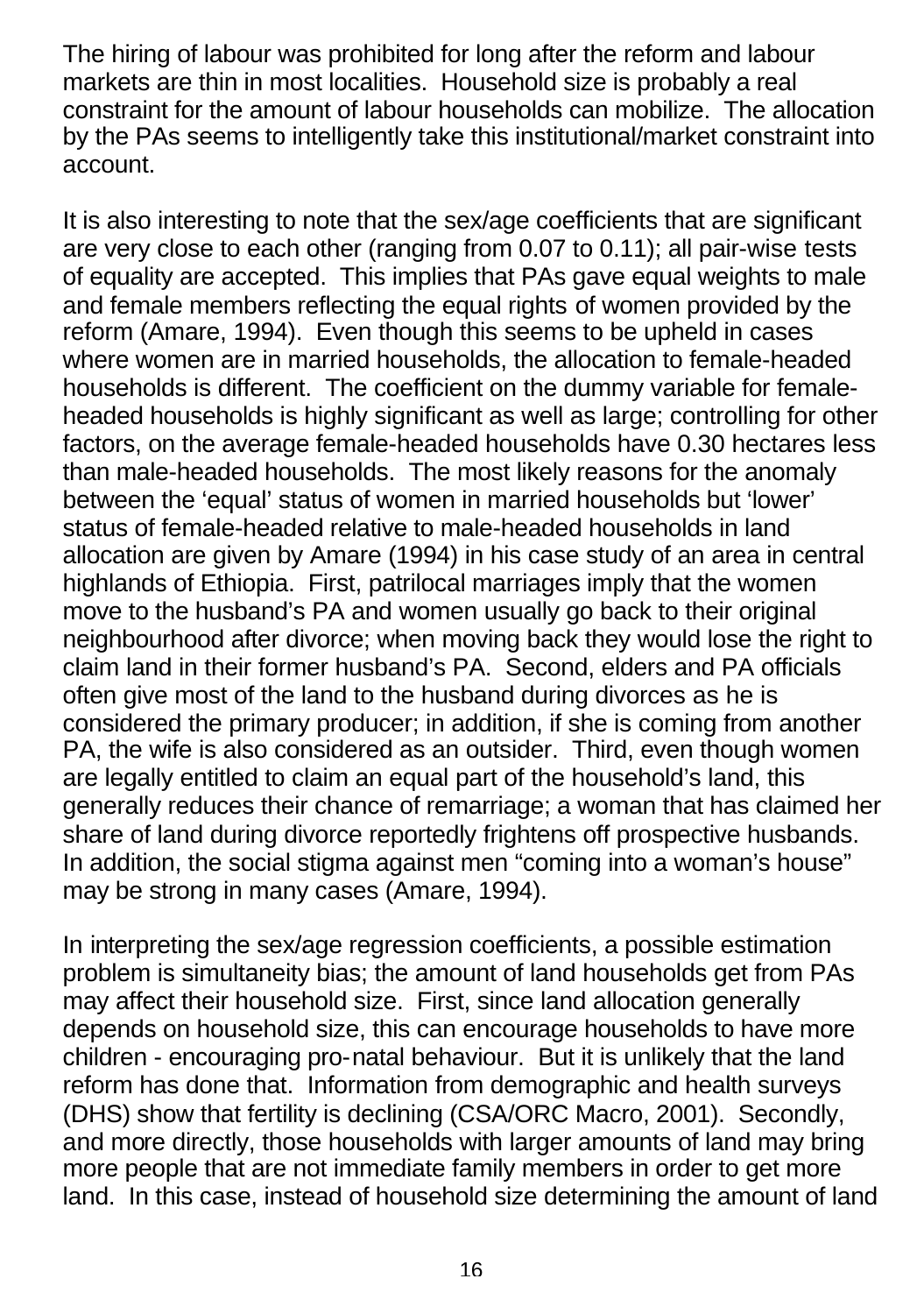The hiring of labour was prohibited for long after the reform and labour markets are thin in most localities. Household size is probably a real constraint for the amount of labour households can mobilize. The allocation by the PAs seems to intelligently take this institutional/market constraint into account.

It is also interesting to note that the sex/age coefficients that are significant are very close to each other (ranging from 0.07 to 0.11); all pair-wise tests of equality are accepted. This implies that PAs gave equal weights to male and female members reflecting the equal rights of women provided by the reform (Amare, 1994). Even though this seems to be upheld in cases where women are in married households, the allocation to female-headed households is different. The coefficient on the dummy variable for female-headed households is highly significant as well as large; controlling for other factors, on the average female-headed households have 0.30 hectares less than male-headed households. The most likely reasons for the anomaly between the 'equal' status of women in married households but 'lower' status of female-headed relative to male-headed households in land allocation are given by Amare (1994) in his case study of an area in central highlands of Ethiopia. First, patrilocal marriages imply that the women move to the husband's PA and women usually go back to their original neighbourhood after divorce; when moving back they would lose the right to claim land in their former husband's PA. Second, elders and PA officials often give most of the land to the husband during divorces as he is considered the primary producer; in addition, if she is coming from another PA, the wife is also considered as an outsider. Third, even though women are legally entitled to claim an equal part of the household's land, this generally reduces their chance of remarriage; a woman that has claimed her share of land during divorce reportedly frightens off prospective husbands. In addition, the social stigma against men "coming into a woman's house" may be strong in many cases (Amare, 1994).

In interpreting the sex/age regression coefficients, a possible estimation problem is simultaneity bias; the amount of land households get from PAs may affect their household size. First, since land allocation generally depends on household size, this can encourage households to have more children - encouraging pro-natal behaviour. But it is unlikely that the land reform has done that. Information from demographic and health surveys (DHS) show that fertility is declining (CSA/ORC Macro, 2001). Secondly, and more directly, those households with larger amounts of land may bring more people that are not immediate family members in order to get more land. In this case, instead of household size determining the amount of land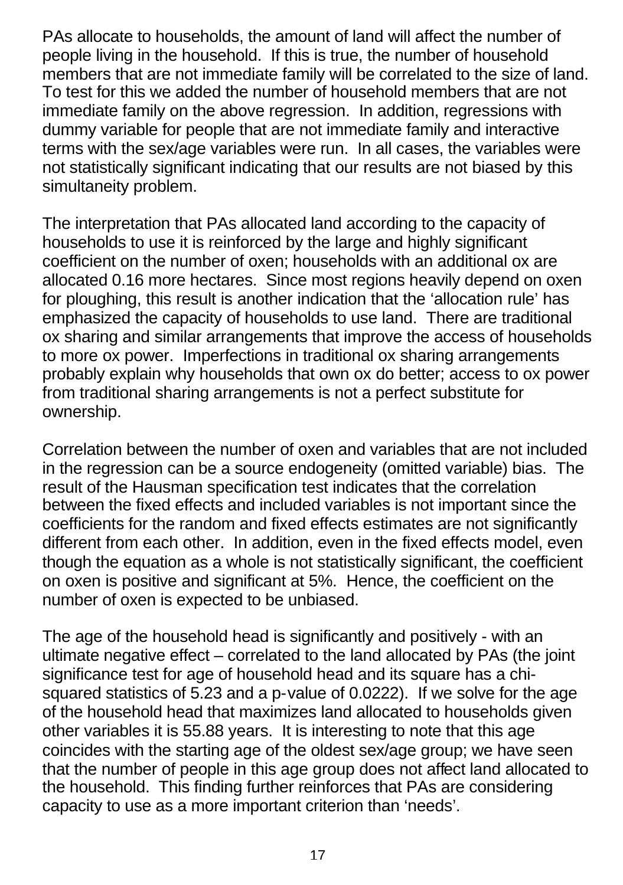PAs allocate to households, the amount of land will affect the number of people living in the household. If this is true, the number of household members that are not immediate family will be correlated to the size of land. To test for this we added the number of household members that are not immediate family on the above regression. In addition, regressions with dummy variable for people that are not immediate family and interactive terms with the sex/age variables were run. In all cases, the variables were not statistically significant indicating that our results are not biased by this simultaneity problem.

The interpretation that PAs allocated land according to the capacity of households to use it is reinforced by the large and highly significant coefficient on the number of oxen; households with an additional ox are allocated 0.16 more hectares. Since most regions heavily depend on oxen for ploughing, this result is another indication that the 'allocation rule' has emphasized the capacity of households to use land. There are traditional ox sharing and similar arrangements that improve the access of households to more ox power. Imperfections in traditional ox sharing arrangements probably explain why households that own ox do better; access to ox power from traditional sharing arrangements is not a perfect substitute for ownership.

Correlation between the number of oxen and variables that are not included in the regression can be a source endogeneity (omitted variable) bias. The result of the Hausman specification test indicates that the correlation between the fixed effects and included variables is not important since the coefficients for the random and fixed effects estimates are not significantly different from each other. In addition, even in the fixed effects model, even though the equation as a whole is not statistically significant, the coefficient on oxen is positive and significant at 5%. Hence, the coefficient on the number of oxen is expected to be unbiased.

The age of the household head is significantly and positively - with an ultimate negative effect – correlated to the land allocated by PAs (the joint significance test for age of household head and its square has a chi-squared statistics of 5.23 and a p-value of 0.0222). If we solve for the age of the household head that maximizes land allocated to households given other variables it is 55.88 years. It is interesting to note that this age coincides with the starting age of the oldest sex/age group; we have seen that the number of people in this age group does not affect land allocated to the household. This finding further reinforces that PAs are considering capacity to use as a more important criterion than 'needs'.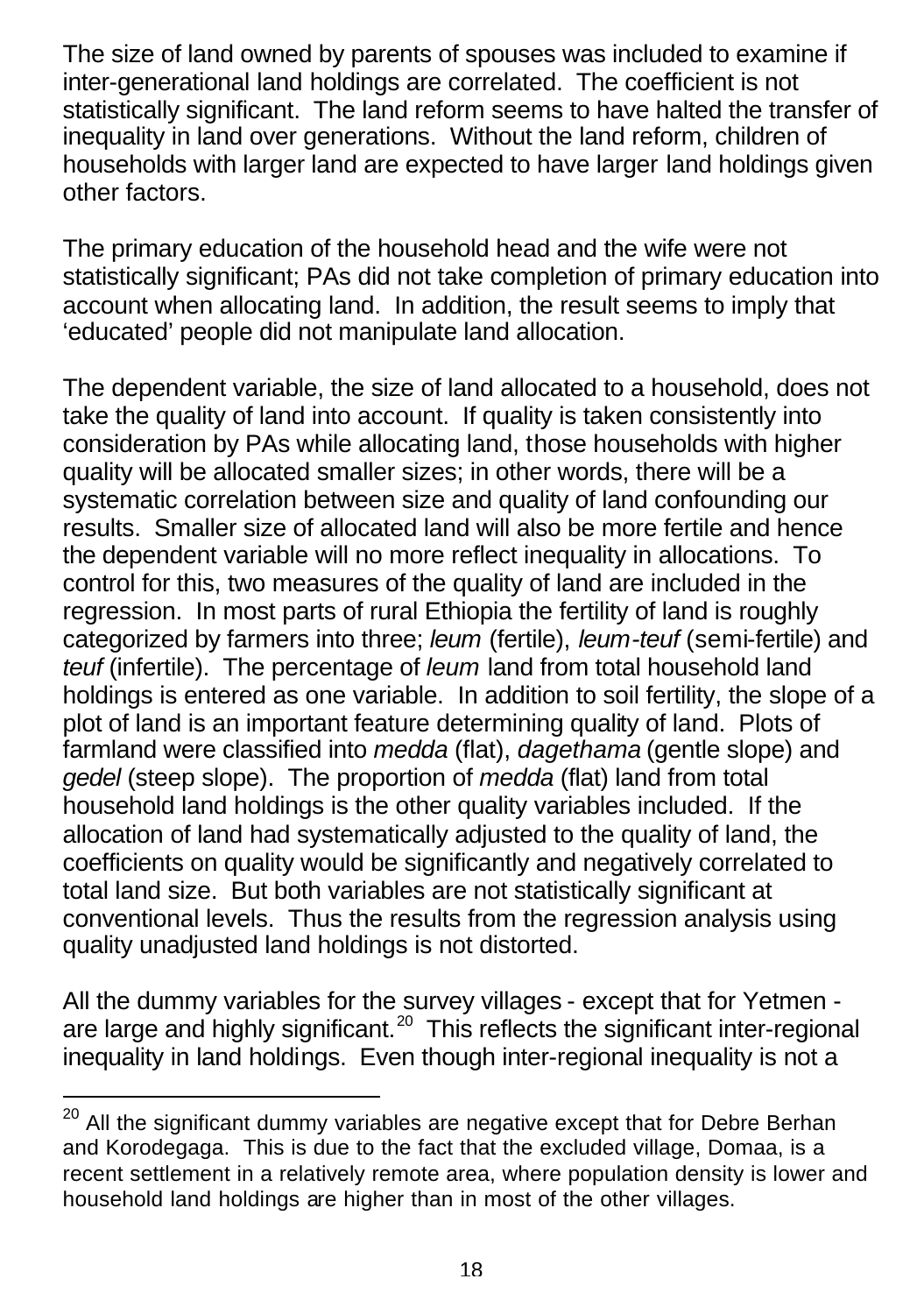The size of land owned by parents of spouses was included to examine if inter-generational land holdings are correlated. The coefficient is not statistically significant. The land reform seems to have halted the transfer of inequality in land over generations. Without the land reform, children of households with larger land are expected to have larger land holdings given other factors.

The primary education of the household head and the wife were not statistically significant; PAs did not take completion of primary education into account when allocating land. In addition, the result seems to imply that 'educated' people did not manipulate land allocation.

The dependent variable, the size of land allocated to a household, does not take the quality of land into account. If quality is taken consistently into consideration by PAs while allocating land, those households with higher quality will be allocated smaller sizes; in other words, there will be a systematic correlation between size and quality of land confounding our results. Smaller size of allocated land will also be more fertile and hence the dependent variable will no more reflect inequality in allocations. To control for this, two measures of the quality of land are included in the regression. In most parts of rural Ethiopia the fertility of land is roughly categorized by farmers into three; *leum* (fertile), *leum-teuf* (semi-fertile) and *teuf* (infertile). The percentage of *leum* land from total household land holdings is entered as one variable. In addition to soil fertility, the slope of a plot of land is an important feature determining quality of land. Plots of farmland were classified into *medda* (flat), *dagethama* (gentle slope) and *gedel* (steep slope). The proportion of *medda* (flat) land from total household land holdings is the other quality variables included. If the allocation of land had systematically adjusted to the quality of land, the coefficients on quality would be significantly and negatively correlated to total land size. But both variables are not statistically significant at conventional levels. Thus the results from the regression analysis using quality unadjusted land holdings is not distorted.

All the dummy variables for the survey villages - except that for Yetmen - are large and highly significant.[20] This reflects the significant inter-regional inequality in land holdings. Even though inter-regional inequality is not a

[20] All the significant dummy variables are negative except that for Debre Berhan and Korodegaga. This is due to the fact that the excluded village, Domaa, is a recent settlement in a relatively remote area, where population density is lower and household land holdings are higher than in most of the other villages.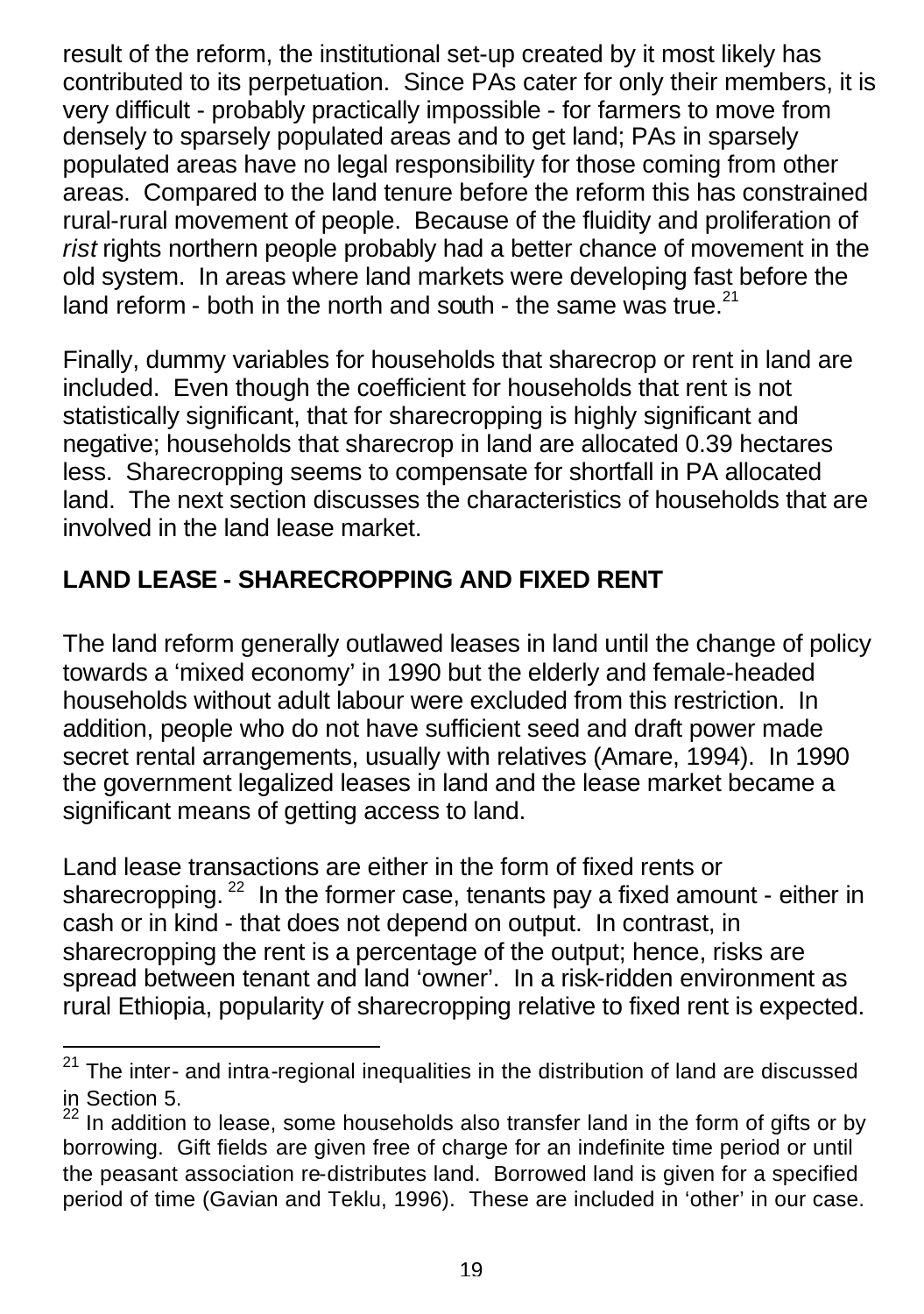result of the reform, the institutional set-up created by it most likely has contributed to its perpetuation. Since PAs cater for only their members, it is very difficult - probably practically impossible - for farmers to move from densely to sparsely populated areas and to get land; PAs in sparsely populated areas have no legal responsibility for those coming from other areas. Compared to the land tenure before the reform this has constrained rural-rural movement of people. Because of the fluidity and proliferation of *rist* rights northern people probably had a better chance of movement in the old system. In areas where land markets were developing fast before the land reform - both in the north and south - the same was true.[21]

Finally, dummy variables for households that sharecrop or rent in land are included. Even though the coefficient for households that rent is not statistically significant, that for sharecropping is highly significant and negative; households that sharecrop in land are allocated 0.39 hectares less. Sharecropping seems to compensate for shortfall in PA allocated land. The next section discusses the characteristics of households that are involved in the land lease market.

## LAND LEASE - SHARECROPPING AND FIXED RENT

The land reform generally outlawed leases in land until the change of policy towards a 'mixed economy' in 1990 but the elderly and female-headed households without adult labour were excluded from this restriction. In addition, people who do not have sufficient seed and draft power made secret rental arrangements, usually with relatives (Amare, 1994). In 1990 the government legalized leases in land and the lease market became a significant means of getting access to land.

Land lease transactions are either in the form of fixed rents or sharecropping.[22] In the former case, tenants pay a fixed amount - either in cash or in kind - that does not depend on output. In contrast, in sharecropping the rent is a percentage of the output; hence, risks are spread between tenant and land 'owner'. In a risk-ridden environment as rural Ethiopia, popularity of sharecropping relative to fixed rent is expected.

---

[21] The inter- and intra-regional inequalities in the distribution of land are discussed in Section 5.

[22] In addition to lease, some households also transfer land in the form of gifts or by borrowing. Gift fields are given free of charge for an indefinite time period or until the peasant association re-distributes land. Borrowed land is given for a specified period of time (Gavian and Teklu, 1996). These are included in 'other' in our case.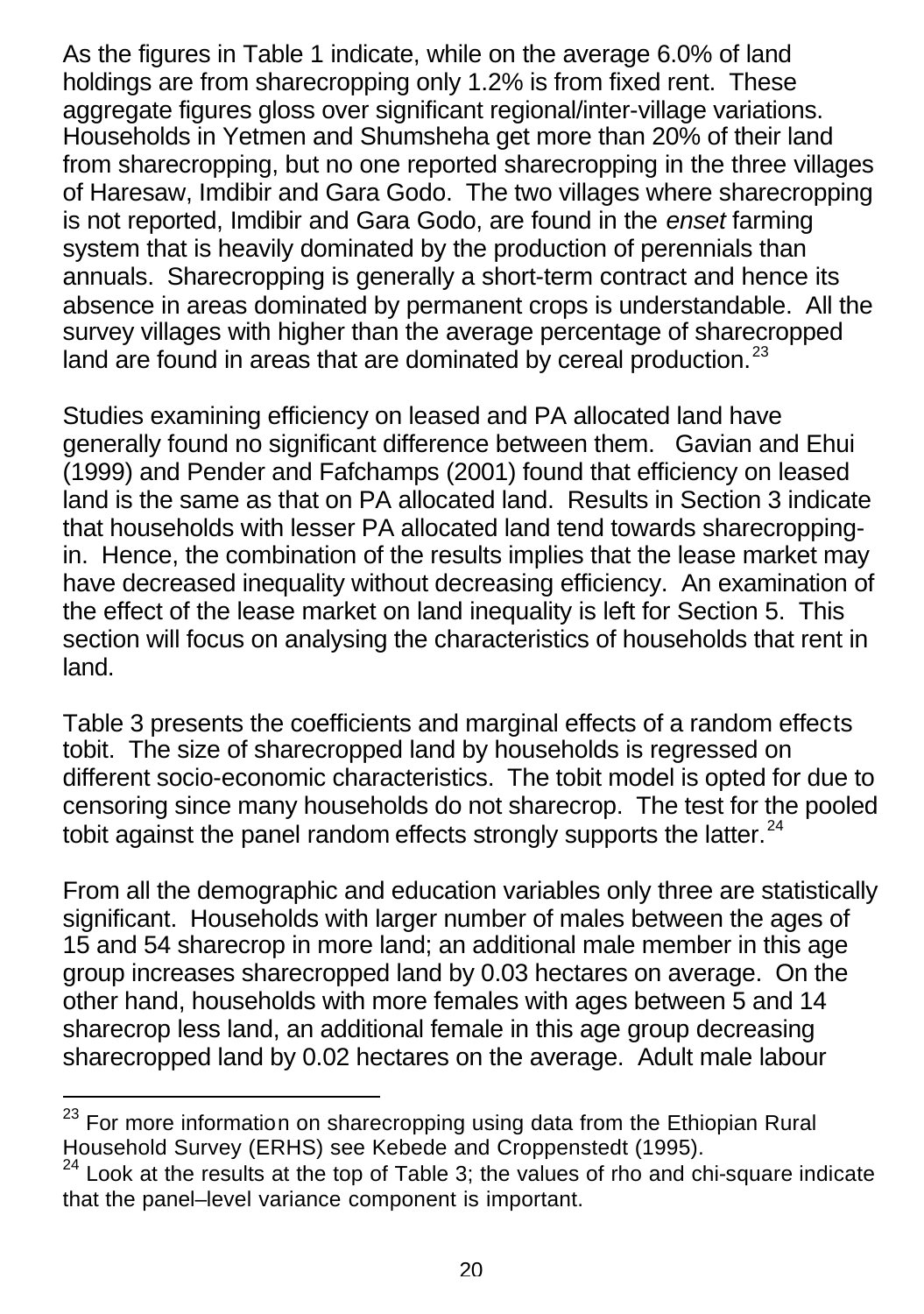As the figures in Table 1 indicate, while on the average 6.0% of land holdings are from sharecropping only 1.2% is from fixed rent. These aggregate figures gloss over significant regional/inter-village variations. Households in Yetmen and Shumsheha get more than 20% of their land from sharecropping, but no one reported sharecropping in the three villages of Haresaw, Imdibir and Gara Godo. The two villages where sharecropping is not reported, Imdibir and Gara Godo, are found in the *enset* farming system that is heavily dominated by the production of perennials than annuals. Sharecropping is generally a short-term contract and hence its absence in areas dominated by permanent crops is understandable. All the survey villages with higher than the average percentage of sharecropped land are found in areas that are dominated by cereal production.[23]

Studies examining efficiency on leased and PA allocated land have generally found no significant difference between them. Gavian and Ehui (1999) and Pender and Fafchamps (2001) found that efficiency on leased land is the same as that on PA allocated land. Results in Section 3 indicate that households with lesser PA allocated land tend towards sharecropping-in. Hence, the combination of the results implies that the lease market may have decreased inequality without decreasing efficiency. An examination of the effect of the lease market on land inequality is left for Section 5. This section will focus on analysing the characteristics of households that rent in land.

Table 3 presents the coefficients and marginal effects of a random effects tobit. The size of sharecropped land by households is regressed on different socio-economic characteristics. The tobit model is opted for due to censoring since many households do not sharecrop. The test for the pooled tobit against the panel random effects strongly supports the latter.[24]

From all the demographic and education variables only three are statistically significant. Households with larger number of males between the ages of 15 and 54 sharecrop in more land; an additional male member in this age group increases sharecropped land by 0.03 hectares on average. On the other hand, households with more females with ages between 5 and 14 sharecrop less land, an additional female in this age group decreasing sharecropped land by 0.02 hectares on the average. Adult male labour

---

[23] For more information on sharecropping using data from the Ethiopian Rural Household Survey (ERHS) see Kebede and Croppenstedt (1995).

[24] Look at the results at the top of Table 3; the values of rho and chi-square indicate that the panel–level variance component is important.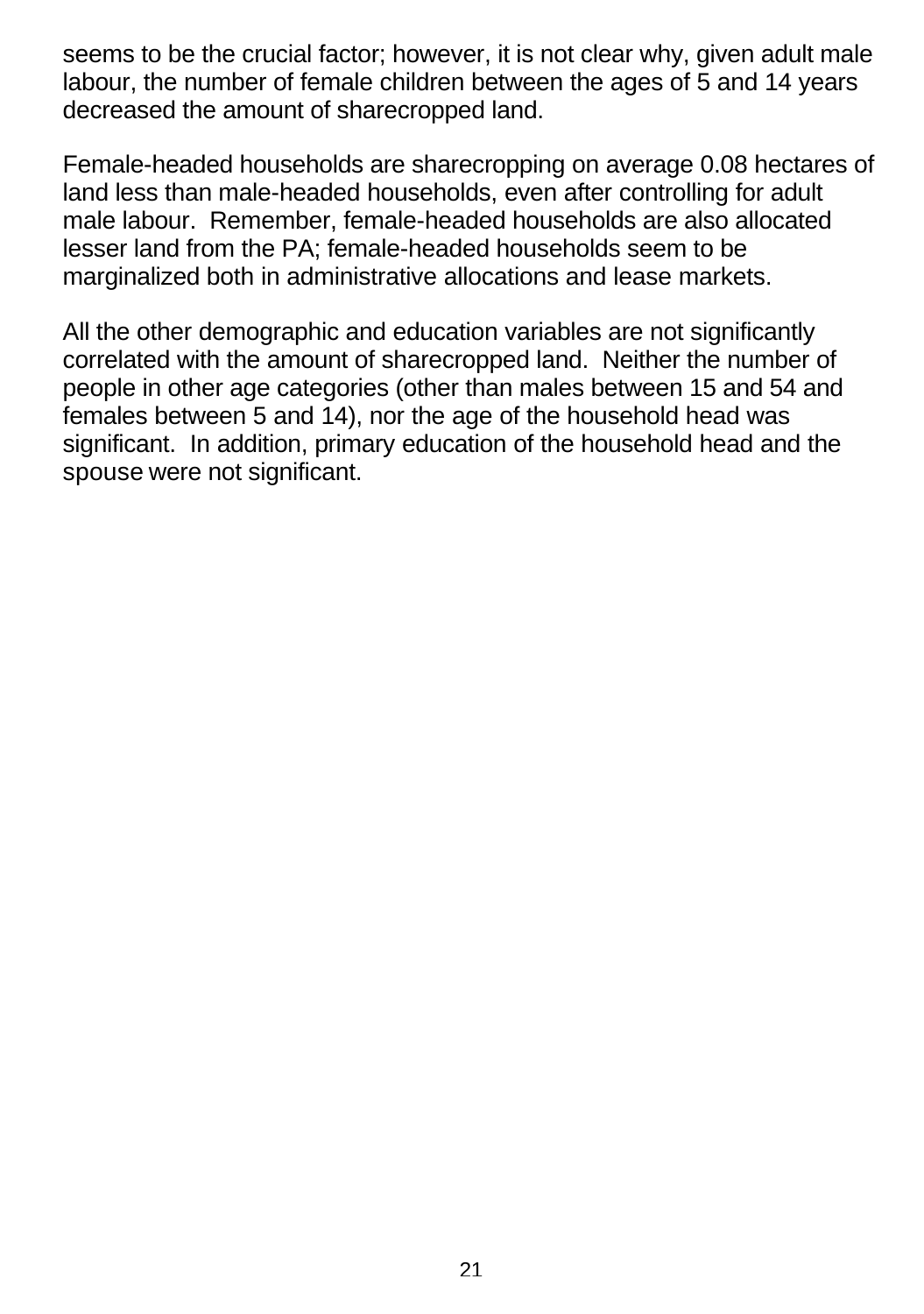seems to be the crucial factor; however, it is not clear why, given adult male labour, the number of female children between the ages of 5 and 14 years decreased the amount of sharecropped land.

Female-headed households are sharecropping on average 0.08 hectares of land less than male-headed households, even after controlling for adult male labour. Remember, female-headed households are also allocated lesser land from the PA; female-headed households seem to be marginalized both in administrative allocations and lease markets.

All the other demographic and education variables are not significantly correlated with the amount of sharecropped land. Neither the number of people in other age categories (other than males between 15 and 54 and females between 5 and 14), nor the age of the household head was significant. In addition, primary education of the household head and the spouse were not significant.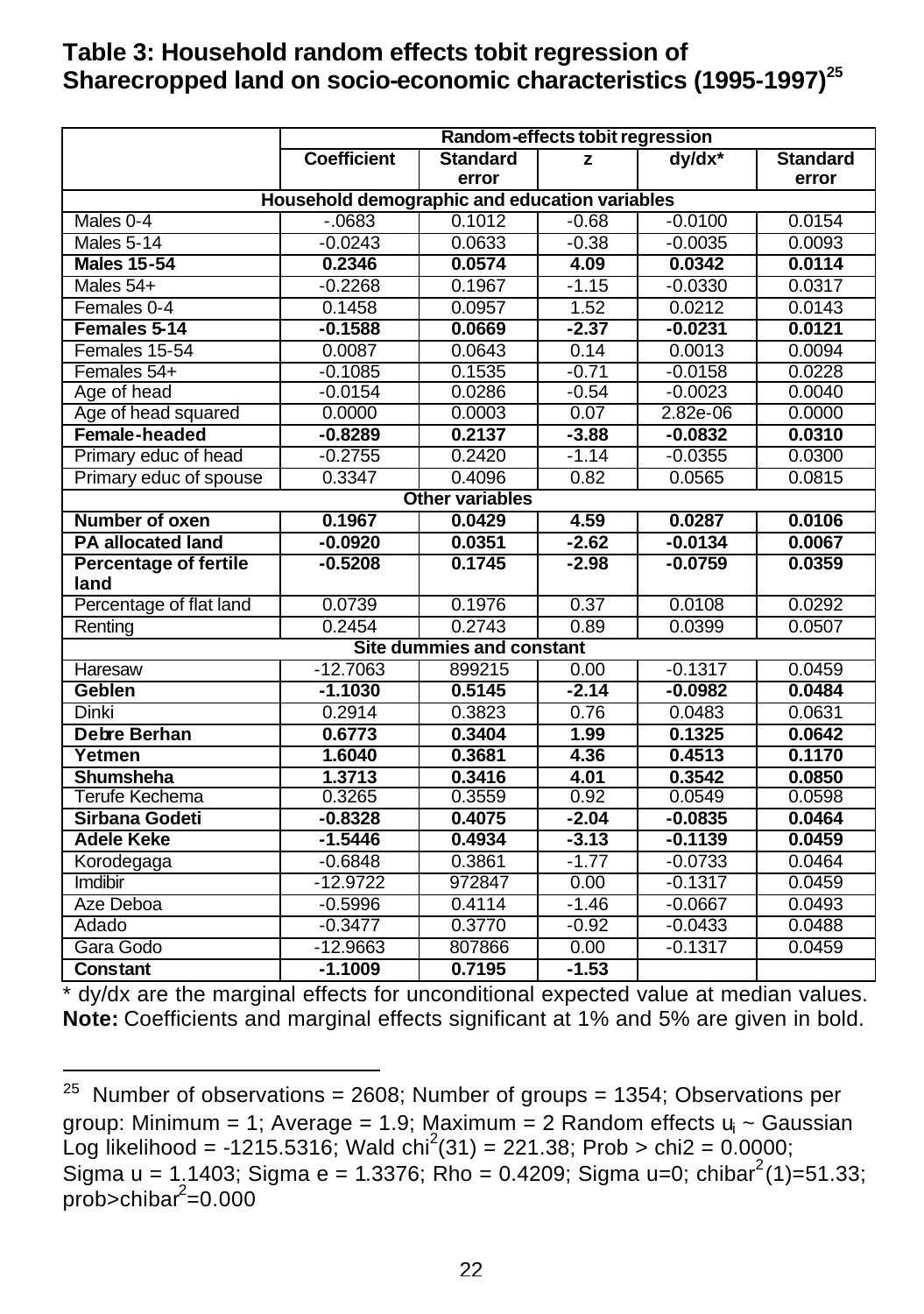## Table 3: Household random effects tobit regression of Sharecropped land on socio-economic characteristics (1995-1997)[25]

| | Random-effects tobit regression | | | | |
|---|---|---|---|---|---|
| | Coefficient | Standard error | z | dy/dx* | Standard error |
| **Household demographic and education variables** | | | | | |
| Males 0-4 | -.0683 | 0.1012 | -0.68 | -0.0100 | 0.0154 |
| Males 5-14 | -0.0243 | 0.0633 | -0.38 | -0.0035 | 0.0093 |
| **Males 15-54** | **0.2346** | **0.0574** | **4.09** | **0.0342** | **0.0114** |
| Males 54+ | -0.2268 | 0.1967 | -1.15 | -0.0330 | 0.0317 |
| Females 0-4 | 0.1458 | 0.0957 | 1.52 | 0.0212 | 0.0143 |
| **Females 5-14** | **-0.1588** | **0.0669** | **-2.37** | **-0.0231** | **0.0121** |
| Females 15-54 | 0.0087 | 0.0643 | 0.14 | 0.0013 | 0.0094 |
| Females 54+ | -0.1085 | 0.1535 | -0.71 | -0.0158 | 0.0228 |
| Age of head | -0.0154 | 0.0286 | -0.54 | -0.0023 | 0.0040 |
| Age of head squared | 0.0000 | 0.0003 | 0.07 | 2.82e-06 | 0.0000 |
| **Female-headed** | **-0.8289** | **0.2137** | **-3.88** | **-0.0832** | **0.0310** |
| Primary educ of head | -0.2755 | 0.2420 | -1.14 | -0.0355 | 0.0300 |
| Primary educ of spouse | 0.3347 | 0.4096 | 0.82 | 0.0565 | 0.0815 |
| **Other variables** | | | | | |
| **Number of oxen** | **0.1967** | **0.0429** | **4.59** | **0.0287** | **0.0106** |
| **PA allocated land** | **-0.0920** | **0.0351** | **-2.62** | **-0.0134** | **0.0067** |
| **Percentage of fertile land** | **-0.5208** | **0.1745** | **-2.98** | **-0.0759** | **0.0359** |
| Percentage of flat land | 0.0739 | 0.1976 | 0.37 | 0.0108 | 0.0292 |
| Renting | 0.2454 | 0.2743 | 0.89 | 0.0399 | 0.0507 |
| **Site dummies and constant** | | | | | |
| Haresaw | -12.7063 | 899215 | 0.00 | -0.1317 | 0.0459 |
| **Geblen** | **-1.1030** | **0.5145** | **-2.14** | **-0.0982** | **0.0484** |
| Dinki | 0.2914 | 0.3823 | 0.76 | 0.0483 | 0.0631 |
| **Debre Berhan** | **0.6773** | **0.3404** | **1.99** | **0.1325** | **0.0642** |
| **Yetmen** | **1.6040** | **0.3681** | **4.36** | **0.4513** | **0.1170** |
| **Shumsheha** | **1.3713** | **0.3416** | **4.01** | **0.3542** | **0.0850** |
| Terufe Kechema | 0.3265 | 0.3559 | 0.92 | 0.0549 | 0.0598 |
| **Sirbana Godeti** | **-0.8328** | **0.4075** | **-2.04** | **-0.0835** | **0.0464** |
| **Adele Keke** | **-1.5446** | **0.4934** | **-3.13** | **-0.1139** | **0.0459** |
| Korodegaga | -0.6848 | 0.3861 | -1.77 | -0.0733 | 0.0464 |
| Imdibir | -12.9722 | 972847 | 0.00 | -0.1317 | 0.0459 |
| Aze Deboa | -0.5996 | 0.4114 | -1.46 | -0.0667 | 0.0493 |
| Adado | -0.3477 | 0.3770 | -0.92 | -0.0433 | 0.0488 |
| Gara Godo | -12.9663 | 807866 | 0.00 | -0.1317 | 0.0459 |
| **Constant** | **-1.1009** | **0.7195** | **-1.53** | | |

* dy/dx are the marginal effects for unconditional expected value at median values.
**Note:** Coefficients and marginal effects significant at 1% and 5% are given in bold.

[25] Number of observations = 2608; Number of groups = 1354; Observations per group: Minimum = 1; Average = 1.9; Maximum = 2 Random effects $u_i$ ~ Gaussian Log likelihood = -1215.5316; Wald $chi^2(31)$ = 221.38; Prob > chi2 = 0.0000; Sigma u = 1.1403; Sigma e = 1.3376; Rho = 0.4209; Sigma u=0; $chibar^2(1)$=51.33; prob>$chibar^2$=0.000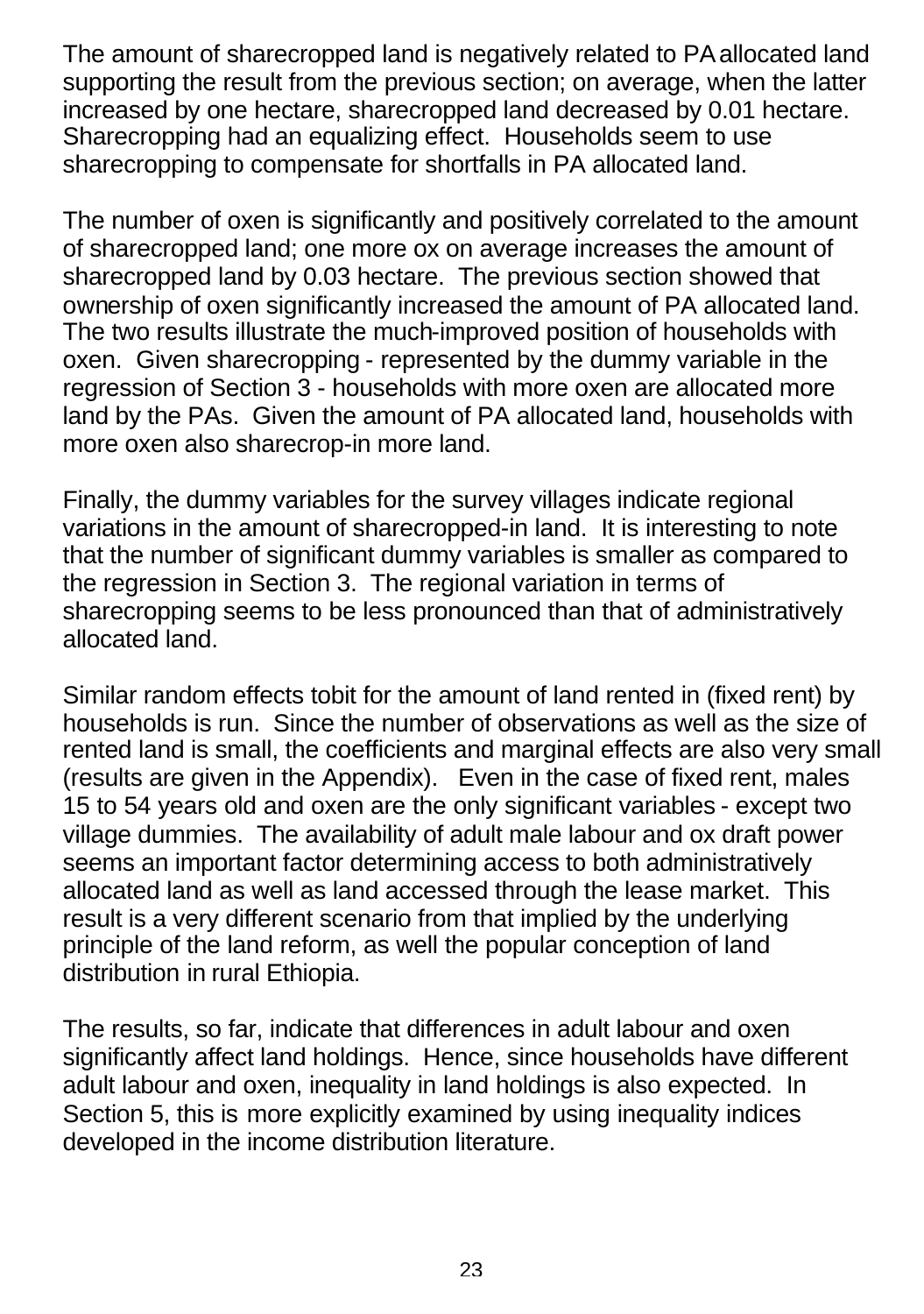The amount of sharecropped land is negatively related to PA allocated land supporting the result from the previous section; on average, when the latter increased by one hectare, sharecropped land decreased by 0.01 hectare. Sharecropping had an equalizing effect. Households seem to use sharecropping to compensate for shortfalls in PA allocated land.

The number of oxen is significantly and positively correlated to the amount of sharecropped land; one more ox on average increases the amount of sharecropped land by 0.03 hectare. The previous section showed that ownership of oxen significantly increased the amount of PA allocated land. The two results illustrate the much-improved position of households with oxen. Given sharecropping - represented by the dummy variable in the regression of Section 3 - households with more oxen are allocated more land by the PAs. Given the amount of PA allocated land, households with more oxen also sharecrop-in more land.

Finally, the dummy variables for the survey villages indicate regional variations in the amount of sharecropped-in land. It is interesting to note that the number of significant dummy variables is smaller as compared to the regression in Section 3. The regional variation in terms of sharecropping seems to be less pronounced than that of administratively allocated land.

Similar random effects tobit for the amount of land rented in (fixed rent) by households is run. Since the number of observations as well as the size of rented land is small, the coefficients and marginal effects are also very small (results are given in the Appendix). Even in the case of fixed rent, males 15 to 54 years old and oxen are the only significant variables - except two village dummies. The availability of adult male labour and ox draft power seems an important factor determining access to both administratively allocated land as well as land accessed through the lease market. This result is a very different scenario from that implied by the underlying principle of the land reform, as well the popular conception of land distribution in rural Ethiopia.

The results, so far, indicate that differences in adult labour and oxen significantly affect land holdings. Hence, since households have different adult labour and oxen, inequality in land holdings is also expected. In Section 5, this is more explicitly examined by using inequality indices developed in the income distribution literature.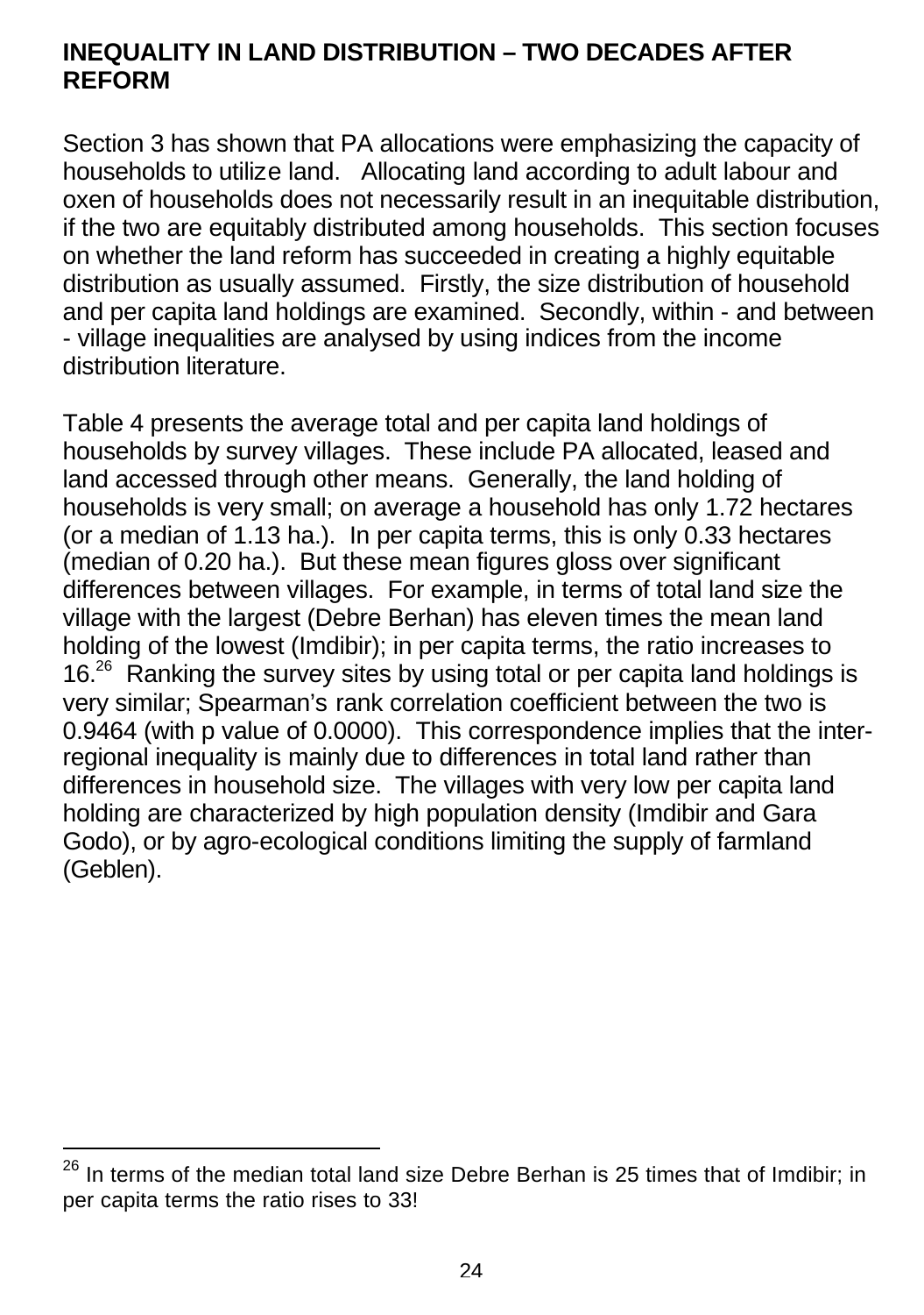## INEQUALITY IN LAND DISTRIBUTION – TWO DECADES AFTER REFORM

Section 3 has shown that PA allocations were emphasizing the capacity of households to utilize land. Allocating land according to adult labour and oxen of households does not necessarily result in an inequitable distribution, if the two are equitably distributed among households. This section focuses on whether the land reform has succeeded in creating a highly equitable distribution as usually assumed. Firstly, the size distribution of household and per capita land holdings are examined. Secondly, within - and between - village inequalities are analysed by using indices from the income distribution literature.

Table 4 presents the average total and per capita land holdings of households by survey villages. These include PA allocated, leased and land accessed through other means. Generally, the land holding of households is very small; on average a household has only 1.72 hectares (or a median of 1.13 ha.). In per capita terms, this is only 0.33 hectares (median of 0.20 ha.). But these mean figures gloss over significant differences between villages. For example, in terms of total land size the village with the largest (Debre Berhan) has eleven times the mean land holding of the lowest (Imdibir); in per capita terms, the ratio increases to 16.[26] Ranking the survey sites by using total or per capita land holdings is very similar; Spearman's rank correlation coefficient between the two is 0.9464 (with p value of 0.0000). This correspondence implies that the inter-regional inequality is mainly due to differences in total land rather than differences in household size. The villages with very low per capita land holding are characterized by high population density (Imdibir and Gara Godo), or by agro-ecological conditions limiting the supply of farmland (Geblen).

[26] In terms of the median total land size Debre Berhan is 25 times that of Imdibir; in per capita terms the ratio rises to 33!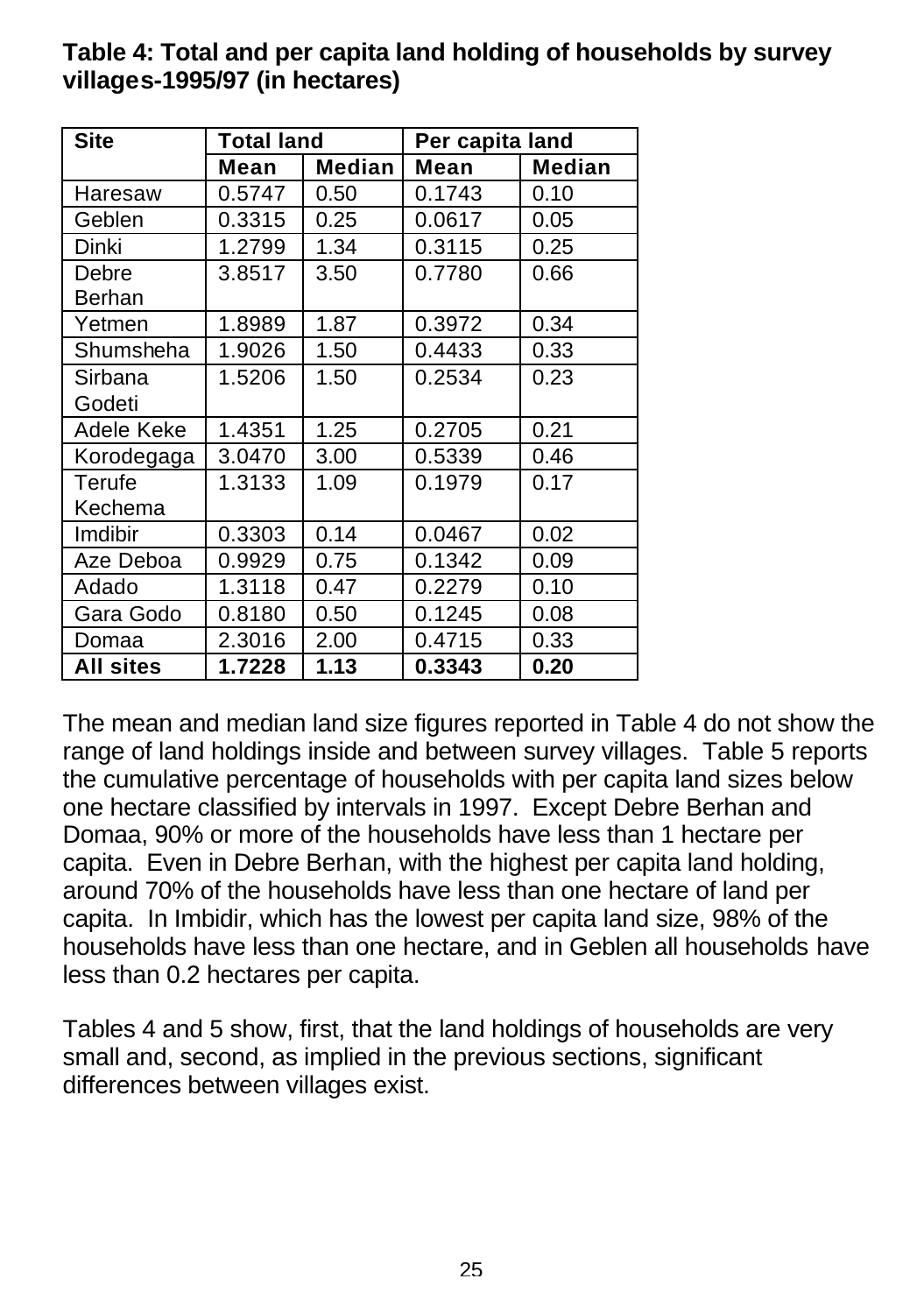**Table 4: Total and per capita land holding of households by survey villages-1995/97 (in hectares)**

| Site | Total land | | Per capita land | |
|---|---|---|---|---|
| | Mean | Median | Mean | Median |
| Haresaw | 0.5747 | 0.50 | 0.1743 | 0.10 |
| Geblen | 0.3315 | 0.25 | 0.0617 | 0.05 |
| Dinki | 1.2799 | 1.34 | 0.3115 | 0.25 |
| Debre Berhan | 3.8517 | 3.50 | 0.7780 | 0.66 |
| Yetmen | 1.8989 | 1.87 | 0.3972 | 0.34 |
| Shumsheha | 1.9026 | 1.50 | 0.4433 | 0.33 |
| Sirbana Godeti | 1.5206 | 1.50 | 0.2534 | 0.23 |
| Adele Keke | 1.4351 | 1.25 | 0.2705 | 0.21 |
| Korodegaga | 3.0470 | 3.00 | 0.5339 | 0.46 |
| Terufe Kechema | 1.3133 | 1.09 | 0.1979 | 0.17 |
| Imdibir | 0.3303 | 0.14 | 0.0467 | 0.02 |
| Aze Deboa | 0.9929 | 0.75 | 0.1342 | 0.09 |
| Adado | 1.3118 | 0.47 | 0.2279 | 0.10 |
| Gara Godo | 0.8180 | 0.50 | 0.1245 | 0.08 |
| Domaa | 2.3016 | 2.00 | 0.4715 | 0.33 |
| **All sites** | **1.7228** | **1.13** | **0.3343** | **0.20** |

The mean and median land size figures reported in Table 4 do not show the range of land holdings inside and between survey villages. Table 5 reports the cumulative percentage of households with per capita land sizes below one hectare classified by intervals in 1997. Except Debre Berhan and Domaa, 90% or more of the households have less than 1 hectare per capita. Even in Debre Berhan, with the highest per capita land holding, around 70% of the households have less than one hectare of land per capita. In Imbidir, which has the lowest per capita land size, 98% of the households have less than one hectare, and in Geblen all households have less than 0.2 hectares per capita.

Tables 4 and 5 show, first, that the land holdings of households are very small and, second, as implied in the previous sections, significant differences between villages exist.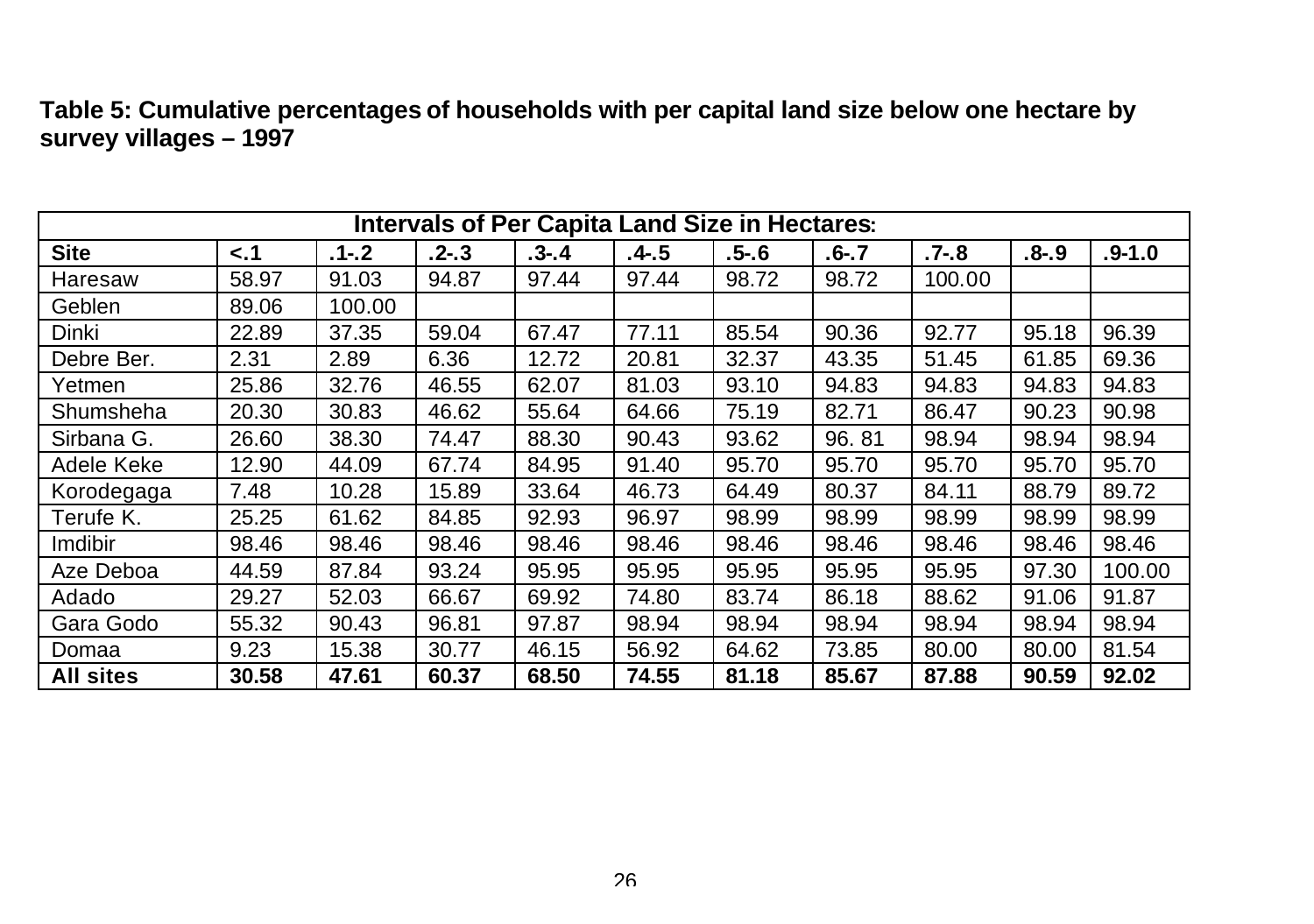**Table 5: Cumulative percentages of households with per capital land size below one hectare by survey villages – 1997**

| Intervals of Per Capita Land Size in Hectares: | | | | | | | | | | |
|---|---|---|---|---|---|---|---|---|---|---|
| **Site** | **<.1** | **.1-.2** | **.2-.3** | **.3-.4** | **.4-.5** | **.5-.6** | **.6-.7** | **.7-.8** | **.8-.9** | **.9-1.0** |
| Haresaw | 58.97 | 91.03 | 94.87 | 97.44 | 97.44 | 98.72 | 98.72 | 100.00 | | |
| Geblen | 89.06 | 100.00 | | | | | | | | |
| Dinki | 22.89 | 37.35 | 59.04 | 67.47 | 77.11 | 85.54 | 90.36 | 92.77 | 95.18 | 96.39 |
| Debre Ber. | 2.31 | 2.89 | 6.36 | 12.72 | 20.81 | 32.37 | 43.35 | 51.45 | 61.85 | 69.36 |
| Yetmen | 25.86 | 32.76 | 46.55 | 62.07 | 81.03 | 93.10 | 94.83 | 94.83 | 94.83 | 94.83 |
| Shumsheha | 20.30 | 30.83 | 46.62 | 55.64 | 64.66 | 75.19 | 82.71 | 86.47 | 90.23 | 90.98 |
| Sirbana G. | 26.60 | 38.30 | 74.47 | 88.30 | 90.43 | 93.62 | 96. 81 | 98.94 | 98.94 | 98.94 |
| Adele Keke | 12.90 | 44.09 | 67.74 | 84.95 | 91.40 | 95.70 | 95.70 | 95.70 | 95.70 | 95.70 |
| Korodegaga | 7.48 | 10.28 | 15.89 | 33.64 | 46.73 | 64.49 | 80.37 | 84.11 | 88.79 | 89.72 |
| Terufe K. | 25.25 | 61.62 | 84.85 | 92.93 | 96.97 | 98.99 | 98.99 | 98.99 | 98.99 | 98.99 |
| Imdibir | 98.46 | 98.46 | 98.46 | 98.46 | 98.46 | 98.46 | 98.46 | 98.46 | 98.46 | 98.46 |
| Aze Deboa | 44.59 | 87.84 | 93.24 | 95.95 | 95.95 | 95.95 | 95.95 | 95.95 | 97.30 | 100.00 |
| Adado | 29.27 | 52.03 | 66.67 | 69.92 | 74.80 | 83.74 | 86.18 | 88.62 | 91.06 | 91.87 |
| Gara Godo | 55.32 | 90.43 | 96.81 | 97.87 | 98.94 | 98.94 | 98.94 | 98.94 | 98.94 | 98.94 |
| Domaa | 9.23 | 15.38 | 30.77 | 46.15 | 56.92 | 64.62 | 73.85 | 80.00 | 80.00 | 81.54 |
| **All sites** | **30.58** | **47.61** | **60.37** | **68.50** | **74.55** | **81.18** | **85.67** | **87.88** | **90.59** | **92.02** |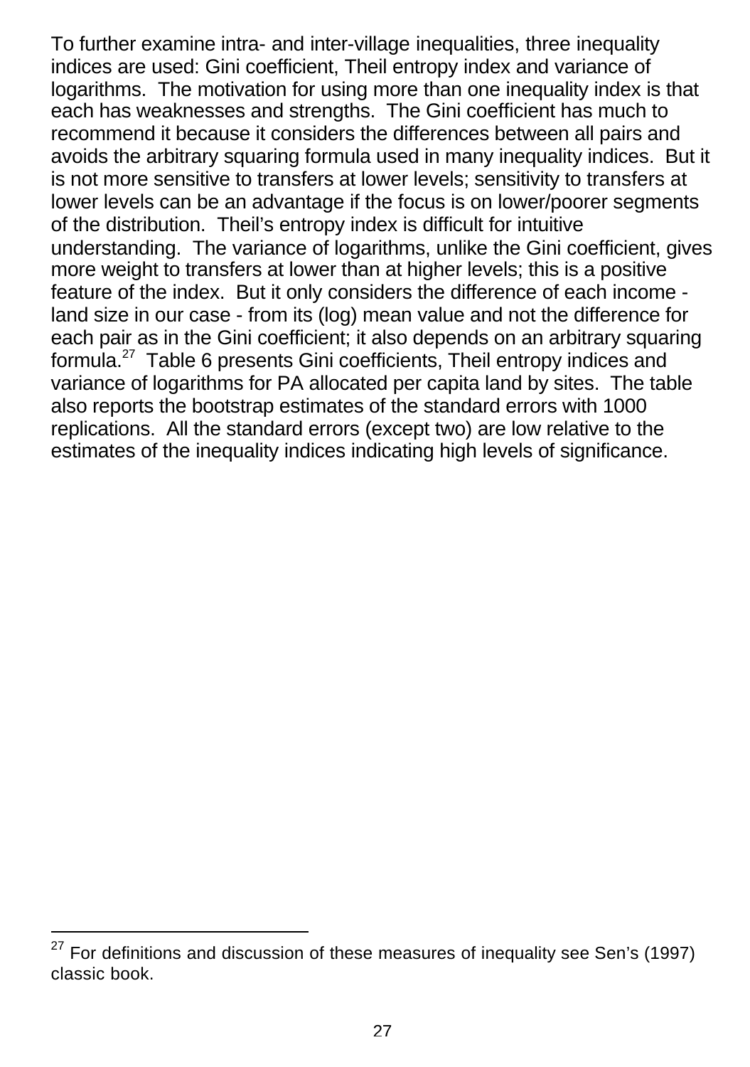To further examine intra- and inter-village inequalities, three inequality indices are used: Gini coefficient, Theil entropy index and variance of logarithms. The motivation for using more than one inequality index is that each has weaknesses and strengths. The Gini coefficient has much to recommend it because it considers the differences between all pairs and avoids the arbitrary squaring formula used in many inequality indices. But it is not more sensitive to transfers at lower levels; sensitivity to transfers at lower levels can be an advantage if the focus is on lower/poorer segments of the distribution. Theil's entropy index is difficult for intuitive understanding. The variance of logarithms, unlike the Gini coefficient, gives more weight to transfers at lower than at higher levels; this is a positive feature of the index. But it only considers the difference of each income - land size in our case - from its (log) mean value and not the difference for each pair as in the Gini coefficient; it also depends on an arbitrary squaring formula.[27] Table 6 presents Gini coefficients, Theil entropy indices and variance of logarithms for PA allocated per capita land by sites. The table also reports the bootstrap estimates of the standard errors with 1000 replications. All the standard errors (except two) are low relative to the estimates of the inequality indices indicating high levels of significance.

---

[27] For definitions and discussion of these measures of inequality see Sen's (1997) classic book.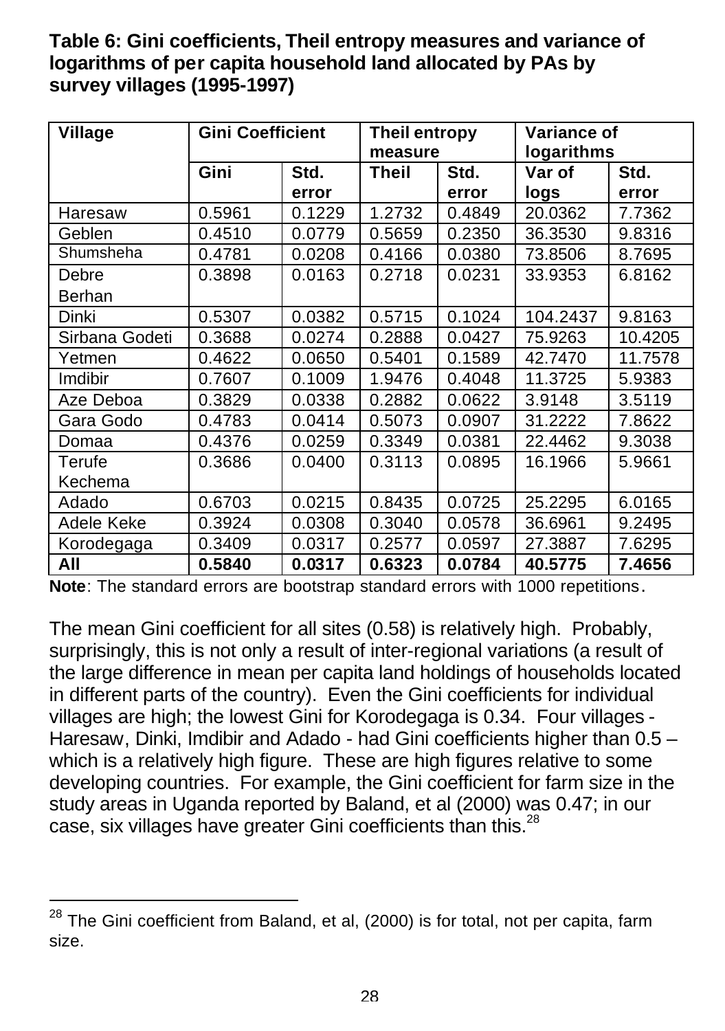**Table 6: Gini coefficients, Theil entropy measures and variance of logarithms of per capita household land allocated by PAs by survey villages (1995-1997)**

| Village | Gini Coefficient | | Theil entropy measure | | Variance of logarithms | |
|---|---|---|---|---|---|---|
| | Gini | Std. error | Theil | Std. error | Var of logs | Std. error |
| Haresaw | 0.5961 | 0.1229 | 1.2732 | 0.4849 | 20.0362 | 7.7362 |
| Geblen | 0.4510 | 0.0779 | 0.5659 | 0.2350 | 36.3530 | 9.8316 |
| Shumsheha | 0.4781 | 0.0208 | 0.4166 | 0.0380 | 73.8506 | 8.7695 |
| Debre Berhan | 0.3898 | 0.0163 | 0.2718 | 0.0231 | 33.9353 | 6.8162 |
| Dinki | 0.5307 | 0.0382 | 0.5715 | 0.1024 | 104.2437 | 9.8163 |
| Sirbana Godeti | 0.3688 | 0.0274 | 0.2888 | 0.0427 | 75.9263 | 10.4205 |
| Yetmen | 0.4622 | 0.0650 | 0.5401 | 0.1589 | 42.7470 | 11.7578 |
| Imdibir | 0.7607 | 0.1009 | 1.9476 | 0.4048 | 11.3725 | 5.9383 |
| Aze Deboa | 0.3829 | 0.0338 | 0.2882 | 0.0622 | 3.9148 | 3.5119 |
| Gara Godo | 0.4783 | 0.0414 | 0.5073 | 0.0907 | 31.2222 | 7.8622 |
| Domaa | 0.4376 | 0.0259 | 0.3349 | 0.0381 | 22.4462 | 9.3038 |
| Terufe Kechema | 0.3686 | 0.0400 | 0.3113 | 0.0895 | 16.1966 | 5.9661 |
| Adado | 0.6703 | 0.0215 | 0.8435 | 0.0725 | 25.2295 | 6.0165 |
| Adele Keke | 0.3924 | 0.0308 | 0.3040 | 0.0578 | 36.6961 | 9.2495 |
| Korodegaga | 0.3409 | 0.0317 | 0.2577 | 0.0597 | 27.3887 | 7.6295 |
| **All** | **0.5840** | **0.0317** | **0.6323** | **0.0784** | **40.5775** | **7.4656** |

**Note**: The standard errors are bootstrap standard errors with 1000 repetitions.

The mean Gini coefficient for all sites (0.58) is relatively high. Probably, surprisingly, this is not only a result of inter-regional variations (a result of the large difference in mean per capita land holdings of households located in different parts of the country). Even the Gini coefficients for individual villages are high; the lowest Gini for Korodegaga is 0.34. Four villages - Haresaw, Dinki, Imdibir and Adado - had Gini coefficients higher than 0.5 – which is a relatively high figure. These are high figures relative to some developing countries. For example, the Gini coefficient for farm size in the study areas in Uganda reported by Baland, et al (2000) was 0.47; in our case, six villages have greater Gini coefficients than this.[28]

[28] The Gini coefficient from Baland, et al, (2000) is for total, not per capita, farm size.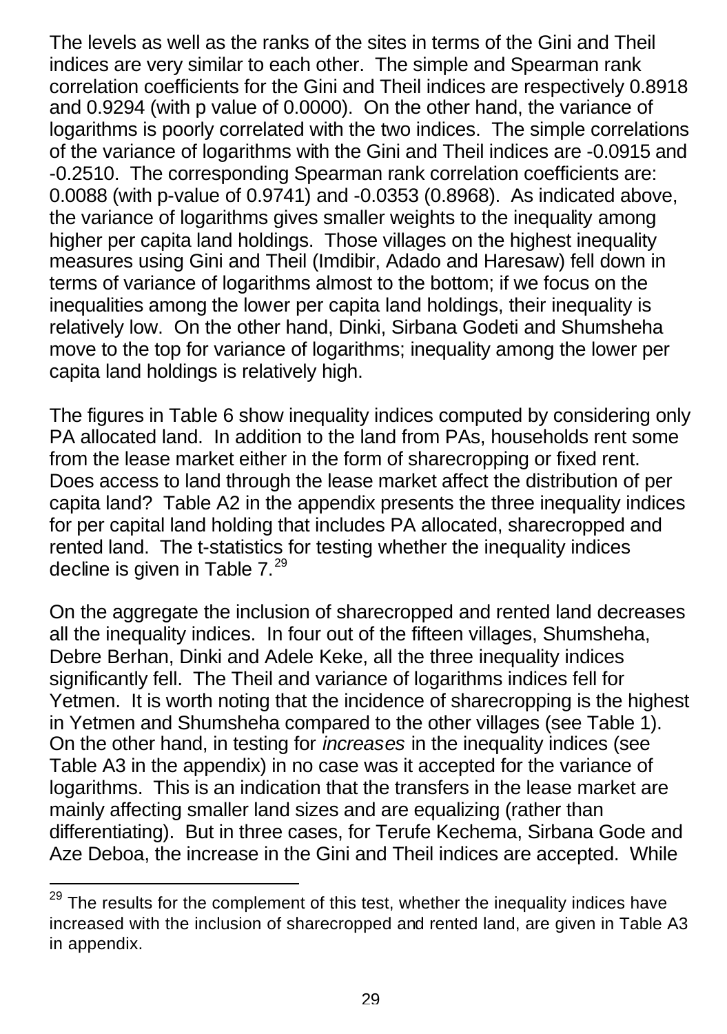The levels as well as the ranks of the sites in terms of the Gini and Theil indices are very similar to each other. The simple and Spearman rank correlation coefficients for the Gini and Theil indices are respectively 0.8918 and 0.9294 (with p value of 0.0000). On the other hand, the variance of logarithms is poorly correlated with the two indices. The simple correlations of the variance of logarithms with the Gini and Theil indices are -0.0915 and -0.2510. The corresponding Spearman rank correlation coefficients are: 0.0088 (with p-value of 0.9741) and -0.0353 (0.8968). As indicated above, the variance of logarithms gives smaller weights to the inequality among higher per capita land holdings. Those villages on the highest inequality measures using Gini and Theil (Imdibir, Adado and Haresaw) fell down in terms of variance of logarithms almost to the bottom; if we focus on the inequalities among the lower per capita land holdings, their inequality is relatively low. On the other hand, Dinki, Sirbana Godeti and Shumsheha move to the top for variance of logarithms; inequality among the lower per capita land holdings is relatively high.

The figures in Table 6 show inequality indices computed by considering only PA allocated land. In addition to the land from PAs, households rent some from the lease market either in the form of sharecropping or fixed rent. Does access to land through the lease market affect the distribution of per capita land? Table A2 in the appendix presents the three inequality indices for per capital land holding that includes PA allocated, sharecropped and rented land. The t-statistics for testing whether the inequality indices decline is given in Table 7.[29]

On the aggregate the inclusion of sharecropped and rented land decreases all the inequality indices. In four out of the fifteen villages, Shumsheha, Debre Berhan, Dinki and Adele Keke, all the three inequality indices significantly fell. The Theil and variance of logarithms indices fell for Yetmen. It is worth noting that the incidence of sharecropping is the highest in Yetmen and Shumsheha compared to the other villages (see Table 1). On the other hand, in testing for *increases* in the inequality indices (see Table A3 in the appendix) in no case was it accepted for the variance of logarithms. This is an indication that the transfers in the lease market are mainly affecting smaller land sizes and are equalizing (rather than differentiating). But in three cases, for Terufe Kechema, Sirbana Gode and Aze Deboa, the increase in the Gini and Theil indices are accepted. While

[29] The results for the complement of this test, whether the inequality indices have increased with the inclusion of sharecropped and rented land, are given in Table A3 in appendix.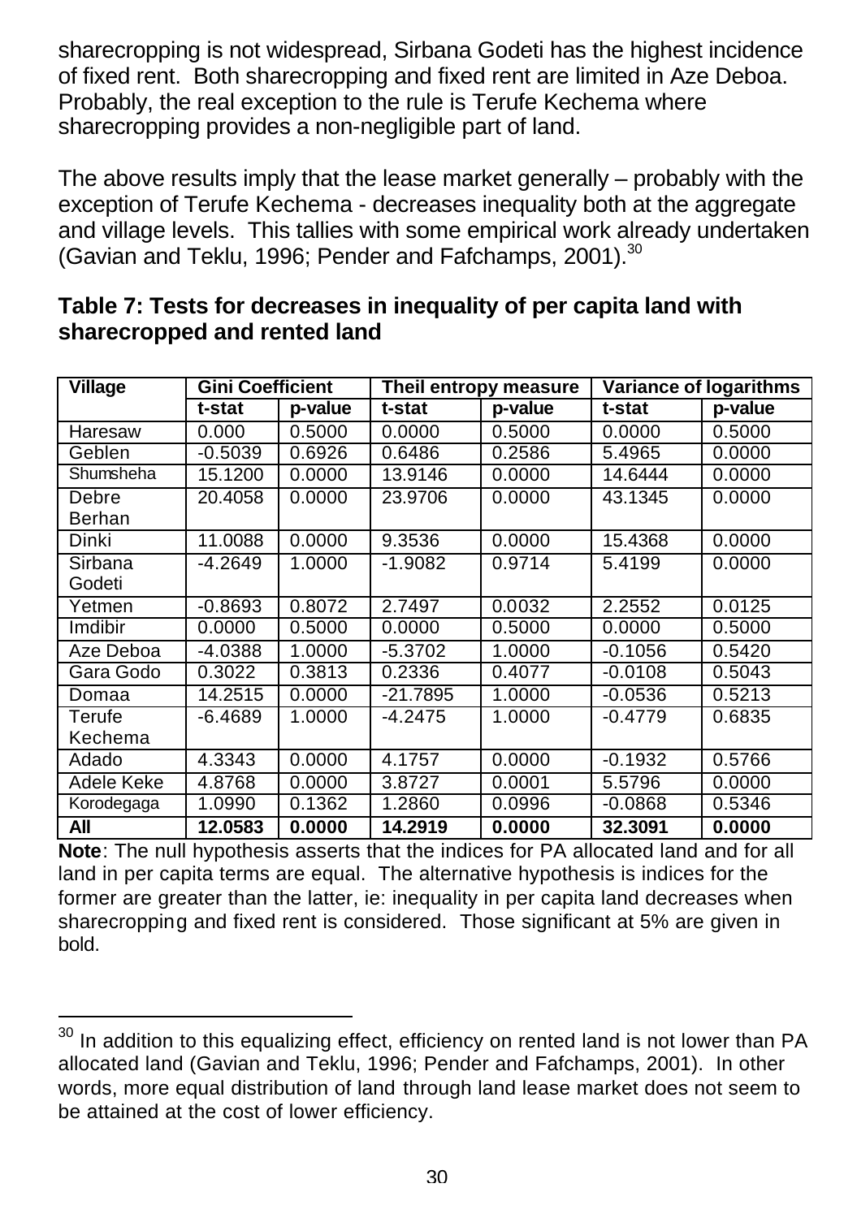sharecropping is not widespread, Sirbana Godeti has the highest incidence of fixed rent. Both sharecropping and fixed rent are limited in Aze Deboa. Probably, the real exception to the rule is Terufe Kechema where sharecropping provides a non-negligible part of land.

The above results imply that the lease market generally – probably with the exception of Terufe Kechema - decreases inequality both at the aggregate and village levels. This tallies with some empirical work already undertaken (Gavian and Teklu, 1996; Pender and Fafchamps, 2001).[30]

**Table 7: Tests for decreases in inequality of per capita land with sharecropped and rented land**

| Village | Gini Coefficient | | Theil entropy measure | | Variance of logarithms | |
|---|---|---|---|---|---|---|
| | t-stat | p-value | t-stat | p-value | t-stat | p-value |
| Haresaw | 0.000 | 0.5000 | 0.0000 | 0.5000 | 0.0000 | 0.5000 |
| Geblen | -0.5039 | 0.6926 | 0.6486 | 0.2586 | 5.4965 | 0.0000 |
| Shumsheha | 15.1200 | 0.0000 | 13.9146 | 0.0000 | 14.6444 | 0.0000 |
| Debre Berhan | 20.4058 | 0.0000 | 23.9706 | 0.0000 | 43.1345 | 0.0000 |
| Dinki | 11.0088 | 0.0000 | 9.3536 | 0.0000 | 15.4368 | 0.0000 |
| Sirbana Godeti | -4.2649 | 1.0000 | -1.9082 | 0.9714 | 5.4199 | 0.0000 |
| Yetmen | -0.8693 | 0.8072 | 2.7497 | 0.0032 | 2.2552 | 0.0125 |
| Imdibir | 0.0000 | 0.5000 | 0.0000 | 0.5000 | 0.0000 | 0.5000 |
| Aze Deboa | -4.0388 | 1.0000 | -5.3702 | 1.0000 | -0.1056 | 0.5420 |
| Gara Godo | 0.3022 | 0.3813 | 0.2336 | 0.4077 | -0.0108 | 0.5043 |
| Domaa | 14.2515 | 0.0000 | -21.7895 | 1.0000 | -0.0536 | 0.5213 |
| Terufe Kechema | -6.4689 | 1.0000 | -4.2475 | 1.0000 | -0.4779 | 0.6835 |
| Adado | 4.3343 | 0.0000 | 4.1757 | 0.0000 | -0.1932 | 0.5766 |
| Adele Keke | 4.8768 | 0.0000 | 3.8727 | 0.0001 | 5.5796 | 0.0000 |
| Korodegaga | 1.0990 | 0.1362 | 1.2860 | 0.0996 | -0.0868 | 0.5346 |
| **All** | **12.0583** | **0.0000** | **14.2919** | **0.0000** | **32.3091** | **0.0000** |

**Note**: The null hypothesis asserts that the indices for PA allocated land and for all land in per capita terms are equal. The alternative hypothesis is indices for the former are greater than the latter, ie: inequality in per capita land decreases when sharecropping and fixed rent is considered. Those significant at 5% are given in bold.

[30] In addition to this equalizing effect, efficiency on rented land is not lower than PA allocated land (Gavian and Teklu, 1996; Pender and Fafchamps, 2001). In other words, more equal distribution of land through land lease market does not seem to be attained at the cost of lower efficiency.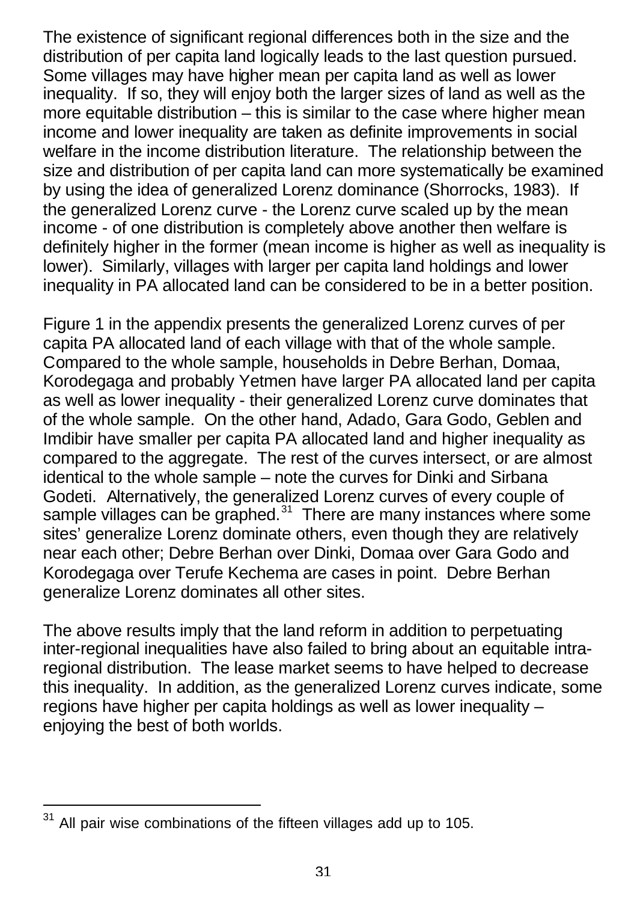The existence of significant regional differences both in the size and the distribution of per capita land logically leads to the last question pursued. Some villages may have higher mean per capita land as well as lower inequality. If so, they will enjoy both the larger sizes of land as well as the more equitable distribution – this is similar to the case where higher mean income and lower inequality are taken as definite improvements in social welfare in the income distribution literature. The relationship between the size and distribution of per capita land can more systematically be examined by using the idea of generalized Lorenz dominance (Shorrocks, 1983). If the generalized Lorenz curve - the Lorenz curve scaled up by the mean income - of one distribution is completely above another then welfare is definitely higher in the former (mean income is higher as well as inequality is lower). Similarly, villages with larger per capita land holdings and lower inequality in PA allocated land can be considered to be in a better position.

Figure 1 in the appendix presents the generalized Lorenz curves of per capita PA allocated land of each village with that of the whole sample. Compared to the whole sample, households in Debre Berhan, Domaa, Korodegaga and probably Yetmen have larger PA allocated land per capita as well as lower inequality - their generalized Lorenz curve dominates that of the whole sample. On the other hand, Adado, Gara Godo, Geblen and Imdibir have smaller per capita PA allocated land and higher inequality as compared to the aggregate. The rest of the curves intersect, or are almost identical to the whole sample – note the curves for Dinki and Sirbana Godeti. Alternatively, the generalized Lorenz curves of every couple of sample villages can be graphed.[31] There are many instances where some sites' generalize Lorenz dominate others, even though they are relatively near each other; Debre Berhan over Dinki, Domaa over Gara Godo and Korodegaga over Terufe Kechema are cases in point. Debre Berhan generalize Lorenz dominates all other sites.

The above results imply that the land reform in addition to perpetuating inter-regional inequalities have also failed to bring about an equitable intra-regional distribution. The lease market seems to have helped to decrease this inequality. In addition, as the generalized Lorenz curves indicate, some regions have higher per capita holdings as well as lower inequality – enjoying the best of both worlds.

[31] All pair wise combinations of the fifteen villages add up to 105.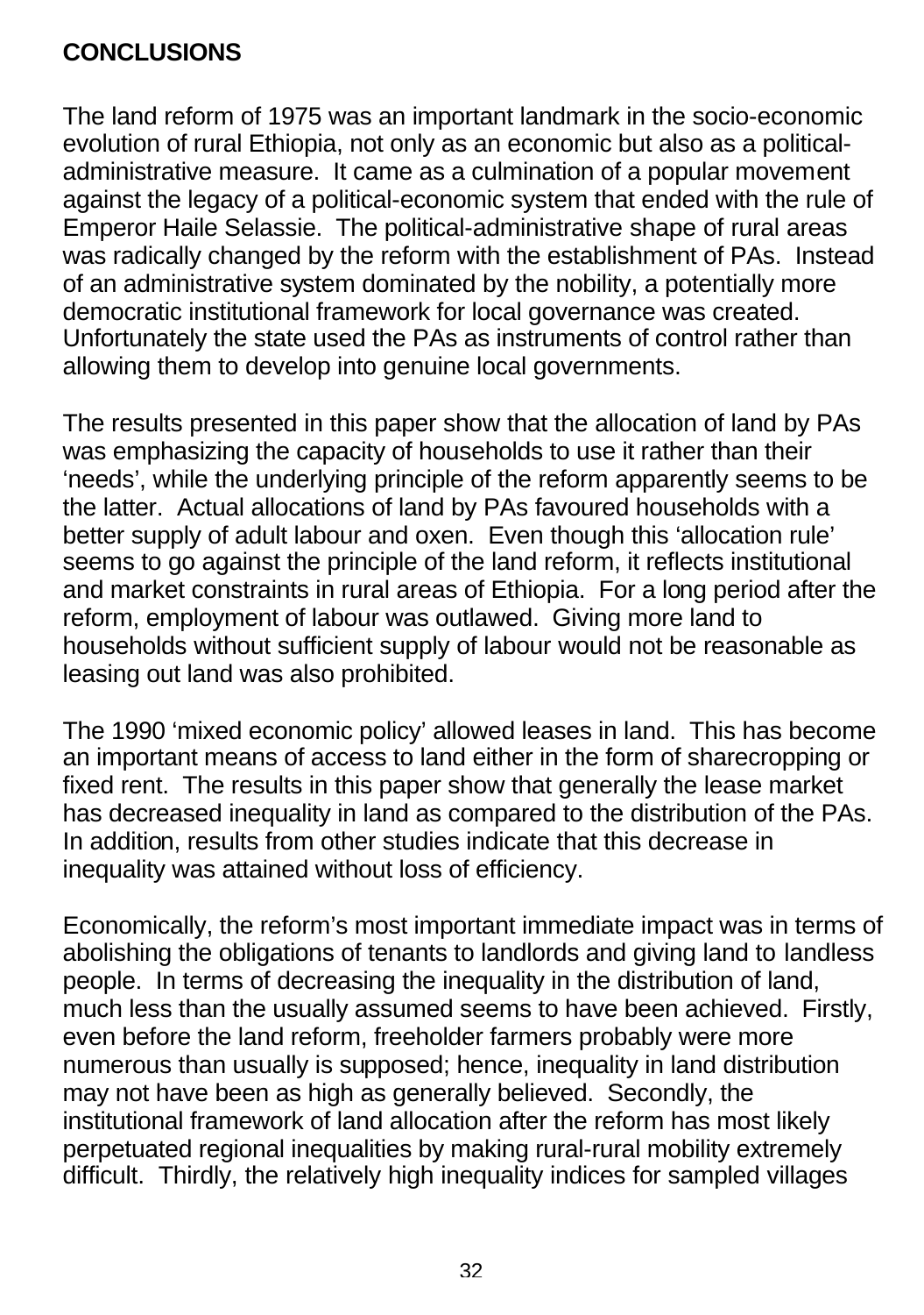## CONCLUSIONS

The land reform of 1975 was an important landmark in the socio-economic evolution of rural Ethiopia, not only as an economic but also as a political-administrative measure. It came as a culmination of a popular movement against the legacy of a political-economic system that ended with the rule of Emperor Haile Selassie. The political-administrative shape of rural areas was radically changed by the reform with the establishment of PAs. Instead of an administrative system dominated by the nobility, a potentially more democratic institutional framework for local governance was created. Unfortunately the state used the PAs as instruments of control rather than allowing them to develop into genuine local governments.

The results presented in this paper show that the allocation of land by PAs was emphasizing the capacity of households to use it rather than their 'needs', while the underlying principle of the reform apparently seems to be the latter. Actual allocations of land by PAs favoured households with a better supply of adult labour and oxen. Even though this 'allocation rule' seems to go against the principle of the land reform, it reflects institutional and market constraints in rural areas of Ethiopia. For a long period after the reform, employment of labour was outlawed. Giving more land to households without sufficient supply of labour would not be reasonable as leasing out land was also prohibited.

The 1990 'mixed economic policy' allowed leases in land. This has become an important means of access to land either in the form of sharecropping or fixed rent. The results in this paper show that generally the lease market has decreased inequality in land as compared to the distribution of the PAs. In addition, results from other studies indicate that this decrease in inequality was attained without loss of efficiency.

Economically, the reform's most important immediate impact was in terms of abolishing the obligations of tenants to landlords and giving land to landless people. In terms of decreasing the inequality in the distribution of land, much less than the usually assumed seems to have been achieved. Firstly, even before the land reform, freeholder farmers probably were more numerous than usually is supposed; hence, inequality in land distribution may not have been as high as generally believed. Secondly, the institutional framework of land allocation after the reform has most likely perpetuated regional inequalities by making rural-rural mobility extremely difficult. Thirdly, the relatively high inequality indices for sampled villages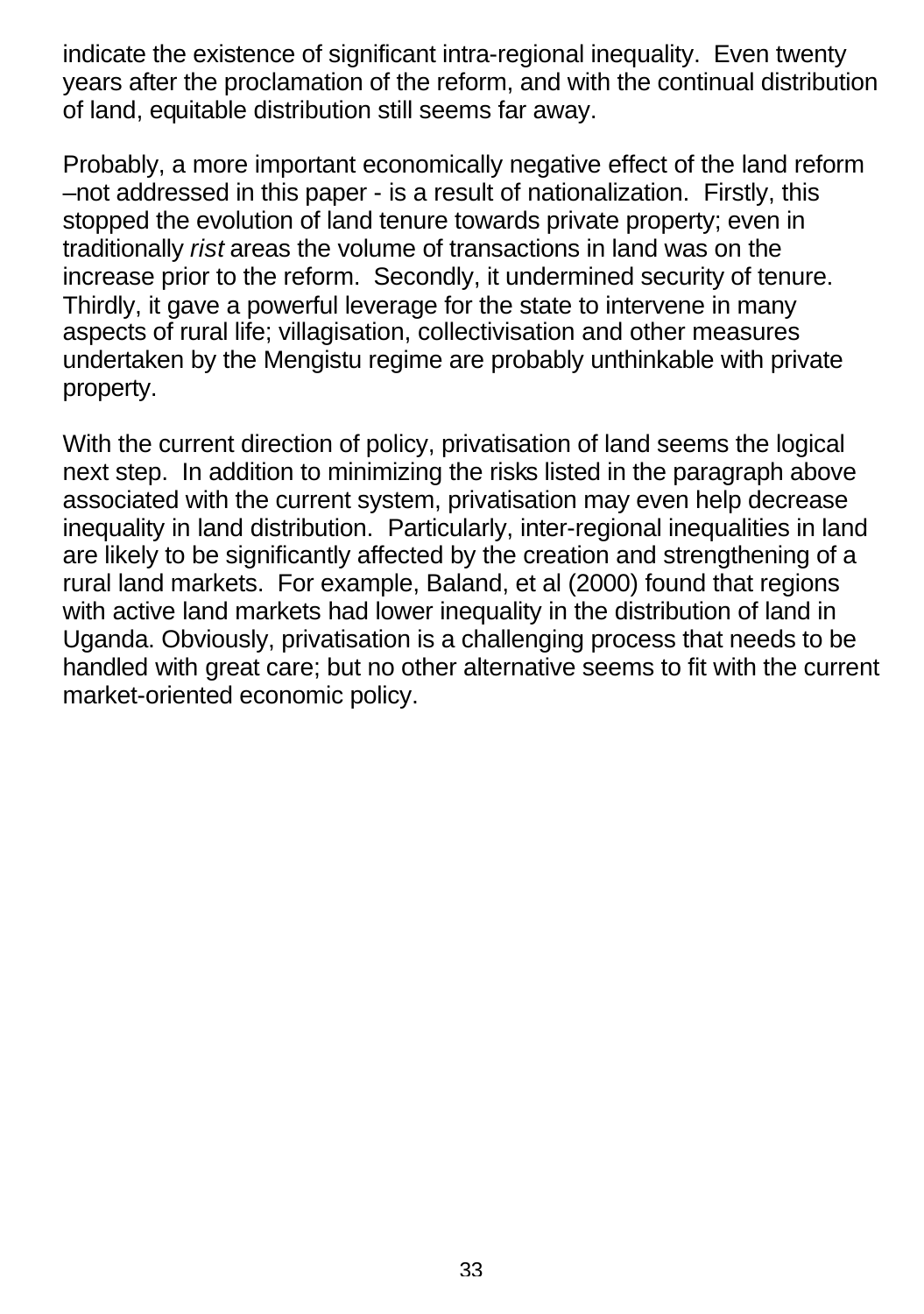indicate the existence of significant intra-regional inequality. Even twenty years after the proclamation of the reform, and with the continual distribution of land, equitable distribution still seems far away.

Probably, a more important economically negative effect of the land reform –not addressed in this paper - is a result of nationalization. Firstly, this stopped the evolution of land tenure towards private property; even in traditionally *rist* areas the volume of transactions in land was on the increase prior to the reform. Secondly, it undermined security of tenure. Thirdly, it gave a powerful leverage for the state to intervene in many aspects of rural life; villagisation, collectivisation and other measures undertaken by the Mengistu regime are probably unthinkable with private property.

With the current direction of policy, privatisation of land seems the logical next step. In addition to minimizing the risks listed in the paragraph above associated with the current system, privatisation may even help decrease inequality in land distribution. Particularly, inter-regional inequalities in land are likely to be significantly affected by the creation and strengthening of a rural land markets. For example, Baland, et al (2000) found that regions with active land markets had lower inequality in the distribution of land in Uganda. Obviously, privatisation is a challenging process that needs to be handled with great care; but no other alternative seems to fit with the current market-oriented economic policy.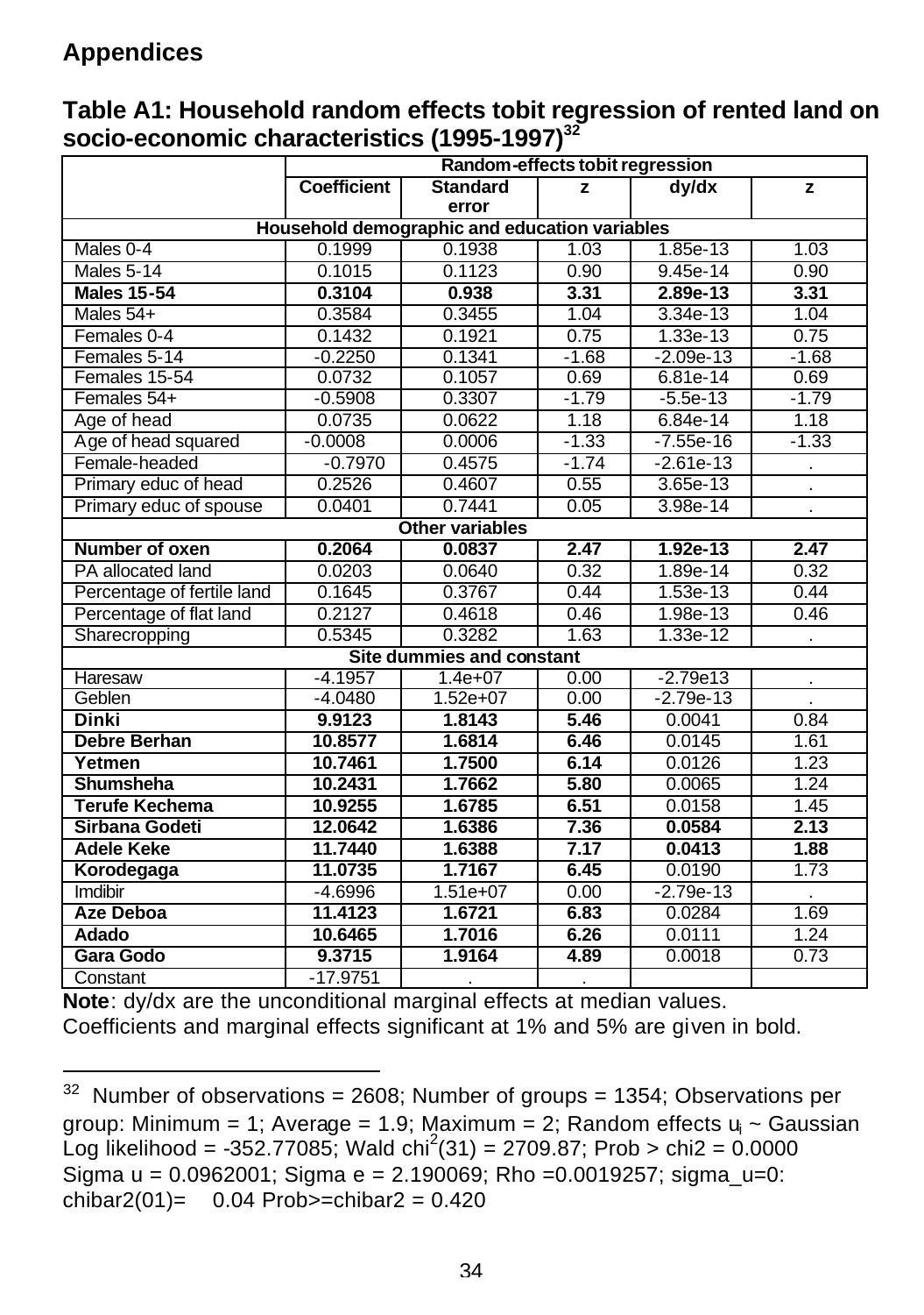## Appendices

### Table A1: Household random effects tobit regression of rented land on socio-economic characteristics (1995-1997)[32]

| | Random-effects tobit regression | | | | |
|---|---|---|---|---|---|
| | **Coefficient** | **Standard error** | **z** | **dy/dx** | **z** |
| **Household demographic and education variables** | | | | | |
| Males 0-4 | 0.1999 | 0.1938 | 1.03 | 1.85e-13 | 1.03 |
| Males 5-14 | 0.1015 | 0.1123 | 0.90 | 9.45e-14 | 0.90 |
| **Males 15-54** | **0.3104** | **0.938** | **3.31** | **2.89e-13** | **3.31** |
| Males 54+ | 0.3584 | 0.3455 | 1.04 | 3.34e-13 | 1.04 |
| Females 0-4 | 0.1432 | 0.1921 | 0.75 | 1.33e-13 | 0.75 |
| Females 5-14 | -0.2250 | 0.1341 | -1.68 | -2.09e-13 | -1.68 |
| Females 15-54 | 0.0732 | 0.1057 | 0.69 | 6.81e-14 | 0.69 |
| Females 54+ | -0.5908 | 0.3307 | -1.79 | -5.5e-13 | -1.79 |
| Age of head | 0.0735 | 0.0622 | 1.18 | 6.84e-14 | 1.18 |
| Age of head squared | -0.0008 | 0.0006 | -1.33 | -7.55e-16 | -1.33 |
| Female-headed | -0.7970 | 0.4575 | -1.74 | -2.61e-13 | . |
| Primary educ of head | 0.2526 | 0.4607 | 0.55 | 3.65e-13 | . |
| Primary educ of spouse | 0.0401 | 0.7441 | 0.05 | 3.98e-14 | . |
| **Other variables** | | | | | |
| **Number of oxen** | **0.2064** | **0.0837** | **2.47** | **1.92e-13** | **2.47** |
| PA allocated land | 0.0203 | 0.0640 | 0.32 | 1.89e-14 | 0.32 |
| Percentage of fertile land | 0.1645 | 0.3767 | 0.44 | 1.53e-13 | 0.44 |
| Percentage of flat land | 0.2127 | 0.4618 | 0.46 | 1.98e-13 | 0.46 |
| Sharecropping | 0.5345 | 0.3282 | 1.63 | 1.33e-12 | . |
| **Site dummies and constant** | | | | | |
| Haresaw | -4.1957 | 1.4e+07 | 0.00 | -2.79e13 | . |
| Geblen | -4.0480 | 1.52e+07 | 0.00 | -2.79e-13 | . |
| **Dinki** | **9.9123** | **1.8143** | **5.46** | 0.0041 | 0.84 |
| **Debre Berhan** | **10.8577** | **1.6814** | **6.46** | 0.0145 | 1.61 |
| **Yetmen** | **10.7461** | **1.7500** | **6.14** | 0.0126 | 1.23 |
| **Shumsheha** | **10.2431** | **1.7662** | **5.80** | 0.0065 | 1.24 |
| **Terufe Kechema** | **10.9255** | **1.6785** | **6.51** | 0.0158 | 1.45 |
| **Sirbana Godeti** | **12.0642** | **1.6386** | **7.36** | **0.0584** | **2.13** |
| **Adele Keke** | **11.7440** | **1.6388** | **7.17** | **0.0413** | **1.88** |
| **Korodegaga** | **11.0735** | **1.7167** | **6.45** | 0.0190 | 1.73 |
| Imdibir | -4.6996 | 1.51e+07 | 0.00 | -2.79e-13 | . |
| **Aze Deboa** | **11.4123** | **1.6721** | **6.83** | 0.0284 | 1.69 |
| **Adado** | **10.6465** | **1.7016** | **6.26** | 0.0111 | 1.24 |
| **Gara Godo** | **9.3715** | **1.9164** | **4.89** | 0.0018 | 0.73 |
| Constant | -17.9751 | . | . | | |

**Note**: dy/dx are the unconditional marginal effects at median values.
Coefficients and marginal effects significant at 1% and 5% are given in bold.

[32] Number of observations = 2608; Number of groups = 1354; Observations per group: Minimum = 1; Average = 1.9; Maximum = 2; Random effects $u_i$ ~ Gaussian Log likelihood = -352.77085; Wald $chi^2(31)$ = 2709.87; Prob > chi2 = 0.0000 Sigma u = 0.0962001; Sigma e = 2.190069; Rho =0.0019257; sigma_u=0: chibar2(01)= 0.04 Prob>=chibar2 = 0.420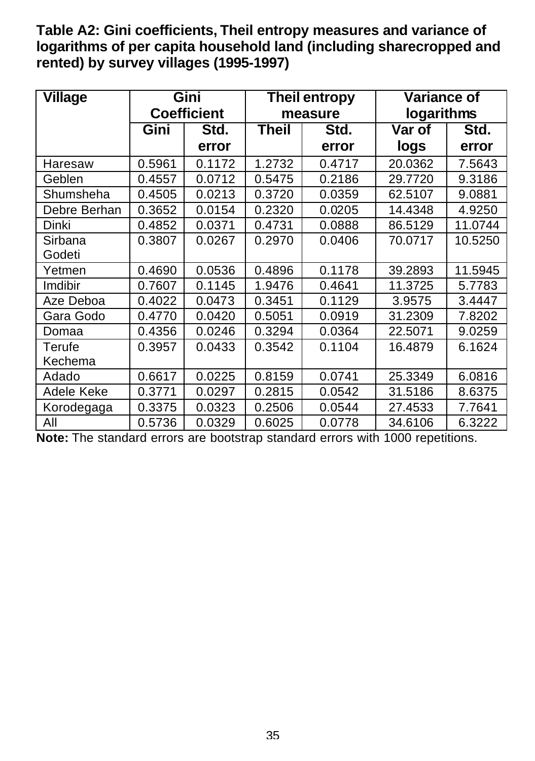**Table A2: Gini coefficients, Theil entropy measures and variance of logarithms of per capita household land (including sharecropped and rented) by survey villages (1995-1997)**

| Village | Gini Coefficient | | Theil entropy measure | | Variance of logarithms | |
|---|---|---|---|---|---|---|
| | Gini | Std. error | Theil | Std. error | Var of logs | Std. error |
| Haresaw | 0.5961 | 0.1172 | 1.2732 | 0.4717 | 20.0362 | 7.5643 |
| Geblen | 0.4557 | 0.0712 | 0.5475 | 0.2186 | 29.7720 | 9.3186 |
| Shumsheha | 0.4505 | 0.0213 | 0.3720 | 0.0359 | 62.5107 | 9.0881 |
| Debre Berhan | 0.3652 | 0.0154 | 0.2320 | 0.0205 | 14.4348 | 4.9250 |
| Dinki | 0.4852 | 0.0371 | 0.4731 | 0.0888 | 86.5129 | 11.0744 |
| Sirbana Godeti | 0.3807 | 0.0267 | 0.2970 | 0.0406 | 70.0717 | 10.5250 |
| Yetmen | 0.4690 | 0.0536 | 0.4896 | 0.1178 | 39.2893 | 11.5945 |
| Imdibir | 0.7607 | 0.1145 | 1.9476 | 0.4641 | 11.3725 | 5.7783 |
| Aze Deboa | 0.4022 | 0.0473 | 0.3451 | 0.1129 | 3.9575 | 3.4447 |
| Gara Godo | 0.4770 | 0.0420 | 0.5051 | 0.0919 | 31.2309 | 7.8202 |
| Domaa | 0.4356 | 0.0246 | 0.3294 | 0.0364 | 22.5071 | 9.0259 |
| Terufe Kechema | 0.3957 | 0.0433 | 0.3542 | 0.1104 | 16.4879 | 6.1624 |
| Adado | 0.6617 | 0.0225 | 0.8159 | 0.0741 | 25.3349 | 6.0816 |
| Adele Keke | 0.3771 | 0.0297 | 0.2815 | 0.0542 | 31.5186 | 8.6375 |
| Korodegaga | 0.3375 | 0.0323 | 0.2506 | 0.0544 | 27.4533 | 7.7641 |
| All | 0.5736 | 0.0329 | 0.6025 | 0.0778 | 34.6106 | 6.3222 |

**Note:** The standard errors are bootstrap standard errors with 1000 repetitions.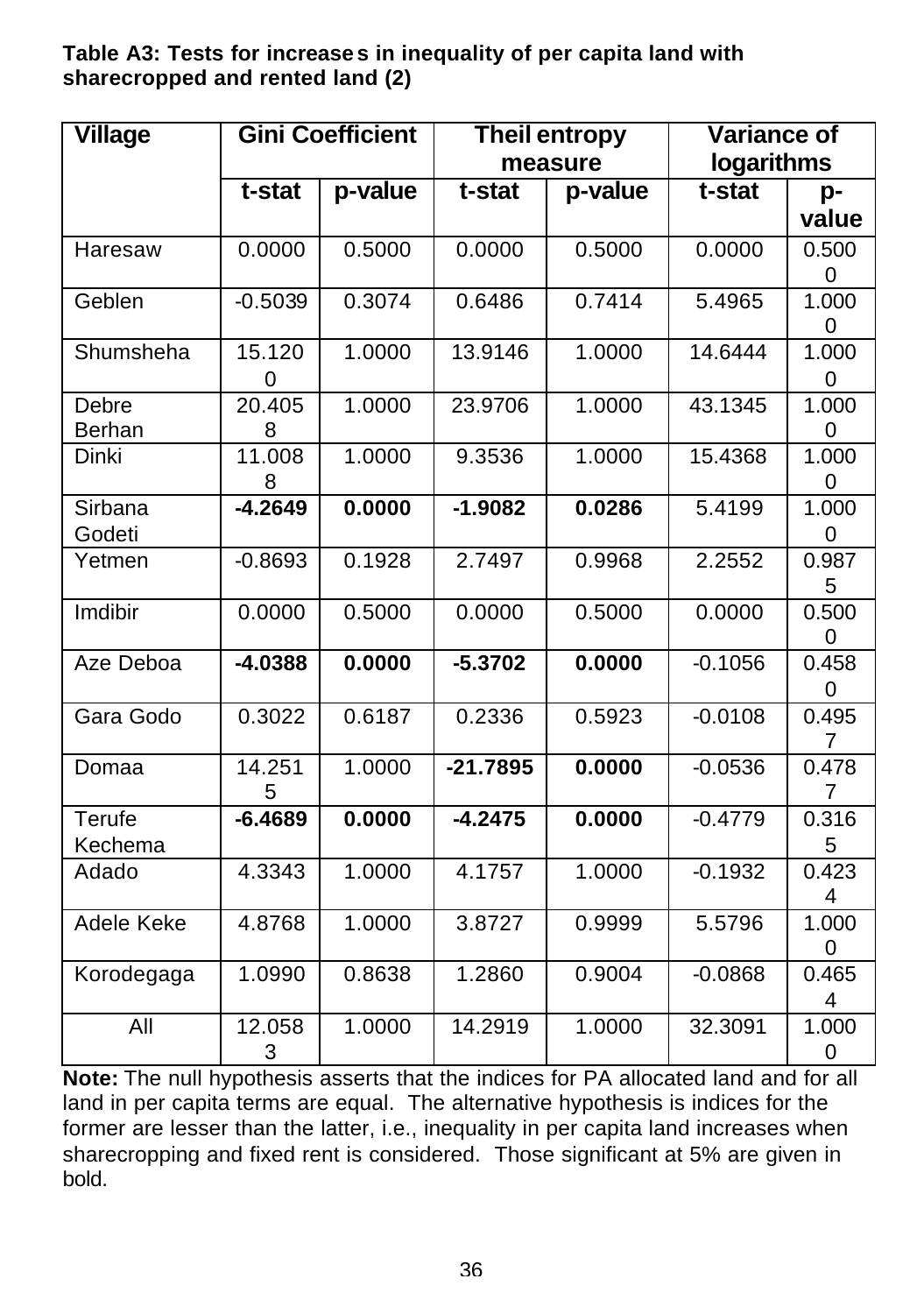**Table A3: Tests for increases in inequality of per capita land with sharecropped and rented land (2)**

| Village | Gini Coefficient | | Theil entropy measure | | Variance of logarithms | |
|---|---|---|---|---|---|---|
| | t-stat | p-value | t-stat | p-value | t-stat | p-value |
| Haresaw | 0.0000 | 0.5000 | 0.0000 | 0.5000 | 0.0000 | 0.5000 |
| Geblen | -0.5039 | 0.3074 | 0.6486 | 0.7414 | 5.4965 | 1.0000 |
| Shumsheha | 15.1200 | 1.0000 | 13.9146 | 1.0000 | 14.6444 | 1.0000 |
| Debre Berhan | 20.4058 | 1.0000 | 23.9706 | 1.0000 | 43.1345 | 1.0000 |
| Dinki | 11.0088 | 1.0000 | 9.3536 | 1.0000 | 15.4368 | 1.0000 |
| Sirbana Godeti | **-4.2649** | **0.0000** | **-1.9082** | **0.0286** | 5.4199 | 1.0000 |
| Yetmen | -0.8693 | 0.1928 | 2.7497 | 0.9968 | 2.2552 | 0.9875 |
| Imdibir | 0.0000 | 0.5000 | 0.0000 | 0.5000 | 0.0000 | 0.5000 |
| Aze Deboa | **-4.0388** | **0.0000** | **-5.3702** | **0.0000** | -0.1056 | 0.4580 |
| Gara Godo | 0.3022 | 0.6187 | 0.2336 | 0.5923 | -0.0108 | 0.4957 |
| Domaa | 14.2515 | 1.0000 | **-21.7895** | **0.0000** | -0.0536 | 0.4787 |
| Terufe Kechema | **-6.4689** | **0.0000** | **-4.2475** | **0.0000** | -0.4779 | 0.3165 |
| Adado | 4.3343 | 1.0000 | 4.1757 | 1.0000 | -0.1932 | 0.4234 |
| Adele Keke | 4.8768 | 1.0000 | 3.8727 | 0.9999 | 5.5796 | 1.0000 |
| Korodegaga | 1.0990 | 0.8638 | 1.2860 | 0.9004 | -0.0868 | 0.4654 |
| All | 12.0583 | 1.0000 | 14.2919 | 1.0000 | 32.3091 | 1.0000 |

**Note:** The null hypothesis asserts that the indices for PA allocated land and for all land in per capita terms are equal. The alternative hypothesis is indices for the former are lesser than the latter, i.e., inequality in per capita land increases when sharecropping and fixed rent is considered. Those significant at 5% are given in bold.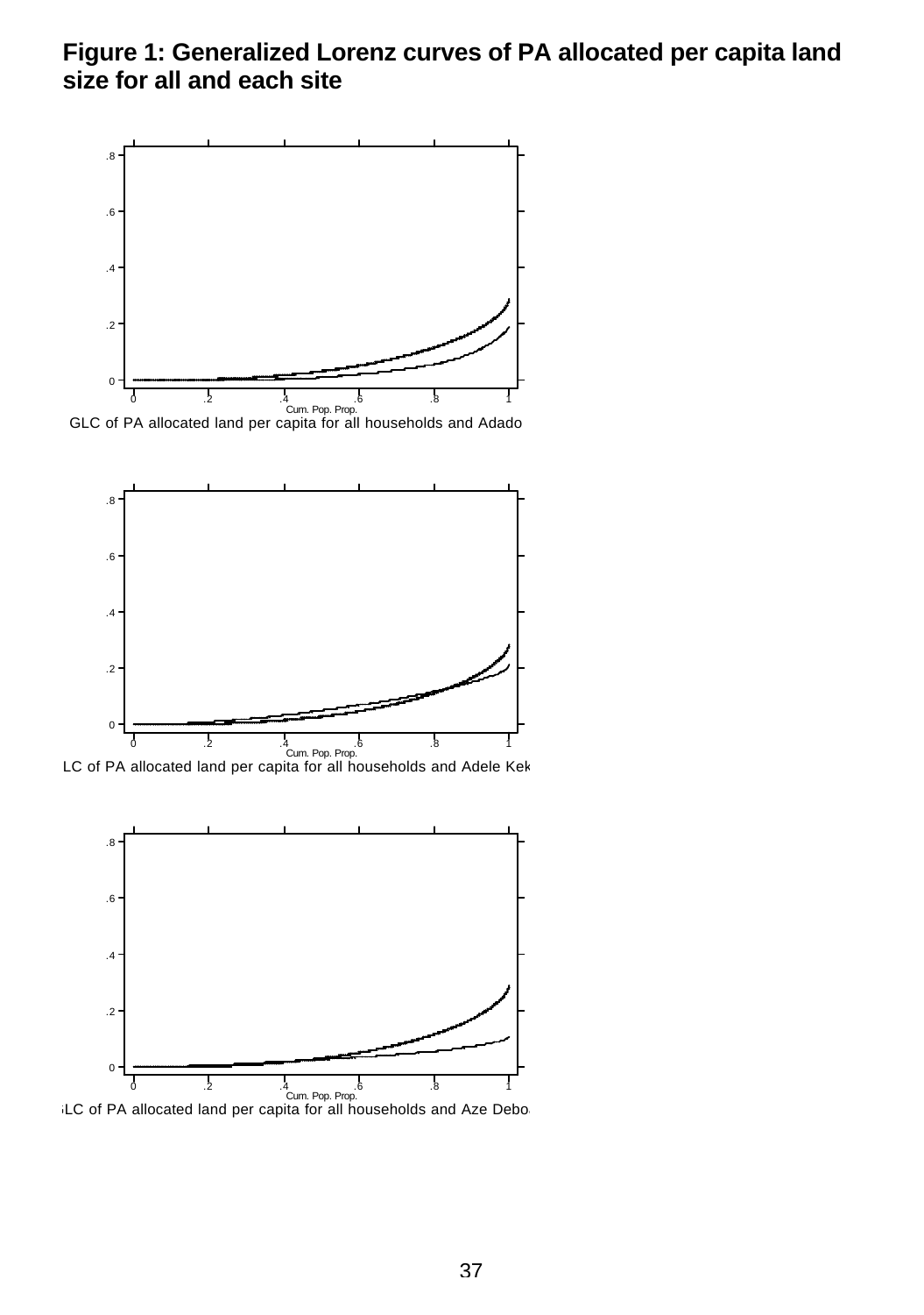**Figure 1: Generalized Lorenz curves of PA allocated per capita land size for all and each site**

GLC of PA allocated land per capita for all households and Adado

LC of PA allocated land per capita for all households and Adele Kek

LC of PA allocated land per capita for all households and Aze Debo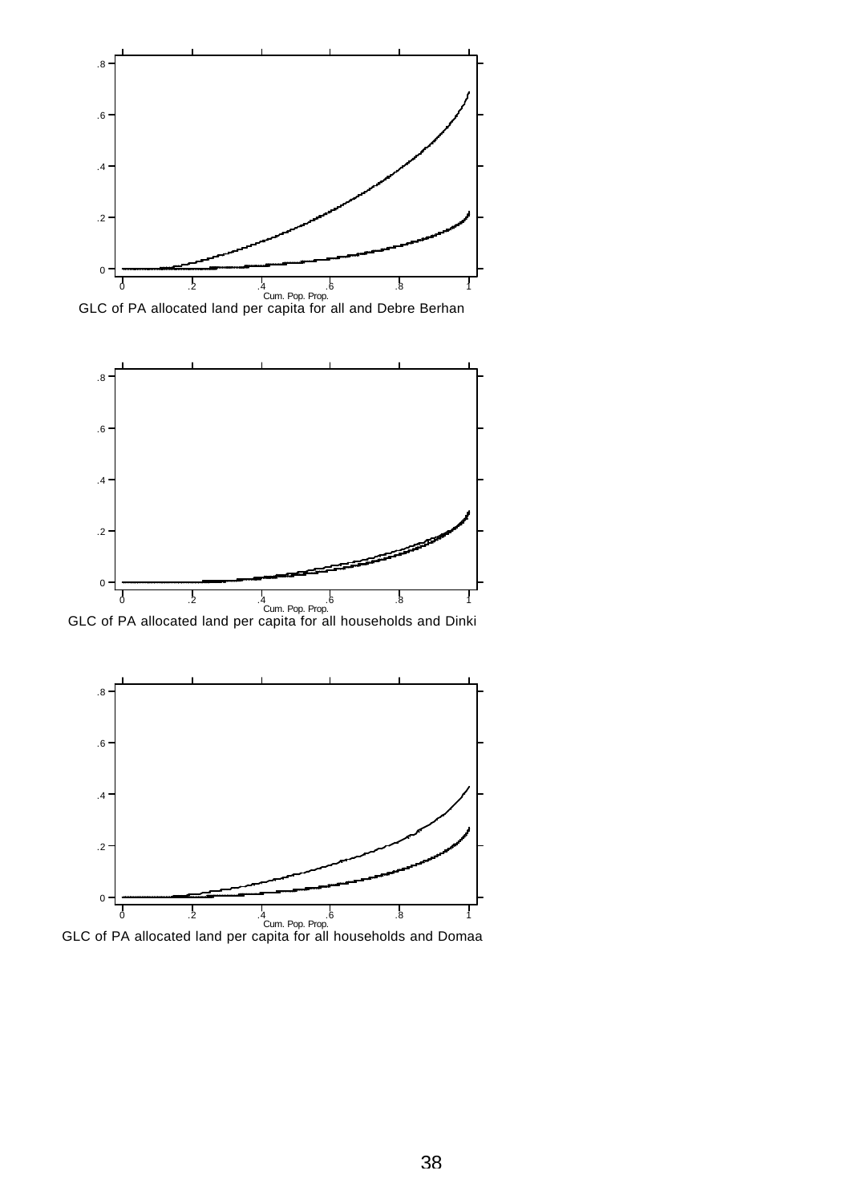GLC of PA allocated land per capita for all and Debre Berhan

GLC of PA allocated land per capita for all households and Dinki

GLC of PA allocated land per capita for all households and Domaa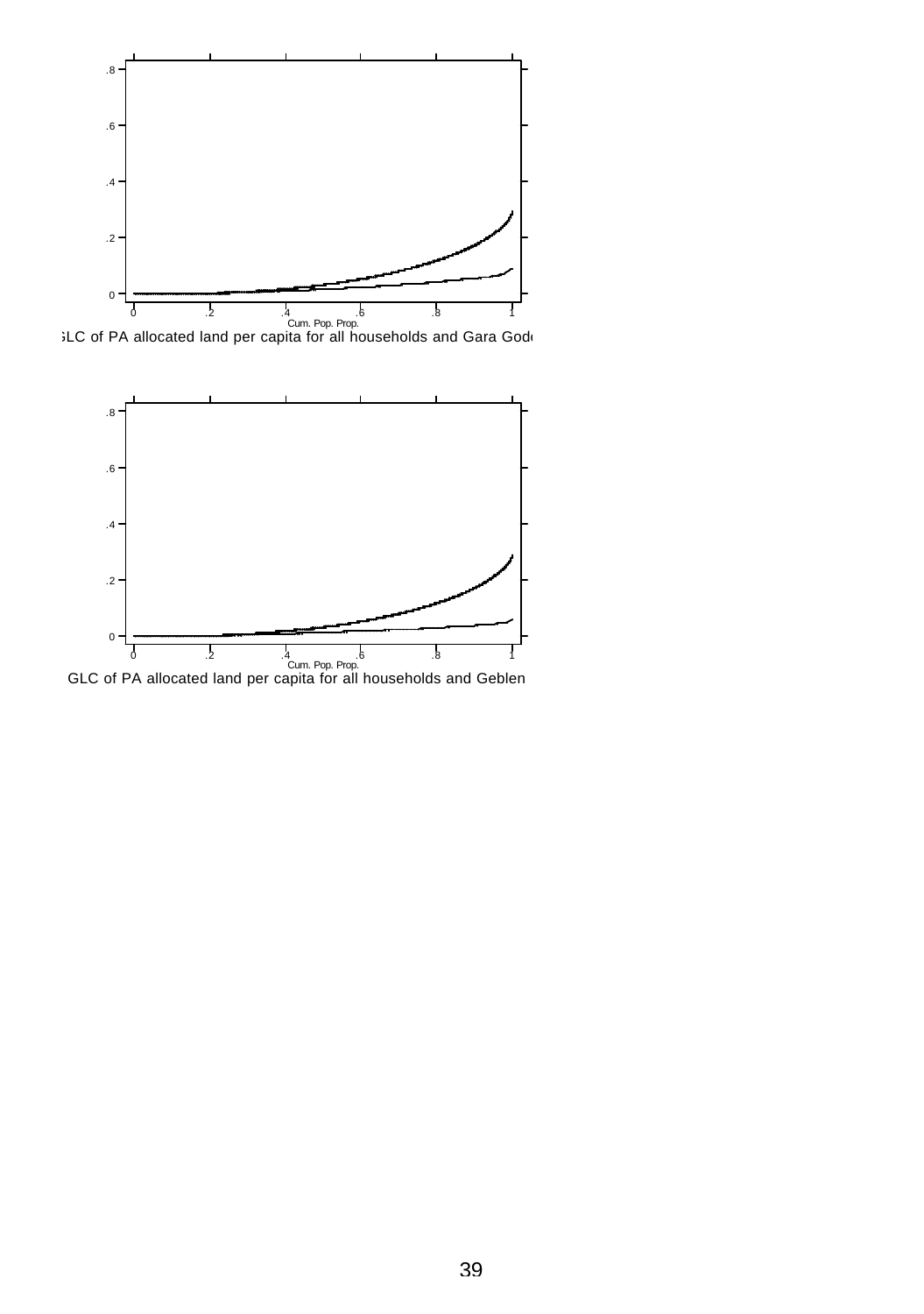GLC of PA allocated land per capita for all households and Gara Godo

GLC of PA allocated land per capita for all households and Geblen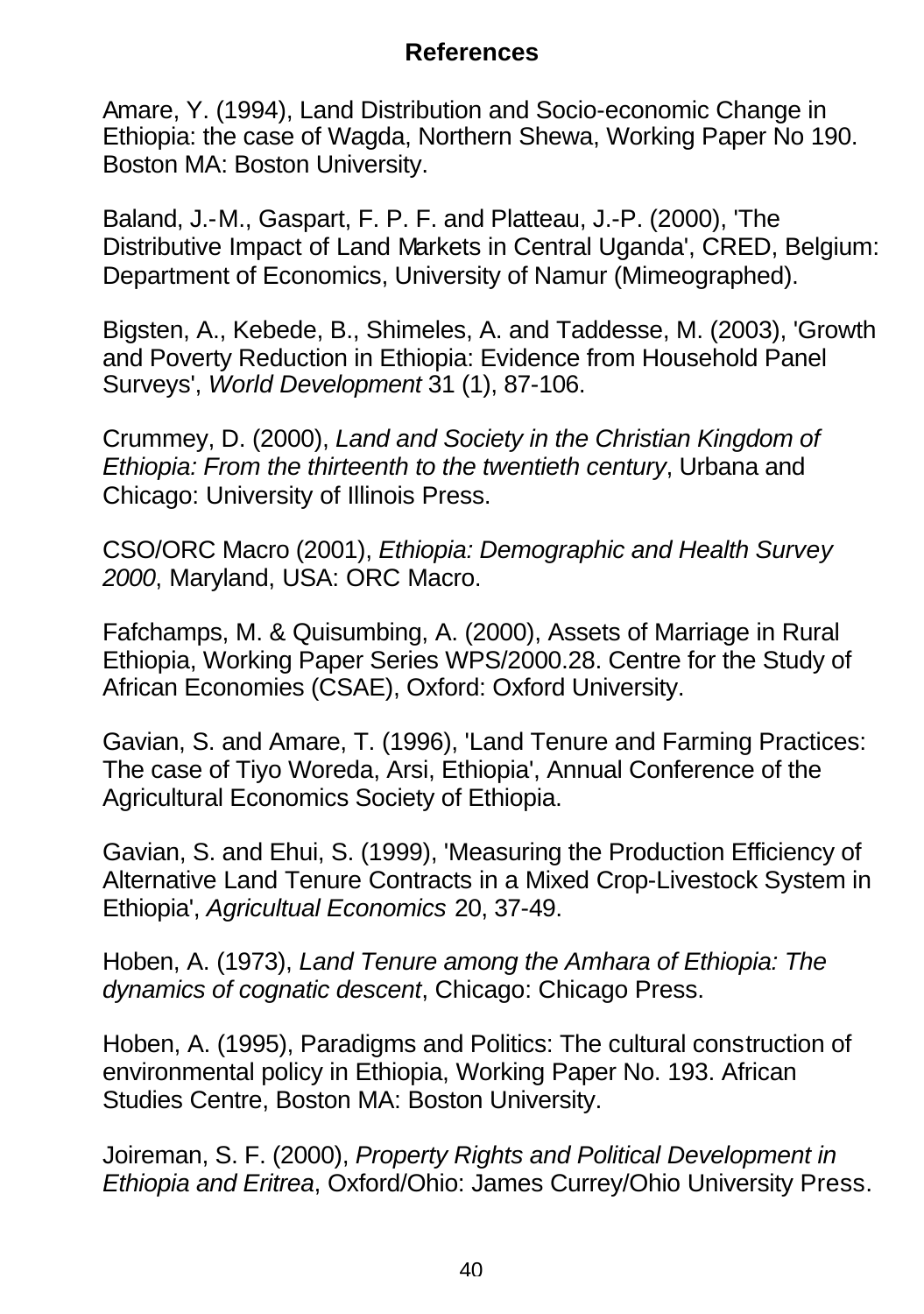## References

Amare, Y. (1994), Land Distribution and Socio-economic Change in Ethiopia: the case of Wagda, Northern Shewa, Working Paper No 190. Boston MA: Boston University.

Baland, J.-M., Gaspart, F. P. F. and Platteau, J.-P. (2000), 'The Distributive Impact of Land Markets in Central Uganda', CRED, Belgium: Department of Economics, University of Namur (Mimeographed).

Bigsten, A., Kebede, B., Shimeles, A. and Taddesse, M. (2003), 'Growth and Poverty Reduction in Ethiopia: Evidence from Household Panel Surveys', *World Development* 31 (1), 87-106.

Crummey, D. (2000), *Land and Society in the Christian Kingdom of Ethiopia: From the thirteenth to the twentieth century*, Urbana and Chicago: University of Illinois Press.

CSO/ORC Macro (2001), *Ethiopia: Demographic and Health Survey 2000*, Maryland, USA: ORC Macro.

Fafchamps, M. & Quisumbing, A. (2000), Assets of Marriage in Rural Ethiopia, Working Paper Series WPS/2000.28. Centre for the Study of African Economies (CSAE), Oxford: Oxford University.

Gavian, S. and Amare, T. (1996), 'Land Tenure and Farming Practices: The case of Tiyo Woreda, Arsi, Ethiopia', Annual Conference of the Agricultural Economics Society of Ethiopia.

Gavian, S. and Ehui, S. (1999), 'Measuring the Production Efficiency of Alternative Land Tenure Contracts in a Mixed Crop-Livestock System in Ethiopia', *Agricultual Economics* 20, 37-49.

Hoben, A. (1973), *Land Tenure among the Amhara of Ethiopia: The dynamics of cognatic descent*, Chicago: Chicago Press.

Hoben, A. (1995), Paradigms and Politics: The cultural construction of environmental policy in Ethiopia, Working Paper No. 193. African Studies Centre, Boston MA: Boston University.

Joireman, S. F. (2000), *Property Rights and Political Development in Ethiopia and Eritrea*, Oxford/Ohio: James Currey/Ohio University Press.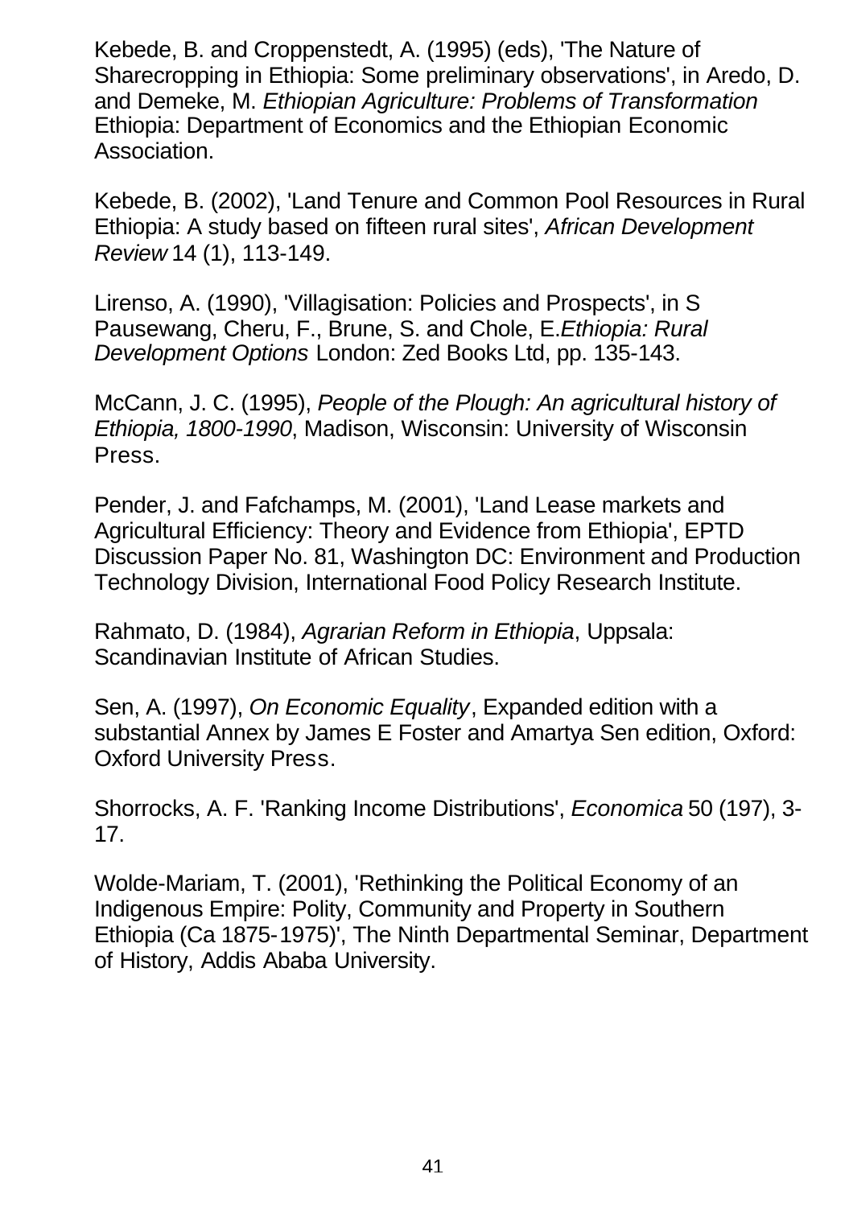Kebede, B. and Croppenstedt, A. (1995) (eds), 'The Nature of Sharecropping in Ethiopia: Some preliminary observations', in Aredo, D. and Demeke, M. *Ethiopian Agriculture: Problems of Transformation* Ethiopia: Department of Economics and the Ethiopian Economic Association.

Kebede, B. (2002), 'Land Tenure and Common Pool Resources in Rural Ethiopia: A study based on fifteen rural sites', *African Development Review* 14 (1), 113-149.

Lirenso, A. (1990), 'Villagisation: Policies and Prospects', in S Pausewang, Cheru, F., Brune, S. and Chole, E.*Ethiopia: Rural Development Options* London: Zed Books Ltd, pp. 135-143.

McCann, J. C. (1995), *People of the Plough: An agricultural history of Ethiopia, 1800-1990*, Madison, Wisconsin: University of Wisconsin Press.

Pender, J. and Fafchamps, M. (2001), 'Land Lease markets and Agricultural Efficiency: Theory and Evidence from Ethiopia', EPTD Discussion Paper No. 81, Washington DC: Environment and Production Technology Division, International Food Policy Research Institute.

Rahmato, D. (1984), *Agrarian Reform in Ethiopia*, Uppsala: Scandinavian Institute of African Studies.

Sen, A. (1997), *On Economic Equality*, Expanded edition with a substantial Annex by James E Foster and Amartya Sen edition, Oxford: Oxford University Press.

Shorrocks, A. F. 'Ranking Income Distributions', *Economica* 50 (197), 3-17.

Wolde-Mariam, T. (2001), 'Rethinking the Political Economy of an Indigenous Empire: Polity, Community and Property in Southern Ethiopia (Ca 1875-1975)', The Ninth Departmental Seminar, Department of History, Addis Ababa University.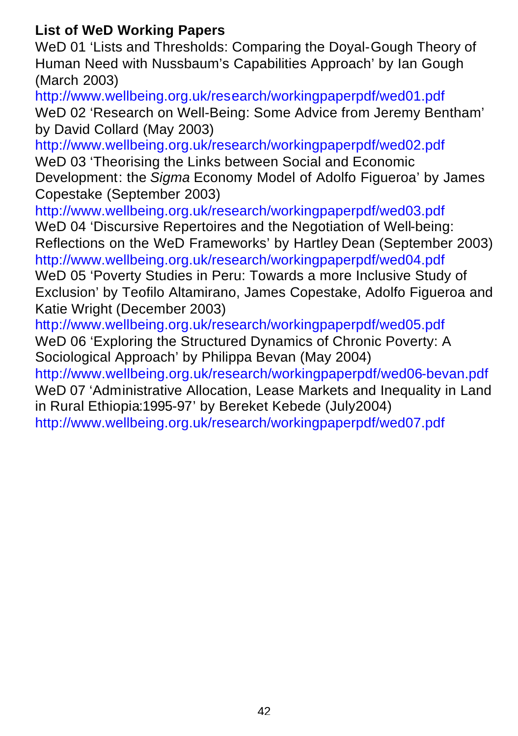**List of WeD Working Papers**

WeD 01 'Lists and Thresholds: Comparing the Doyal-Gough Theory of Human Need with Nussbaum's Capabilities Approach' by Ian Gough (March 2003)
http://www.wellbeing.org.uk/research/workingpaperpdf/wed01.pdf

WeD 02 'Research on Well-Being: Some Advice from Jeremy Bentham' by David Collard (May 2003)
http://www.wellbeing.org.uk/research/workingpaperpdf/wed02.pdf

WeD 03 'Theorising the Links between Social and Economic Development: the *Sigma* Economy Model of Adolfo Figueroa' by James Copestake (September 2003)
http://www.wellbeing.org.uk/research/workingpaperpdf/wed03.pdf

WeD 04 'Discursive Repertoires and the Negotiation of Well-being: Reflections on the WeD Frameworks' by Hartley Dean (September 2003)
http://www.wellbeing.org.uk/research/workingpaperpdf/wed04.pdf

WeD 05 'Poverty Studies in Peru: Towards a more Inclusive Study of Exclusion' by Teofilo Altamirano, James Copestake, Adolfo Figueroa and Katie Wright (December 2003)
http://www.wellbeing.org.uk/research/workingpaperpdf/wed05.pdf

WeD 06 'Exploring the Structured Dynamics of Chronic Poverty: A Sociological Approach' by Philippa Bevan (May 2004)
http://www.wellbeing.org.uk/research/workingpaperpdf/wed06-bevan.pdf

WeD 07 'Administrative Allocation, Lease Markets and Inequality in Land in Rural Ethiopia:1995-97' by Bereket Kebede (July2004)
http://www.wellbeing.org.uk/research/workingpaperpdf/wed07.pdf